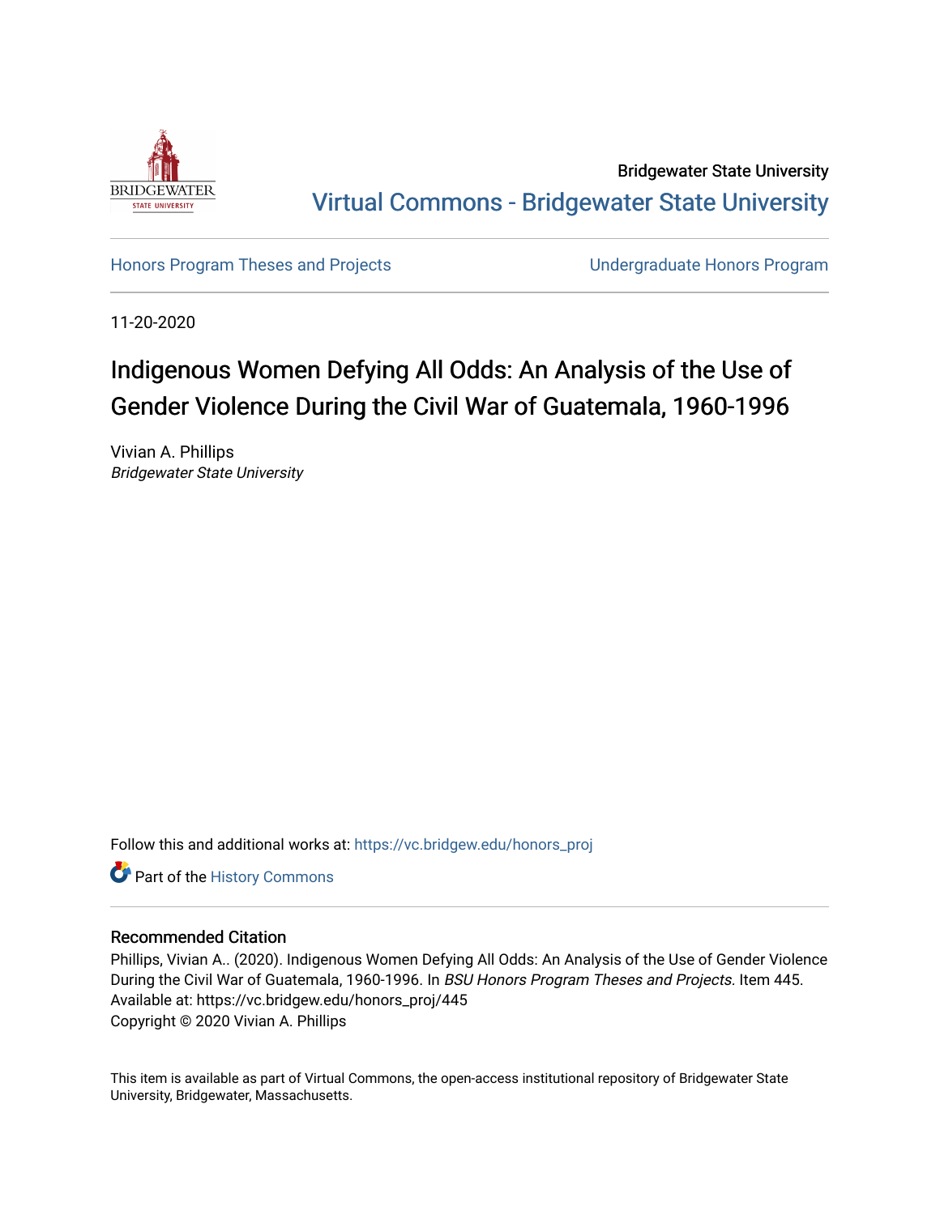Bridgewater State University

Virtual Commons - Bridgewater State University

Honors Program Theses and Projects

Undergraduate Honors Program

11-20-2020

# Indigenous Women Defying All Odds: An Analysis of the Use of Gender Violence During the Civil War of Guatemala, 1960-1996

Vivian A. Phillips
*Bridgewater State University*

Follow this and additional works at: https://vc.bridgew.edu/honors_proj

Part of the History Commons

## Recommended Citation

Phillips, Vivian A.. (2020). Indigenous Women Defying All Odds: An Analysis of the Use of Gender Violence During the Civil War of Guatemala, 1960-1996. In *BSU Honors Program Theses and Projects*. Item 445. Available at: https://vc.bridgew.edu/honors_proj/445
Copyright © 2020 Vivian A. Phillips

This item is available as part of Virtual Commons, the open-access institutional repository of Bridgewater State University, Bridgewater, Massachusetts.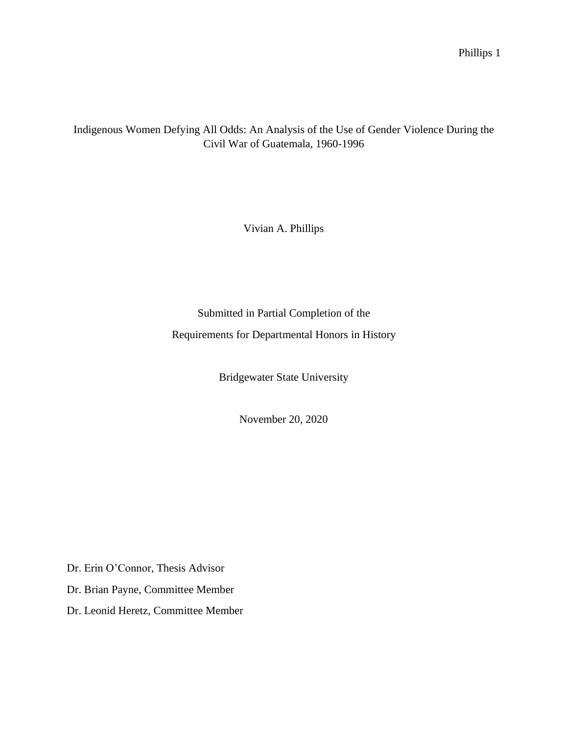# Indigenous Women Defying All Odds: An Analysis of the Use of Gender Violence During the Civil War of Guatemala, 1960-1996

Vivian A. Phillips

Submitted in Partial Completion of the

Requirements for Departmental Honors in History

Bridgewater State University

November 20, 2020

Dr. Erin O'Connor, Thesis Advisor

Dr. Brian Payne, Committee Member

Dr. Leonid Heretz, Committee Member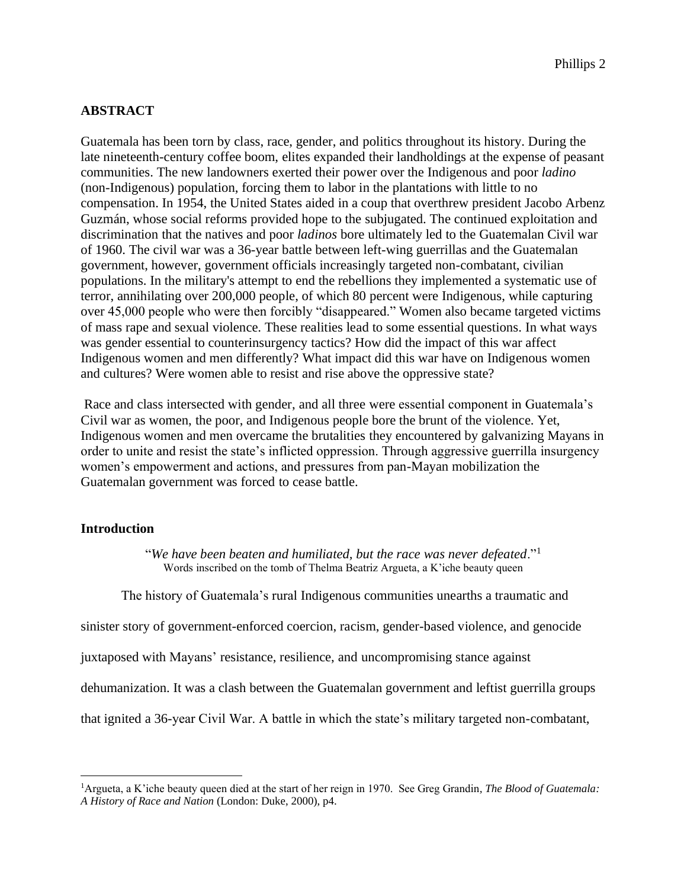## ABSTRACT

Guatemala has been torn by class, race, gender, and politics throughout its history. During the late nineteenth-century coffee boom, elites expanded their landholdings at the expense of peasant communities. The new landowners exerted their power over the Indigenous and poor *ladino* (non-Indigenous) population, forcing them to labor in the plantations with little to no compensation. In 1954, the United States aided in a coup that overthrew president Jacobo Arbenz Guzmán, whose social reforms provided hope to the subjugated. The continued exploitation and discrimination that the natives and poor *ladinos* bore ultimately led to the Guatemalan Civil war of 1960. The civil war was a 36-year battle between left-wing guerrillas and the Guatemalan government, however, government officials increasingly targeted non-combatant, civilian populations. In the military's attempt to end the rebellions they implemented a systematic use of terror, annihilating over 200,000 people, of which 80 percent were Indigenous, while capturing over 45,000 people who were then forcibly "disappeared." Women also became targeted victims of mass rape and sexual violence. These realities lead to some essential questions. In what ways was gender essential to counterinsurgency tactics? How did the impact of this war affect Indigenous women and men differently? What impact did this war have on Indigenous women and cultures? Were women able to resist and rise above the oppressive state?

Race and class intersected with gender, and all three were essential component in Guatemala's Civil war as women, the poor, and Indigenous people bore the brunt of the violence. Yet, Indigenous women and men overcame the brutalities they encountered by galvanizing Mayans in order to unite and resist the state's inflicted oppression. Through aggressive guerrilla insurgency women's empowerment and actions, and pressures from pan-Mayan mobilization the Guatemalan government was forced to cease battle.

## Introduction

"*We have been beaten and humiliated, but the race was never defeated*."[1]
Words inscribed on the tomb of Thelma Beatriz Argueta, a K'iche beauty queen

The history of Guatemala's rural Indigenous communities unearths a traumatic and sinister story of government-enforced coercion, racism, gender-based violence, and genocide juxtaposed with Mayans' resistance, resilience, and uncompromising stance against dehumanization. It was a clash between the Guatemalan government and leftist guerrilla groups that ignited a 36-year Civil War. A battle in which the state's military targeted non-combatant,

[1]Argueta, a K'iche beauty queen died at the start of her reign in 1970. See Greg Grandin, *The Blood of Guatemala: A History of Race and Nation* (London: Duke, 2000), p4.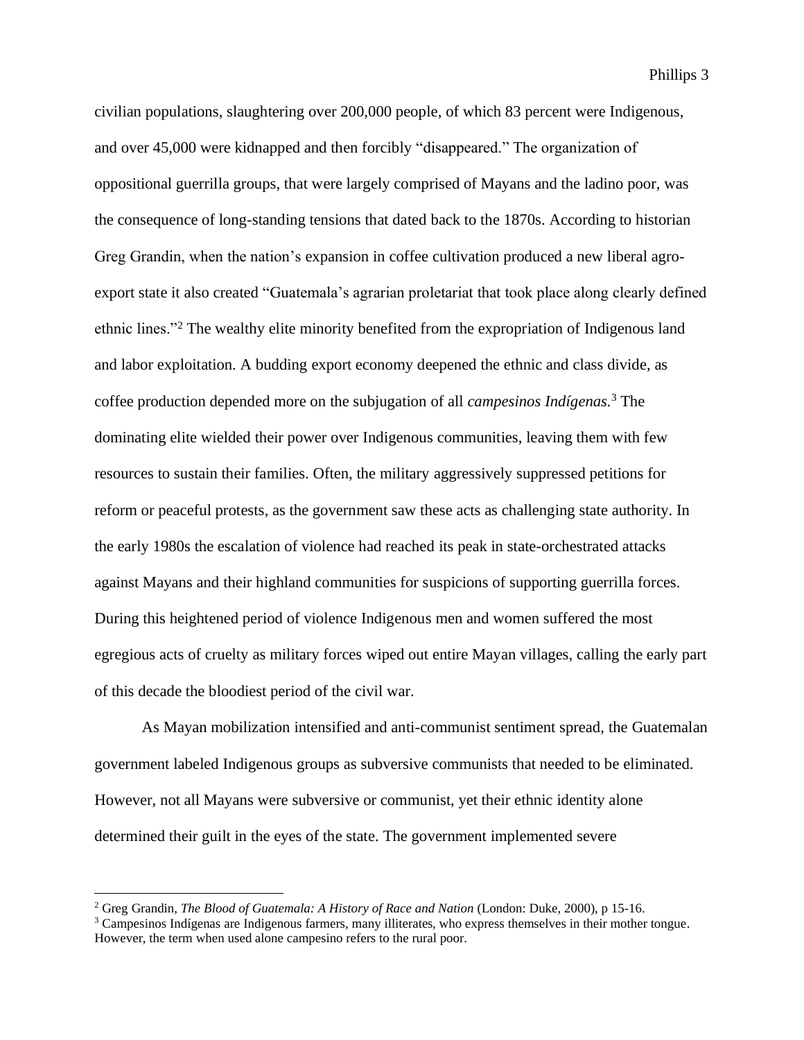civilian populations, slaughtering over 200,000 people, of which 83 percent were Indigenous, and over 45,000 were kidnapped and then forcibly "disappeared." The organization of oppositional guerrilla groups, that were largely comprised of Mayans and the ladino poor, was the consequence of long-standing tensions that dated back to the 1870s. According to historian Greg Grandin, when the nation's expansion in coffee cultivation produced a new liberal agro-export state it also created "Guatemala's agrarian proletariat that took place along clearly defined ethnic lines."[2] The wealthy elite minority benefited from the expropriation of Indigenous land and labor exploitation. A budding export economy deepened the ethnic and class divide, as coffee production depended more on the subjugation of all *campesinos Indígenas.*[3] The dominating elite wielded their power over Indigenous communities, leaving them with few resources to sustain their families. Often, the military aggressively suppressed petitions for reform or peaceful protests, as the government saw these acts as challenging state authority. In the early 1980s the escalation of violence had reached its peak in state-orchestrated attacks against Mayans and their highland communities for suspicions of supporting guerrilla forces. During this heightened period of violence Indigenous men and women suffered the most egregious acts of cruelty as military forces wiped out entire Mayan villages, calling the early part of this decade the bloodiest period of the civil war.

As Mayan mobilization intensified and anti-communist sentiment spread, the Guatemalan government labeled Indigenous groups as subversive communists that needed to be eliminated. However, not all Mayans were subversive or communist, yet their ethnic identity alone determined their guilt in the eyes of the state. The government implemented severe

---

[2] Greg Grandin, *The Blood of Guatemala: A History of Race and Nation* (London: Duke, 2000), p 15-16.

[3] Campesinos Indígenas are Indigenous farmers, many illiterates, who express themselves in their mother tongue. However, the term when used alone campesino refers to the rural poor.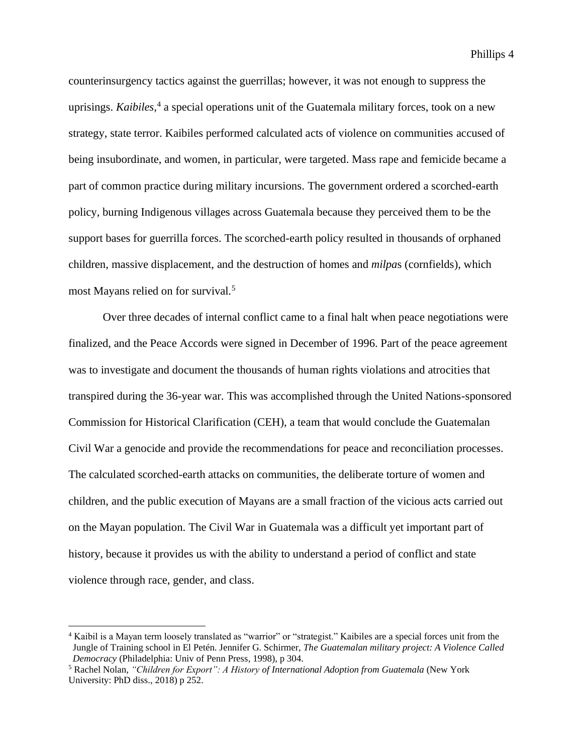counterinsurgency tactics against the guerrillas; however, it was not enough to suppress the uprisings. *Kaibiles*,[4] a special operations unit of the Guatemala military forces, took on a new strategy, state terror. Kaibiles performed calculated acts of violence on communities accused of being insubordinate, and women, in particular, were targeted. Mass rape and femicide became a part of common practice during military incursions. The government ordered a scorched-earth policy, burning Indigenous villages across Guatemala because they perceived them to be the support bases for guerrilla forces. The scorched-earth policy resulted in thousands of orphaned children, massive displacement, and the destruction of homes and *milpa*s (cornfields), which most Mayans relied on for survival.[5]

Over three decades of internal conflict came to a final halt when peace negotiations were finalized, and the Peace Accords were signed in December of 1996. Part of the peace agreement was to investigate and document the thousands of human rights violations and atrocities that transpired during the 36-year war. This was accomplished through the United Nations-sponsored Commission for Historical Clarification (CEH), a team that would conclude the Guatemalan Civil War a genocide and provide the recommendations for peace and reconciliation processes. The calculated scorched-earth attacks on communities, the deliberate torture of women and children, and the public execution of Mayans are a small fraction of the vicious acts carried out on the Mayan population. The Civil War in Guatemala was a difficult yet important part of history, because it provides us with the ability to understand a period of conflict and state violence through race, gender, and class.

---

[4] Kaibil is a Mayan term loosely translated as "warrior" or "strategist." Kaibiles are a special forces unit from the Jungle of Training school in El Petén. Jennifer G. Schirmer, *The Guatemalan military project: A Violence Called Democracy* (Philadelphia: Univ of Penn Press, 1998), p 304.

[5] Rachel Nolan, *"Children for Export": A History of International Adoption from Guatemala* (New York University: PhD diss., 2018) p 252.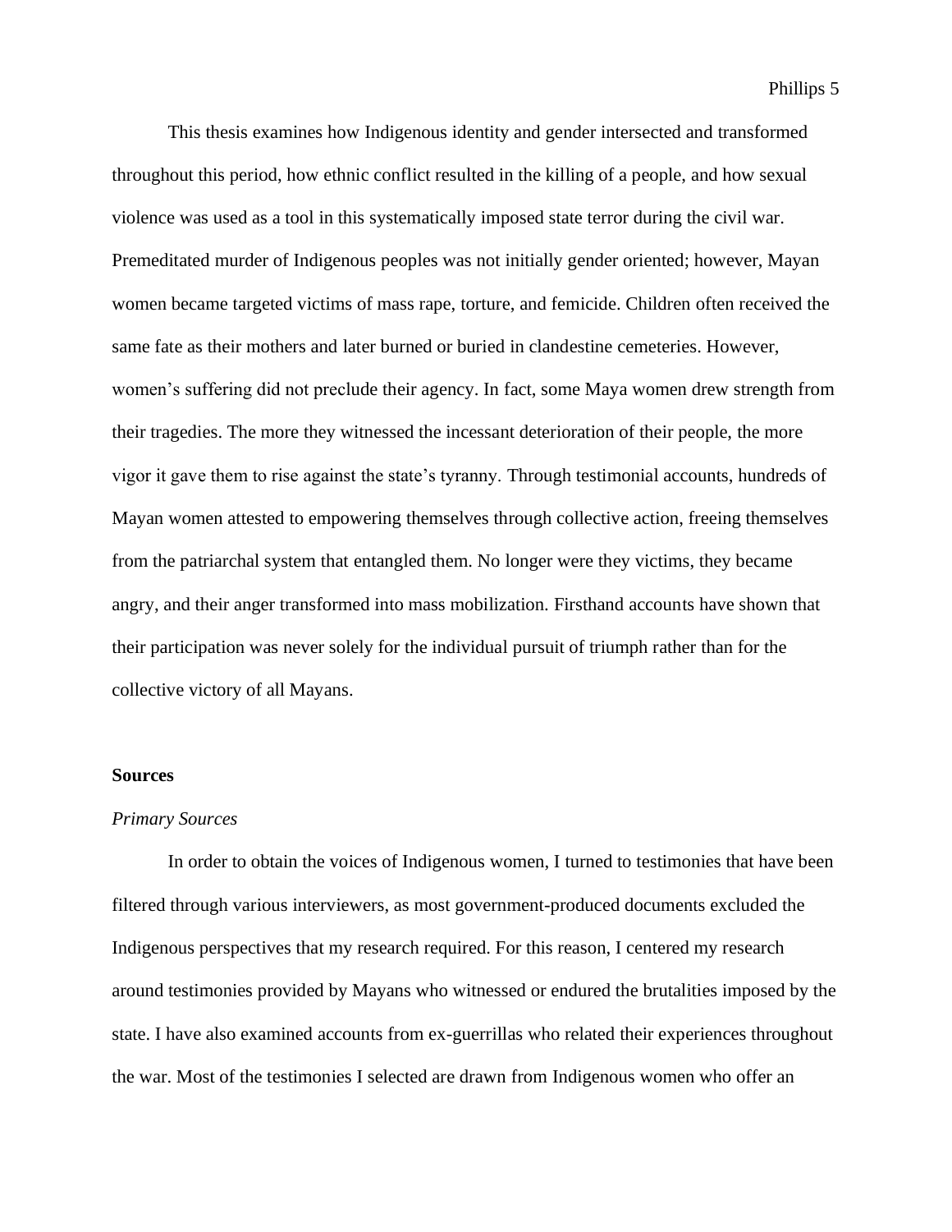This thesis examines how Indigenous identity and gender intersected and transformed throughout this period, how ethnic conflict resulted in the killing of a people, and how sexual violence was used as a tool in this systematically imposed state terror during the civil war. Premeditated murder of Indigenous peoples was not initially gender oriented; however, Mayan women became targeted victims of mass rape, torture, and femicide. Children often received the same fate as their mothers and later burned or buried in clandestine cemeteries. However, women's suffering did not preclude their agency. In fact, some Maya women drew strength from their tragedies. The more they witnessed the incessant deterioration of their people, the more vigor it gave them to rise against the state's tyranny. Through testimonial accounts, hundreds of Mayan women attested to empowering themselves through collective action, freeing themselves from the patriarchal system that entangled them. No longer were they victims, they became angry, and their anger transformed into mass mobilization. Firsthand accounts have shown that their participation was never solely for the individual pursuit of triumph rather than for the collective victory of all Mayans.

## Sources

### *Primary Sources*

In order to obtain the voices of Indigenous women, I turned to testimonies that have been filtered through various interviewers, as most government-produced documents excluded the Indigenous perspectives that my research required. For this reason, I centered my research around testimonies provided by Mayans who witnessed or endured the brutalities imposed by the state. I have also examined accounts from ex-guerrillas who related their experiences throughout the war. Most of the testimonies I selected are drawn from Indigenous women who offer an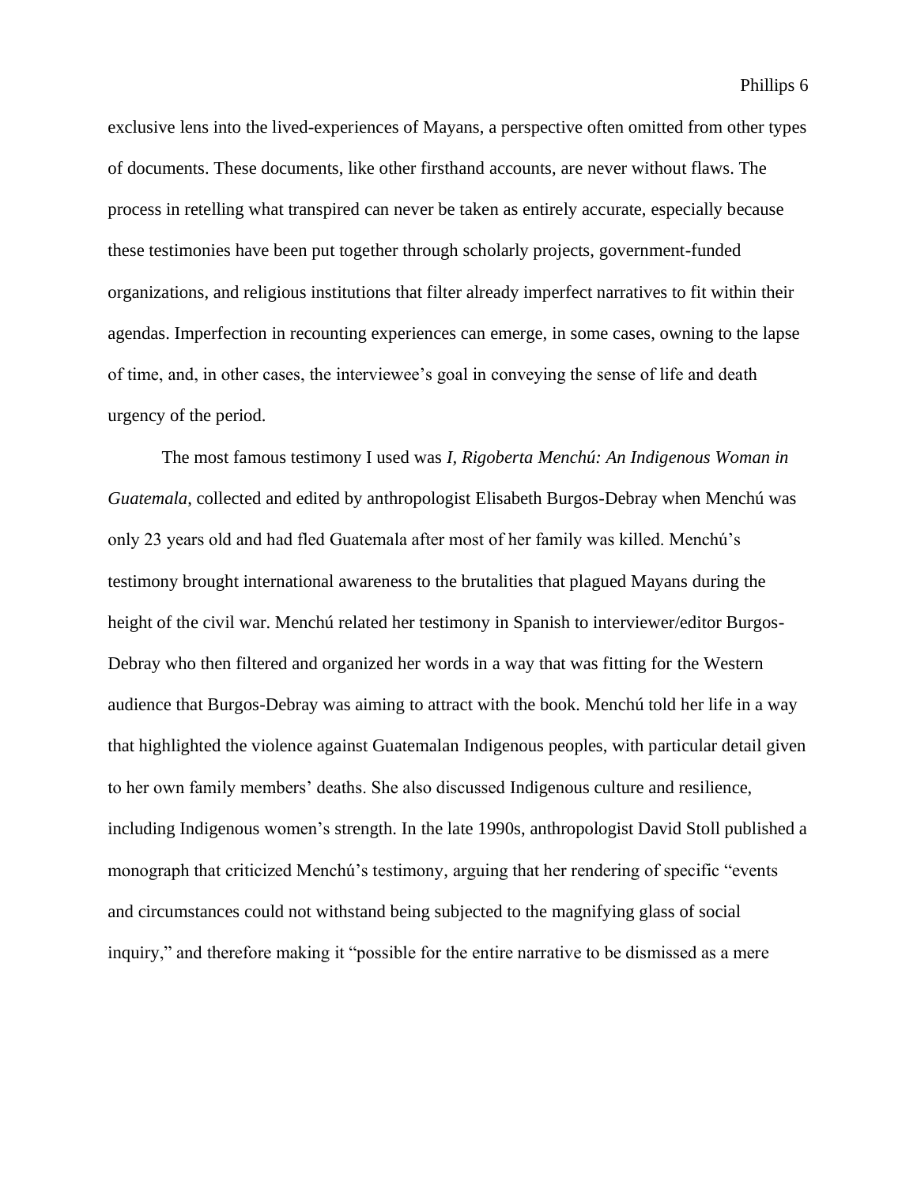exclusive lens into the lived-experiences of Mayans, a perspective often omitted from other types of documents. These documents, like other firsthand accounts, are never without flaws. The process in retelling what transpired can never be taken as entirely accurate, especially because these testimonies have been put together through scholarly projects, government-funded organizations, and religious institutions that filter already imperfect narratives to fit within their agendas. Imperfection in recounting experiences can emerge, in some cases, owning to the lapse of time, and, in other cases, the interviewee's goal in conveying the sense of life and death urgency of the period.

The most famous testimony I used was *I, Rigoberta Menchú: An Indigenous Woman in Guatemala*, collected and edited by anthropologist Elisabeth Burgos-Debray when Menchú was only 23 years old and had fled Guatemala after most of her family was killed. Menchú's testimony brought international awareness to the brutalities that plagued Mayans during the height of the civil war. Menchú related her testimony in Spanish to interviewer/editor Burgos-Debray who then filtered and organized her words in a way that was fitting for the Western audience that Burgos-Debray was aiming to attract with the book. Menchú told her life in a way that highlighted the violence against Guatemalan Indigenous peoples, with particular detail given to her own family members' deaths. She also discussed Indigenous culture and resilience, including Indigenous women's strength. In the late 1990s, anthropologist David Stoll published a monograph that criticized Menchú's testimony, arguing that her rendering of specific "events and circumstances could not withstand being subjected to the magnifying glass of social inquiry," and therefore making it "possible for the entire narrative to be dismissed as a mere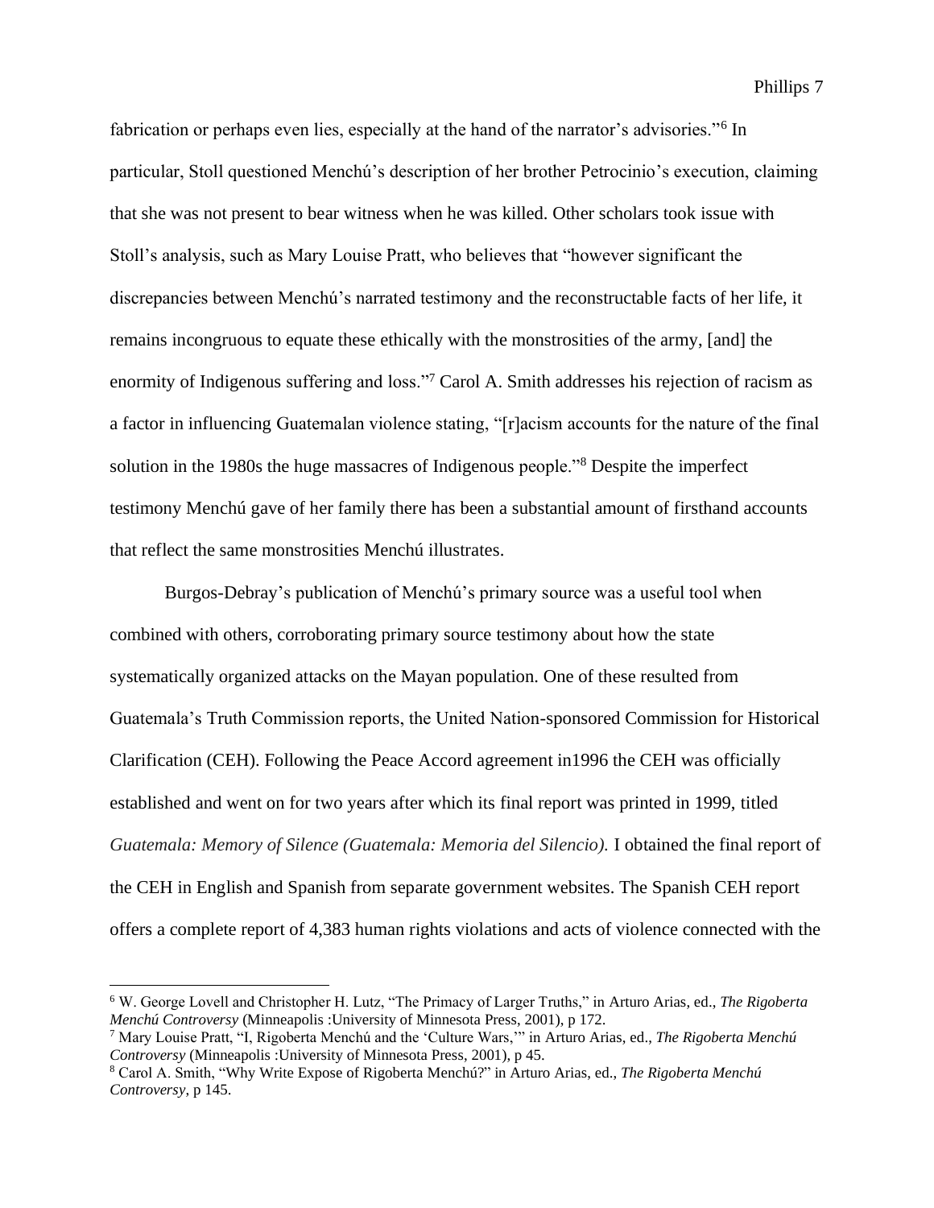fabrication or perhaps even lies, especially at the hand of the narrator's advisories."[6] In particular, Stoll questioned Menchú's description of her brother Petrocinio's execution, claiming that she was not present to bear witness when he was killed. Other scholars took issue with Stoll's analysis, such as Mary Louise Pratt, who believes that "however significant the discrepancies between Menchú's narrated testimony and the reconstructable facts of her life, it remains incongruous to equate these ethically with the monstrosities of the army, [and] the enormity of Indigenous suffering and loss."[7] Carol A. Smith addresses his rejection of racism as a factor in influencing Guatemalan violence stating, "[r]acism accounts for the nature of the final solution in the 1980s the huge massacres of Indigenous people."[8] Despite the imperfect testimony Menchú gave of her family there has been a substantial amount of firsthand accounts that reflect the same monstrosities Menchú illustrates.

Burgos-Debray's publication of Menchú's primary source was a useful tool when combined with others, corroborating primary source testimony about how the state systematically organized attacks on the Mayan population. One of these resulted from Guatemala's Truth Commission reports, the United Nation-sponsored Commission for Historical Clarification (CEH). Following the Peace Accord agreement in1996 the CEH was officially established and went on for two years after which its final report was printed in 1999, titled *Guatemala: Memory of Silence (Guatemala: Memoria del Silencio).* I obtained the final report of the CEH in English and Spanish from separate government websites. The Spanish CEH report offers a complete report of 4,383 human rights violations and acts of violence connected with the

---

[6] W. George Lovell and Christopher H. Lutz, "The Primacy of Larger Truths," in Arturo Arias, ed., *The Rigoberta Menchú Controversy* (Minneapolis :University of Minnesota Press, 2001), p 172.

[7] Mary Louise Pratt, "I, Rigoberta Menchú and the 'Culture Wars,'" in Arturo Arias, ed., *The Rigoberta Menchú Controversy* (Minneapolis :University of Minnesota Press, 2001), p 45.

[8] Carol A. Smith, "Why Write Expose of Rigoberta Menchú?" in Arturo Arias, ed., *The Rigoberta Menchú Controversy*, p 145.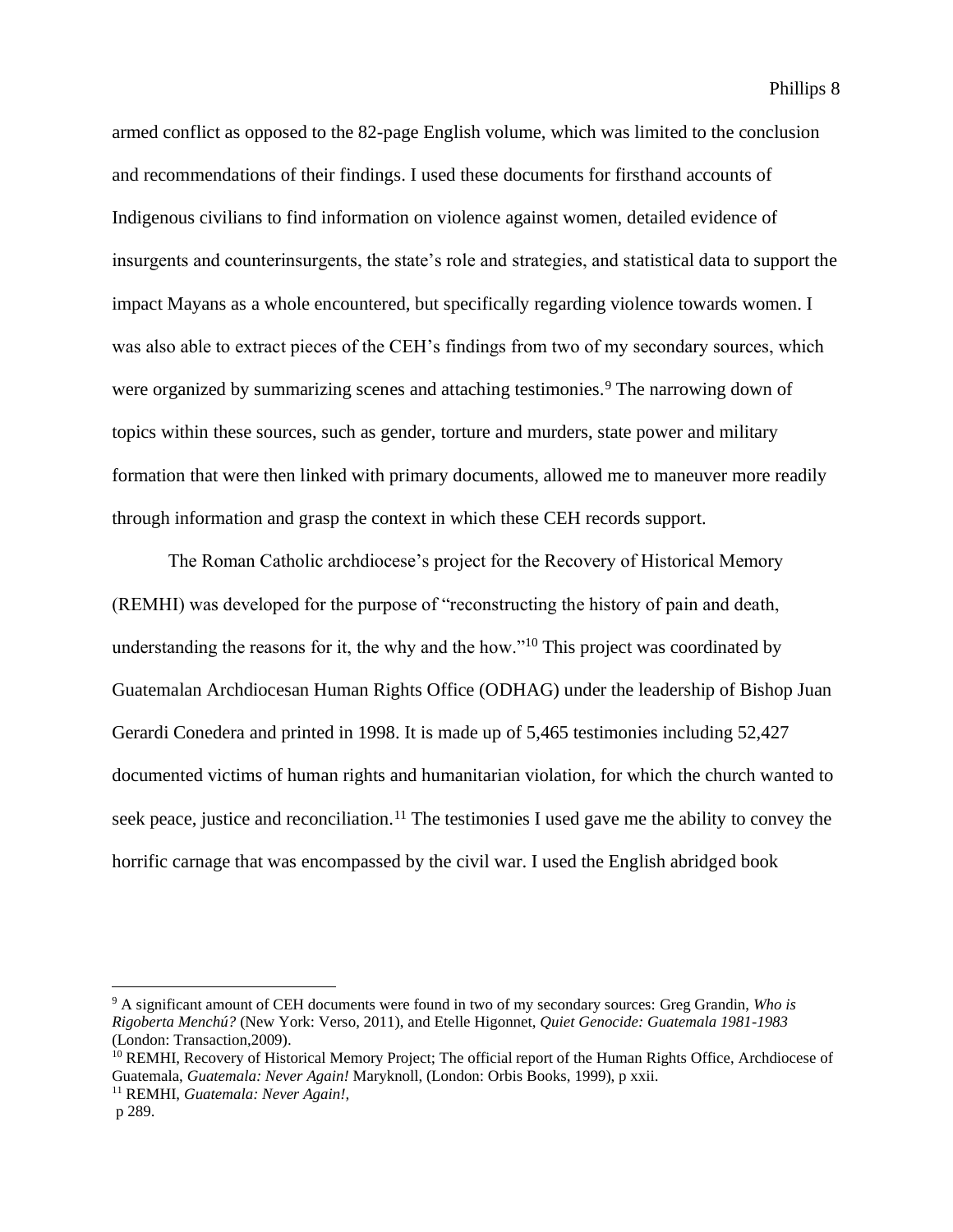armed conflict as opposed to the 82-page English volume, which was limited to the conclusion and recommendations of their findings. I used these documents for firsthand accounts of Indigenous civilians to find information on violence against women, detailed evidence of insurgents and counterinsurgents, the state's role and strategies, and statistical data to support the impact Mayans as a whole encountered, but specifically regarding violence towards women. I was also able to extract pieces of the CEH's findings from two of my secondary sources, which were organized by summarizing scenes and attaching testimonies.[9] The narrowing down of topics within these sources, such as gender, torture and murders, state power and military formation that were then linked with primary documents, allowed me to maneuver more readily through information and grasp the context in which these CEH records support.

The Roman Catholic archdiocese's project for the Recovery of Historical Memory (REMHI) was developed for the purpose of "reconstructing the history of pain and death, understanding the reasons for it, the why and the how."[10] This project was coordinated by Guatemalan Archdiocesan Human Rights Office (ODHAG) under the leadership of Bishop Juan Gerardi Conedera and printed in 1998. It is made up of 5,465 testimonies including 52,427 documented victims of human rights and humanitarian violation, for which the church wanted to seek peace, justice and reconciliation.[11] The testimonies I used gave me the ability to convey the horrific carnage that was encompassed by the civil war. I used the English abridged book

---

[9] A significant amount of CEH documents were found in two of my secondary sources: Greg Grandin, *Who is Rigoberta Menchú?* (New York: Verso, 2011), and Etelle Higonnet, *Quiet Genocide: Guatemala 1981-1983* (London: Transaction,2009).

[10] REMHI, Recovery of Historical Memory Project; The official report of the Human Rights Office, Archdiocese of Guatemala, *Guatemala: Never Again!* Maryknoll, (London: Orbis Books, 1999), p xxii.

[11] REMHI, *Guatemala: Never Again!,* p 289.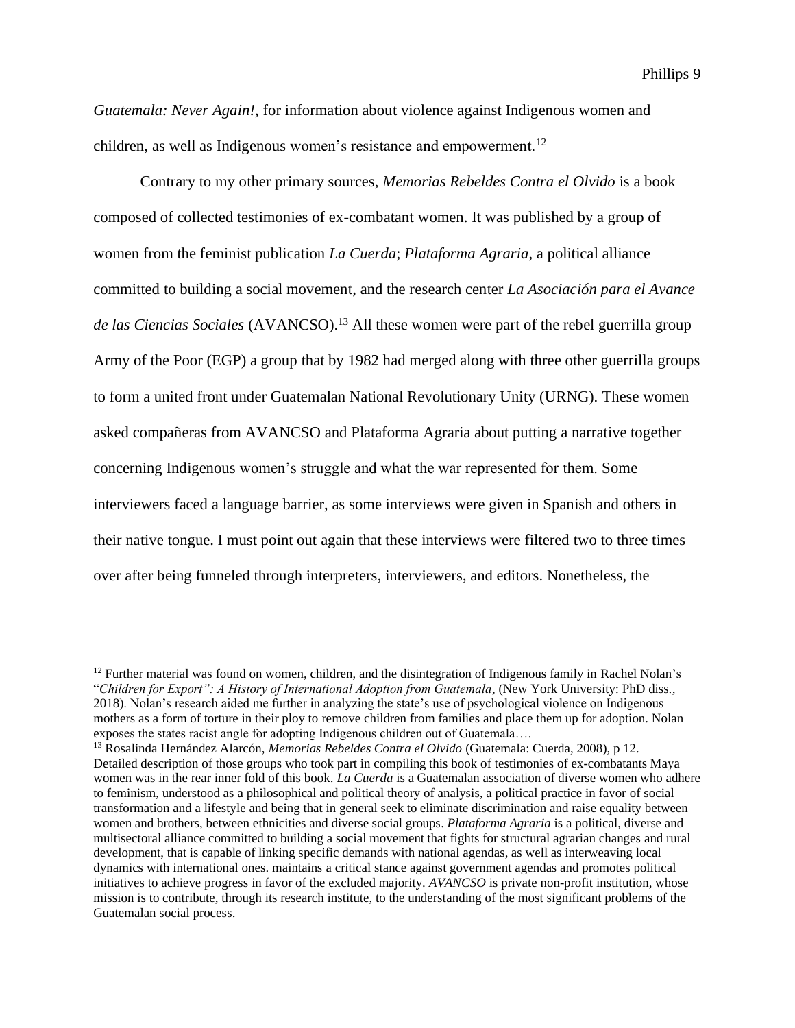*Guatemala: Never Again!,* for information about violence against Indigenous women and children, as well as Indigenous women's resistance and empowerment.[12]

Contrary to my other primary sources, *Memorias Rebeldes Contra el Olvido* is a book composed of collected testimonies of ex-combatant women. It was published by a group of women from the feminist publication *La Cuerda*; *Plataforma Agraria*, a political alliance committed to building a social movement, and the research center *La Asociación para el Avance de las Ciencias Sociales* (AVANCSO).[13] All these women were part of the rebel guerrilla group Army of the Poor (EGP) a group that by 1982 had merged along with three other guerrilla groups to form a united front under Guatemalan National Revolutionary Unity (URNG). These women asked compañeras from AVANCSO and Plataforma Agraria about putting a narrative together concerning Indigenous women's struggle and what the war represented for them. Some interviewers faced a language barrier, as some interviews were given in Spanish and others in their native tongue. I must point out again that these interviews were filtered two to three times over after being funneled through interpreters, interviewers, and editors. Nonetheless, the

---

[12] Further material was found on women, children, and the disintegration of Indigenous family in Rachel Nolan's "*Children for Export": A History of International Adoption from Guatemala*, (New York University: PhD diss., 2018). Nolan's research aided me further in analyzing the state's use of psychological violence on Indigenous mothers as a form of torture in their ploy to remove children from families and place them up for adoption. Nolan exposes the states racist angle for adopting Indigenous children out of Guatemala….

[13] Rosalinda Hernández Alarcón, *Memorias Rebeldes Contra el Olvido* (Guatemala: Cuerda, 2008), p 12. Detailed description of those groups who took part in compiling this book of testimonies of ex-combatants Maya women was in the rear inner fold of this book. *La Cuerda* is a Guatemalan association of diverse women who adhere to feminism, understood as a philosophical and political theory of analysis, a political practice in favor of social transformation and a lifestyle and being that in general seek to eliminate discrimination and raise equality between women and brothers, between ethnicities and diverse social groups. *Plataforma Agraria* is a political, diverse and multisectoral alliance committed to building a social movement that fights for structural agrarian changes and rural development, that is capable of linking specific demands with national agendas, as well as interweaving local dynamics with international ones. maintains a critical stance against government agendas and promotes political initiatives to achieve progress in favor of the excluded majority. *AVANCSO* is private non-profit institution, whose mission is to contribute, through its research institute, to the understanding of the most significant problems of the Guatemalan social process.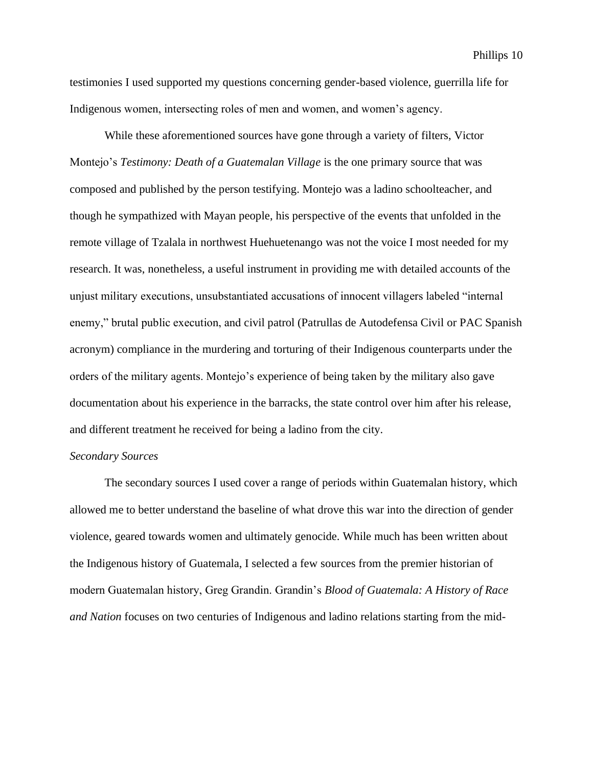testimonies I used supported my questions concerning gender-based violence, guerrilla life for Indigenous women, intersecting roles of men and women, and women's agency.

While these aforementioned sources have gone through a variety of filters, Victor Montejo's *Testimony: Death of a Guatemalan Village* is the one primary source that was composed and published by the person testifying. Montejo was a ladino schoolteacher, and though he sympathized with Mayan people, his perspective of the events that unfolded in the remote village of Tzalala in northwest Huehuetenango was not the voice I most needed for my research. It was, nonetheless, a useful instrument in providing me with detailed accounts of the unjust military executions, unsubstantiated accusations of innocent villagers labeled "internal enemy," brutal public execution, and civil patrol (Patrullas de Autodefensa Civil or PAC Spanish acronym) compliance in the murdering and torturing of their Indigenous counterparts under the orders of the military agents. Montejo's experience of being taken by the military also gave documentation about his experience in the barracks, the state control over him after his release, and different treatment he received for being a ladino from the city.

*Secondary Sources*

The secondary sources I used cover a range of periods within Guatemalan history, which allowed me to better understand the baseline of what drove this war into the direction of gender violence, geared towards women and ultimately genocide. While much has been written about the Indigenous history of Guatemala, I selected a few sources from the premier historian of modern Guatemalan history, Greg Grandin. Grandin's *Blood of Guatemala: A History of Race and Nation* focuses on two centuries of Indigenous and ladino relations starting from the mid-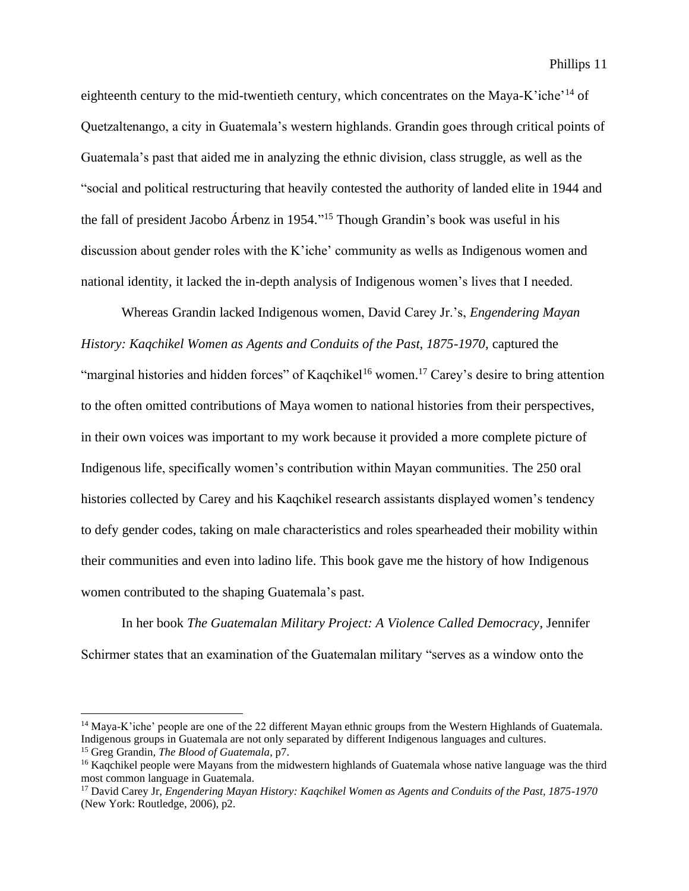eighteenth century to the mid-twentieth century, which concentrates on the Maya-K'iche'[14] of Quetzaltenango, a city in Guatemala's western highlands. Grandin goes through critical points of Guatemala's past that aided me in analyzing the ethnic division, class struggle, as well as the "social and political restructuring that heavily contested the authority of landed elite in 1944 and the fall of president Jacobo Árbenz in 1954."[15] Though Grandin's book was useful in his discussion about gender roles with the K'iche' community as wells as Indigenous women and national identity, it lacked the in-depth analysis of Indigenous women's lives that I needed.

Whereas Grandin lacked Indigenous women, David Carey Jr.'s, *Engendering Mayan History: Kaqchikel Women as Agents and Conduits of the Past, 1875-1970,* captured the "marginal histories and hidden forces" of Kaqchikel[16] women.[17] Carey's desire to bring attention to the often omitted contributions of Maya women to national histories from their perspectives, in their own voices was important to my work because it provided a more complete picture of Indigenous life, specifically women's contribution within Mayan communities. The 250 oral histories collected by Carey and his Kaqchikel research assistants displayed women's tendency to defy gender codes, taking on male characteristics and roles spearheaded their mobility within their communities and even into ladino life. This book gave me the history of how Indigenous women contributed to the shaping Guatemala's past.

In her book *The Guatemalan Military Project: A Violence Called Democracy*, Jennifer Schirmer states that an examination of the Guatemalan military "serves as a window onto the

---

[14] Maya-K'iche' people are one of the 22 different Mayan ethnic groups from the Western Highlands of Guatemala. Indigenous groups in Guatemala are not only separated by different Indigenous languages and cultures.

[15] Greg Grandin, *The Blood of Guatemala,* p7.

[16] Kaqchikel people were Mayans from the midwestern highlands of Guatemala whose native language was the third most common language in Guatemala.

[17] David Carey Jr, *Engendering Mayan History: Kaqchikel Women as Agents and Conduits of the Past, 1875-1970* (New York: Routledge, 2006), p2.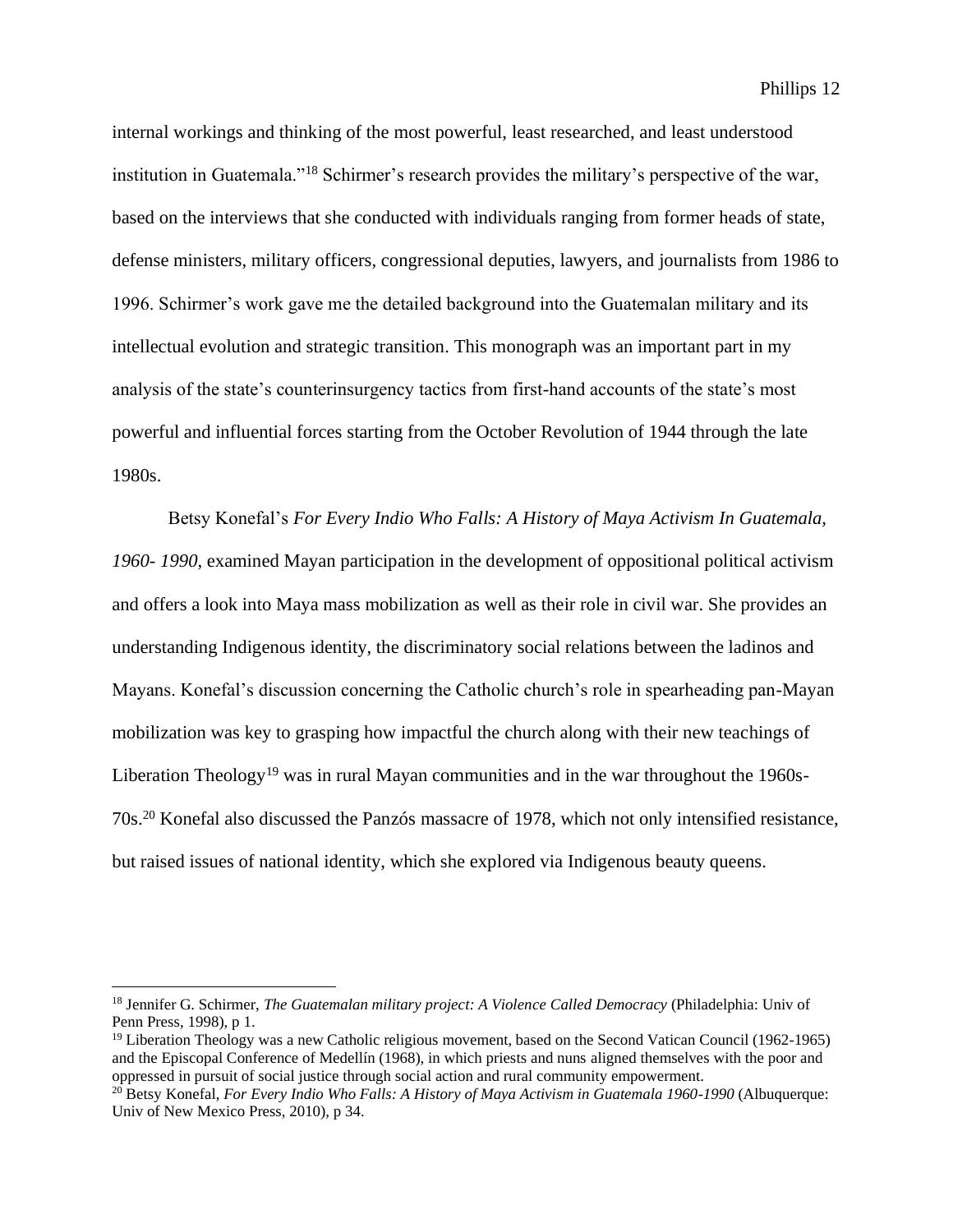internal workings and thinking of the most powerful, least researched, and least understood institution in Guatemala."[18] Schirmer's research provides the military's perspective of the war, based on the interviews that she conducted with individuals ranging from former heads of state, defense ministers, military officers, congressional deputies, lawyers, and journalists from 1986 to 1996. Schirmer's work gave me the detailed background into the Guatemalan military and its intellectual evolution and strategic transition. This monograph was an important part in my analysis of the state's counterinsurgency tactics from first-hand accounts of the state's most powerful and influential forces starting from the October Revolution of 1944 through the late 1980s.

Betsy Konefal's *For Every Indio Who Falls: A History of Maya Activism In Guatemala, 1960- 1990*, examined Mayan participation in the development of oppositional political activism and offers a look into Maya mass mobilization as well as their role in civil war. She provides an understanding Indigenous identity, the discriminatory social relations between the ladinos and Mayans. Konefal's discussion concerning the Catholic church's role in spearheading pan-Mayan mobilization was key to grasping how impactful the church along with their new teachings of Liberation Theology[19] was in rural Mayan communities and in the war throughout the 1960s-70s.[20] Konefal also discussed the Panzós massacre of 1978, which not only intensified resistance, but raised issues of national identity, which she explored via Indigenous beauty queens.

---

[18] Jennifer G. Schirmer, *The Guatemalan military project: A Violence Called Democracy* (Philadelphia: Univ of Penn Press, 1998), p 1.

[19] Liberation Theology was a new Catholic religious movement, based on the Second Vatican Council (1962-1965) and the Episcopal Conference of Medellín (1968), in which priests and nuns aligned themselves with the poor and oppressed in pursuit of social justice through social action and rural community empowerment.

[20] Betsy Konefal, *For Every Indio Who Falls: A History of Maya Activism in Guatemala 1960-1990* (Albuquerque: Univ of New Mexico Press, 2010), p 34.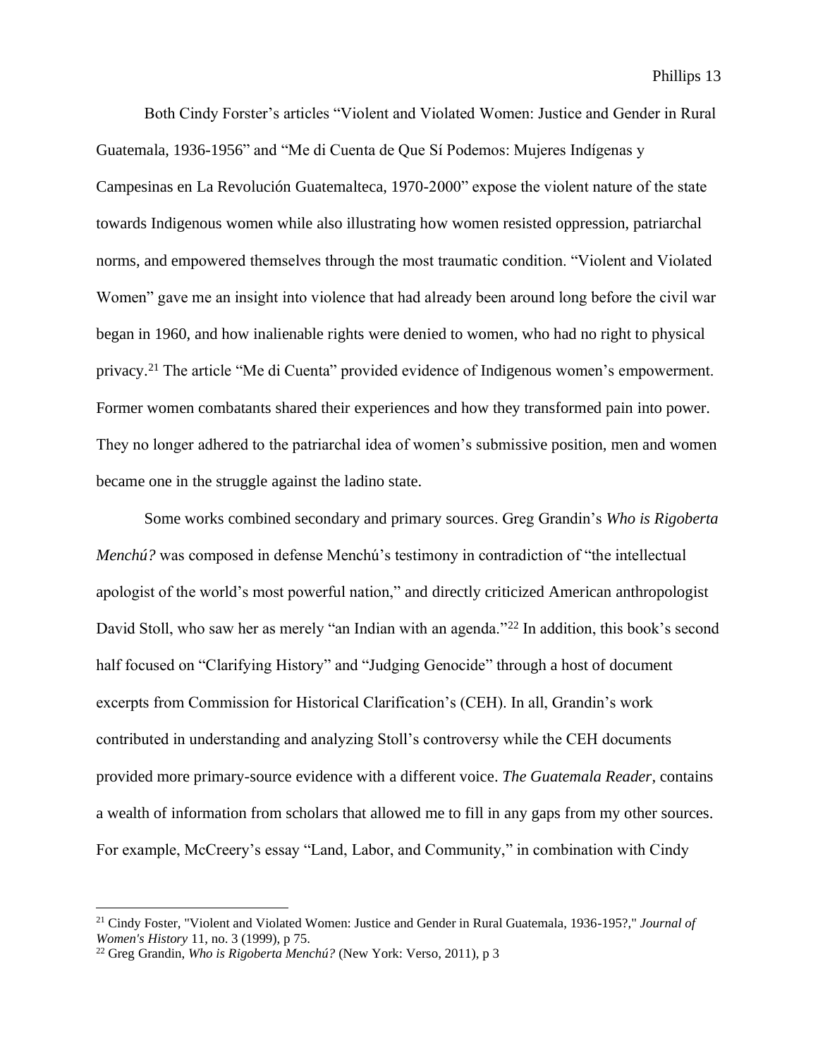Both Cindy Forster's articles "Violent and Violated Women: Justice and Gender in Rural Guatemala, 1936-1956" and "Me di Cuenta de Que Sí Podemos: Mujeres Indígenas y Campesinas en La Revolución Guatemalteca, 1970-2000" expose the violent nature of the state towards Indigenous women while also illustrating how women resisted oppression, patriarchal norms, and empowered themselves through the most traumatic condition. "Violent and Violated Women" gave me an insight into violence that had already been around long before the civil war began in 1960, and how inalienable rights were denied to women, who had no right to physical privacy.[21] The article "Me di Cuenta" provided evidence of Indigenous women's empowerment. Former women combatants shared their experiences and how they transformed pain into power. They no longer adhered to the patriarchal idea of women's submissive position, men and women became one in the struggle against the ladino state.

Some works combined secondary and primary sources. Greg Grandin's *Who is Rigoberta Menchú?* was composed in defense Menchú's testimony in contradiction of "the intellectual apologist of the world's most powerful nation," and directly criticized American anthropologist David Stoll, who saw her as merely "an Indian with an agenda."[22] In addition, this book's second half focused on "Clarifying History" and "Judging Genocide" through a host of document excerpts from Commission for Historical Clarification's (CEH). In all, Grandin's work contributed in understanding and analyzing Stoll's controversy while the CEH documents provided more primary-source evidence with a different voice. *The Guatemala Reader*, contains a wealth of information from scholars that allowed me to fill in any gaps from my other sources. For example, McCreery's essay "Land, Labor, and Community," in combination with Cindy

---

[21] Cindy Foster, "Violent and Violated Women: Justice and Gender in Rural Guatemala, 1936-195?," *Journal of Women's History* 11, no. 3 (1999), p 75.

[22] Greg Grandin, *Who is Rigoberta Menchú?* (New York: Verso, 2011), p 3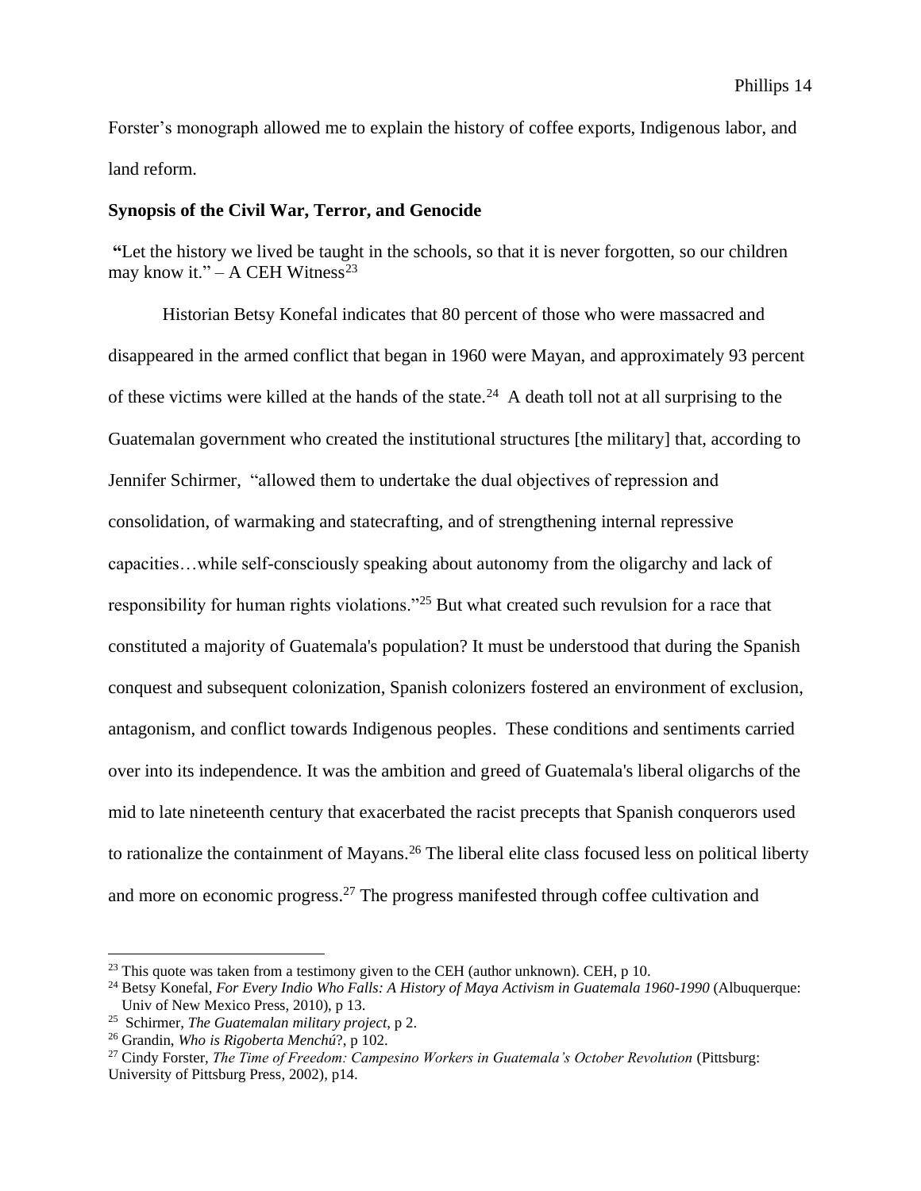Forster's monograph allowed me to explain the history of coffee exports, Indigenous labor, and land reform.

**Synopsis of the Civil War, Terror, and Genocide**

**"**Let the history we lived be taught in the schools, so that it is never forgotten, so our children may know it." – A CEH Witness[23]

Historian Betsy Konefal indicates that 80 percent of those who were massacred and disappeared in the armed conflict that began in 1960 were Mayan, and approximately 93 percent of these victims were killed at the hands of the state.[24] A death toll not at all surprising to the Guatemalan government who created the institutional structures [the military] that, according to Jennifer Schirmer, "allowed them to undertake the dual objectives of repression and consolidation, of warmaking and statecrafting, and of strengthening internal repressive capacities…while self-consciously speaking about autonomy from the oligarchy and lack of responsibility for human rights violations."[25] But what created such revulsion for a race that constituted a majority of Guatemala's population? It must be understood that during the Spanish conquest and subsequent colonization, Spanish colonizers fostered an environment of exclusion, antagonism, and conflict towards Indigenous peoples. These conditions and sentiments carried over into its independence. It was the ambition and greed of Guatemala's liberal oligarchs of the mid to late nineteenth century that exacerbated the racist precepts that Spanish conquerors used to rationalize the containment of Mayans.[26] The liberal elite class focused less on political liberty and more on economic progress.[27] The progress manifested through coffee cultivation and

---

[23] This quote was taken from a testimony given to the CEH (author unknown). CEH, p 10.

[24] Betsy Konefal, *For Every Indio Who Falls: A History of Maya Activism in Guatemala 1960-1990* (Albuquerque: Univ of New Mexico Press, 2010), p 13.

[25] Schirmer, *The Guatemalan military project*, p 2.

[26] Grandin, *Who is Rigoberta Menchú*?, p 102.

[27] Cindy Forster, *The Time of Freedom: Campesino Workers in Guatemala's October Revolution* (Pittsburg: University of Pittsburg Press, 2002), p14.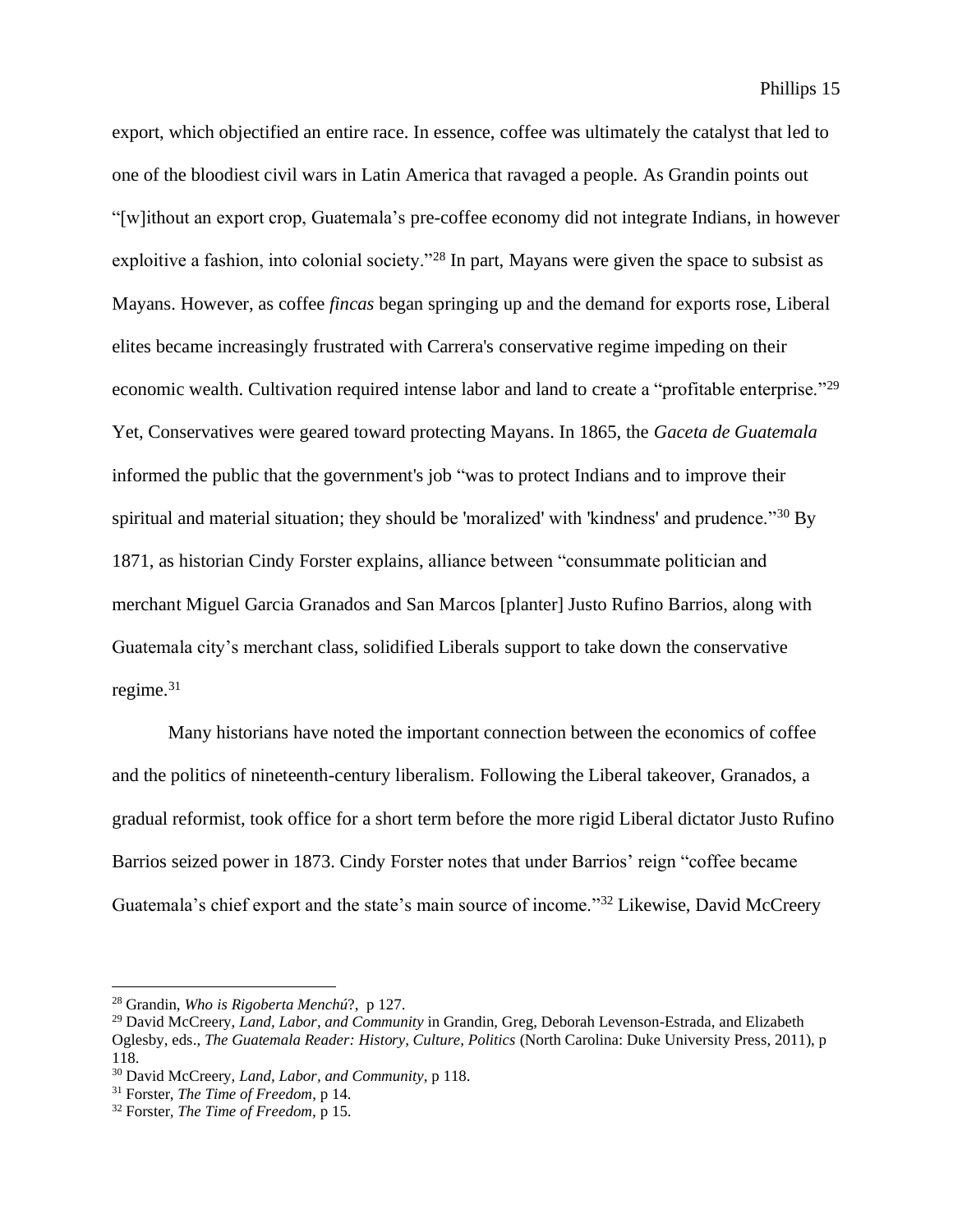export, which objectified an entire race. In essence, coffee was ultimately the catalyst that led to one of the bloodiest civil wars in Latin America that ravaged a people. As Grandin points out "[w]ithout an export crop, Guatemala's pre-coffee economy did not integrate Indians, in however exploitive a fashion, into colonial society."[28] In part, Mayans were given the space to subsist as Mayans. However, as coffee *fincas* began springing up and the demand for exports rose, Liberal elites became increasingly frustrated with Carrera's conservative regime impeding on their economic wealth. Cultivation required intense labor and land to create a "profitable enterprise."[29] Yet, Conservatives were geared toward protecting Mayans. In 1865, the *Gaceta de Guatemala* informed the public that the government's job "was to protect Indians and to improve their spiritual and material situation; they should be 'moralized' with 'kindness' and prudence."[30] By 1871, as historian Cindy Forster explains, alliance between "consummate politician and merchant Miguel Garcia Granados and San Marcos [planter] Justo Rufino Barrios, along with Guatemala city's merchant class, solidified Liberals support to take down the conservative regime.[31]

Many historians have noted the important connection between the economics of coffee and the politics of nineteenth-century liberalism. Following the Liberal takeover, Granados, a gradual reformist, took office for a short term before the more rigid Liberal dictator Justo Rufino Barrios seized power in 1873. Cindy Forster notes that under Barrios' reign "coffee became Guatemala's chief export and the state's main source of income."[32] Likewise, David McCreery

---

[28] Grandin, *Who is Rigoberta Menchú*?, p 127.

[29] David McCreery, *Land, Labor, and Community* in Grandin, Greg, Deborah Levenson-Estrada, and Elizabeth Oglesby, eds., *The Guatemala Reader: History, Culture, Politics* (North Carolina: Duke University Press, 2011), p 118.

[30] David McCreery, *Land, Labor, and Community*, p 118.

[31] Forster, *The Time of Freedom*, p 14.

[32] Forster, *The Time of Freedom*, p 15.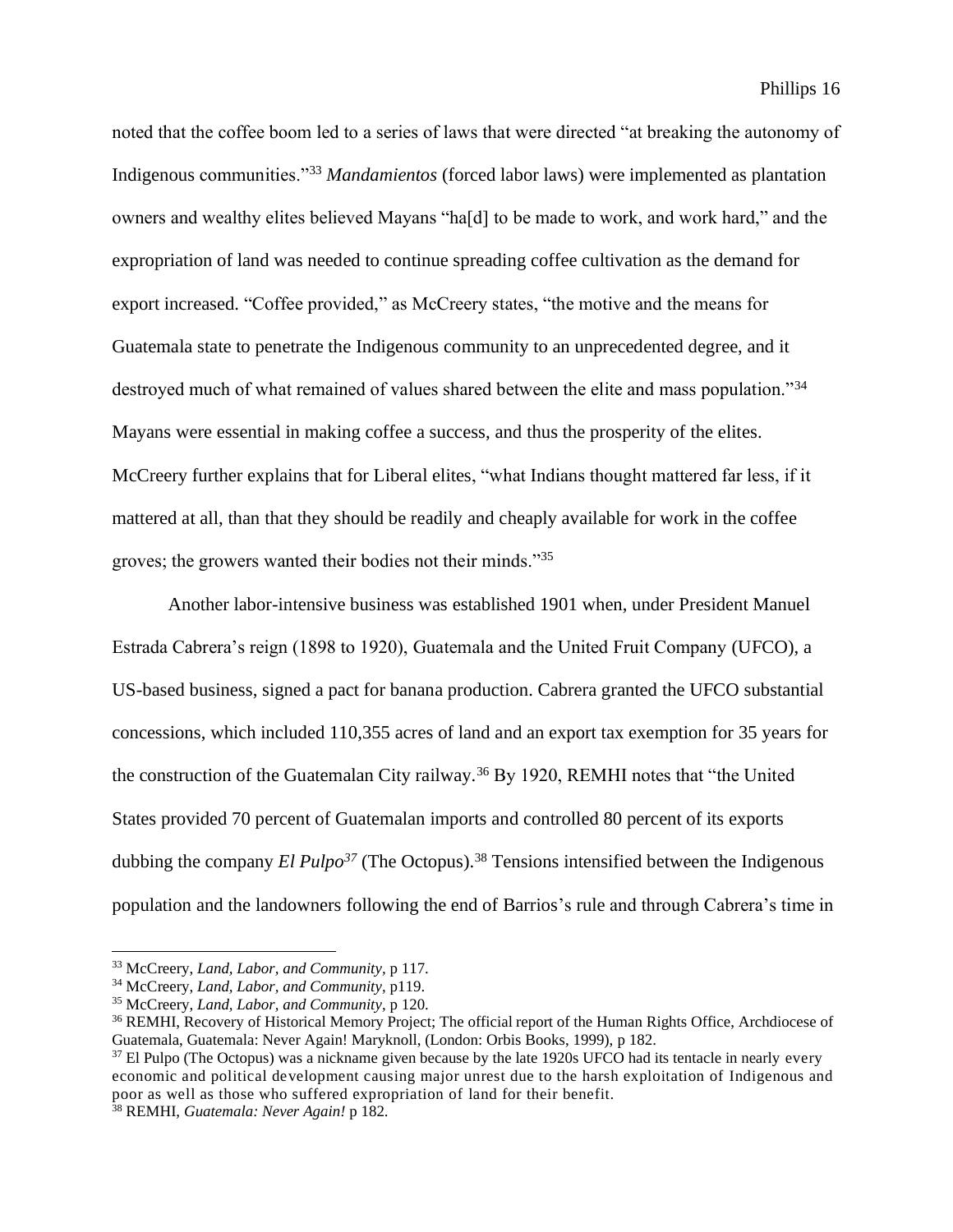noted that the coffee boom led to a series of laws that were directed "at breaking the autonomy of Indigenous communities."[33] *Mandamientos* (forced labor laws) were implemented as plantation owners and wealthy elites believed Mayans "ha[d] to be made to work, and work hard," and the expropriation of land was needed to continue spreading coffee cultivation as the demand for export increased. "Coffee provided," as McCreery states, "the motive and the means for Guatemala state to penetrate the Indigenous community to an unprecedented degree, and it destroyed much of what remained of values shared between the elite and mass population."[34] Mayans were essential in making coffee a success, and thus the prosperity of the elites. McCreery further explains that for Liberal elites, "what Indians thought mattered far less, if it mattered at all, than that they should be readily and cheaply available for work in the coffee groves; the growers wanted their bodies not their minds."[35]

Another labor-intensive business was established 1901 when, under President Manuel Estrada Cabrera's reign (1898 to 1920), Guatemala and the United Fruit Company (UFCO), a US-based business, signed a pact for banana production. Cabrera granted the UFCO substantial concessions, which included 110,355 acres of land and an export tax exemption for 35 years for the construction of the Guatemalan City railway.[36] By 1920, REMHI notes that "the United States provided 70 percent of Guatemalan imports and controlled 80 percent of its exports dubbing the company *El Pulpo*[37] (The Octopus).[38] Tensions intensified between the Indigenous population and the landowners following the end of Barrios's rule and through Cabrera's time in

---

[33] McCreery, *Land, Labor, and Community*, p 117.

[34] McCreery, *Land, Labor, and Community*, p119.

[35] McCreery, *Land, Labor, and Community*, p 120.

[36] REMHI, Recovery of Historical Memory Project; The official report of the Human Rights Office, Archdiocese of Guatemala, Guatemala: Never Again! Maryknoll, (London: Orbis Books, 1999), p 182.

[37] El Pulpo (The Octopus) was a nickname given because by the late 1920s UFCO had its tentacle in nearly every economic and political development causing major unrest due to the harsh exploitation of Indigenous and poor as well as those who suffered expropriation of land for their benefit.

[38] REMHI, *Guatemala: Never Again!* p 182.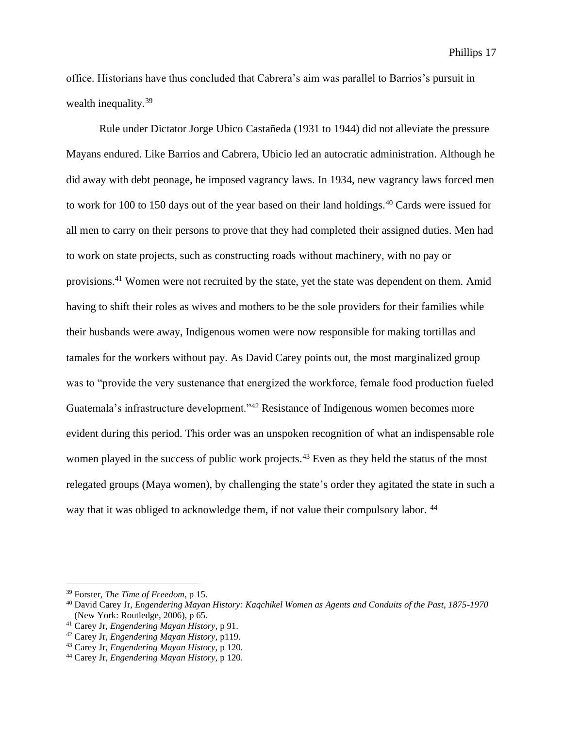office. Historians have thus concluded that Cabrera's aim was parallel to Barrios's pursuit in wealth inequality.[39]

Rule under Dictator Jorge Ubico Castañeda (1931 to 1944) did not alleviate the pressure Mayans endured. Like Barrios and Cabrera, Ubicio led an autocratic administration. Although he did away with debt peonage, he imposed vagrancy laws. In 1934, new vagrancy laws forced men to work for 100 to 150 days out of the year based on their land holdings.[40] Cards were issued for all men to carry on their persons to prove that they had completed their assigned duties. Men had to work on state projects, such as constructing roads without machinery, with no pay or provisions.[41] Women were not recruited by the state, yet the state was dependent on them. Amid having to shift their roles as wives and mothers to be the sole providers for their families while their husbands were away, Indigenous women were now responsible for making tortillas and tamales for the workers without pay. As David Carey points out, the most marginalized group was to "provide the very sustenance that energized the workforce, female food production fueled Guatemala's infrastructure development."[42] Resistance of Indigenous women becomes more evident during this period. This order was an unspoken recognition of what an indispensable role women played in the success of public work projects.[43] Even as they held the status of the most relegated groups (Maya women), by challenging the state's order they agitated the state in such a way that it was obliged to acknowledge them, if not value their compulsory labor. [44]

---

[39] Forster, *The Time of Freedom*, p 15.

[40] David Carey Jr, *Engendering Mayan History: Kaqchikel Women as Agents and Conduits of the Past, 1875-1970* (New York: Routledge, 2006), p 65.

[41] Carey Jr, *Engendering Mayan History*, p 91.

[42] Carey Jr, *Engendering Mayan History*, p119.

[43] Carey Jr, *Engendering Mayan History*, p 120.

[44] Carey Jr, *Engendering Mayan History*, p 120.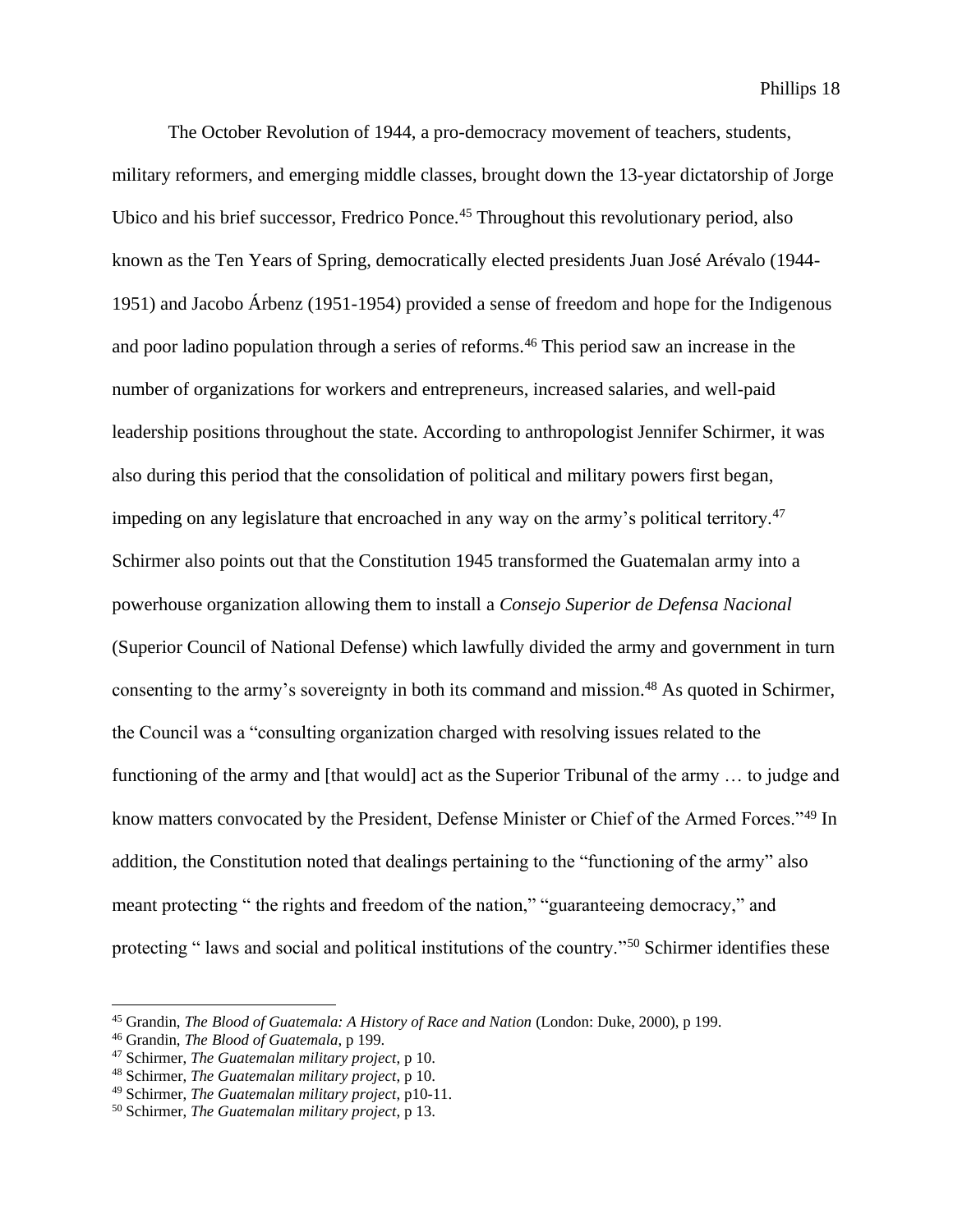The October Revolution of 1944, a pro-democracy movement of teachers, students, military reformers, and emerging middle classes, brought down the 13-year dictatorship of Jorge Ubico and his brief successor, Fredrico Ponce.[45] Throughout this revolutionary period, also known as the Ten Years of Spring, democratically elected presidents Juan José Arévalo (1944-1951) and Jacobo Árbenz (1951-1954) provided a sense of freedom and hope for the Indigenous and poor ladino population through a series of reforms.[46] This period saw an increase in the number of organizations for workers and entrepreneurs, increased salaries, and well-paid leadership positions throughout the state. According to anthropologist Jennifer Schirmer, it was also during this period that the consolidation of political and military powers first began, impeding on any legislature that encroached in any way on the army's political territory.[47] Schirmer also points out that the Constitution 1945 transformed the Guatemalan army into a powerhouse organization allowing them to install a *Consejo Superior de Defensa Nacional* (Superior Council of National Defense) which lawfully divided the army and government in turn consenting to the army's sovereignty in both its command and mission.[48] As quoted in Schirmer, the Council was a "consulting organization charged with resolving issues related to the functioning of the army and [that would] act as the Superior Tribunal of the army … to judge and know matters convocated by the President, Defense Minister or Chief of the Armed Forces."[49] In addition, the Constitution noted that dealings pertaining to the "functioning of the army" also meant protecting " the rights and freedom of the nation," "guaranteeing democracy," and protecting " laws and social and political institutions of the country."[50] Schirmer identifies these

---

[45] Grandin, *The Blood of Guatemala: A History of Race and Nation* (London: Duke, 2000), p 199.

[46] Grandin, *The Blood of Guatemala,* p 199.

[47] Schirmer, *The Guatemalan military project*, p 10.

[48] Schirmer, *The Guatemalan military project*, p 10.

[49] Schirmer, *The Guatemalan military project*, p10-11.

[50] Schirmer, *The Guatemalan military project*, p 13.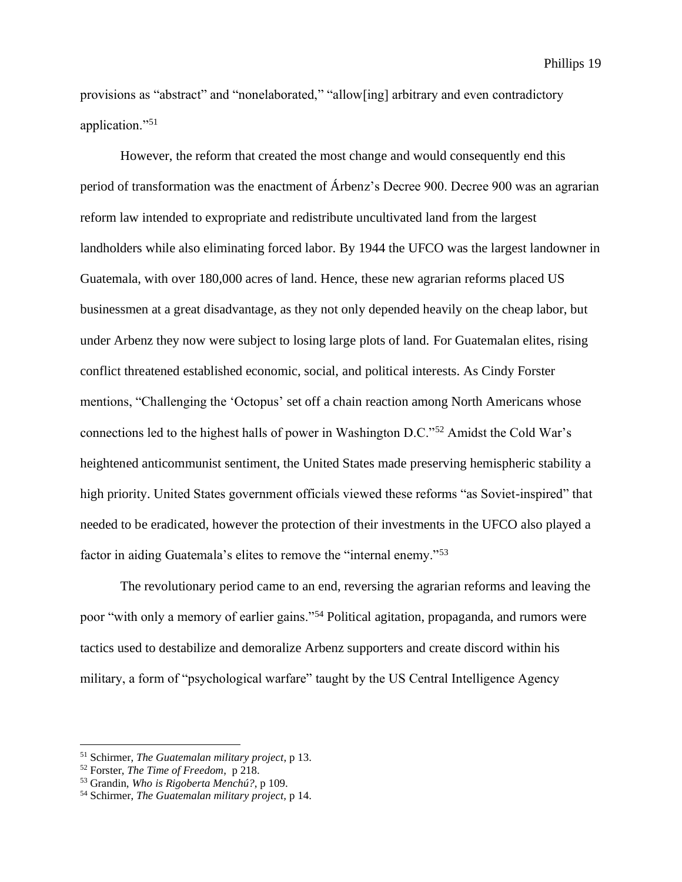provisions as "abstract" and "nonelaborated," "allow[ing] arbitrary and even contradictory application."[51]

However, the reform that created the most change and would consequently end this period of transformation was the enactment of Árbenz's Decree 900. Decree 900 was an agrarian reform law intended to expropriate and redistribute uncultivated land from the largest landholders while also eliminating forced labor. By 1944 the UFCO was the largest landowner in Guatemala, with over 180,000 acres of land. Hence, these new agrarian reforms placed US businessmen at a great disadvantage, as they not only depended heavily on the cheap labor, but under Arbenz they now were subject to losing large plots of land. For Guatemalan elites, rising conflict threatened established economic, social, and political interests. As Cindy Forster mentions, "Challenging the 'Octopus' set off a chain reaction among North Americans whose connections led to the highest halls of power in Washington D.C."[52] Amidst the Cold War's heightened anticommunist sentiment, the United States made preserving hemispheric stability a high priority. United States government officials viewed these reforms "as Soviet-inspired" that needed to be eradicated, however the protection of their investments in the UFCO also played a factor in aiding Guatemala's elites to remove the "internal enemy."[53]

The revolutionary period came to an end, reversing the agrarian reforms and leaving the poor "with only a memory of earlier gains."[54] Political agitation, propaganda, and rumors were tactics used to destabilize and demoralize Arbenz supporters and create discord within his military, a form of "psychological warfare" taught by the US Central Intelligence Agency

---

[51] Schirmer, *The Guatemalan military project*, p 13.

[52] Forster, *The Time of Freedom*, p 218.

[53] Grandin, *Who is Rigoberta Menchú?*, p 109.

[54] Schirmer, *The Guatemalan military project*, p 14.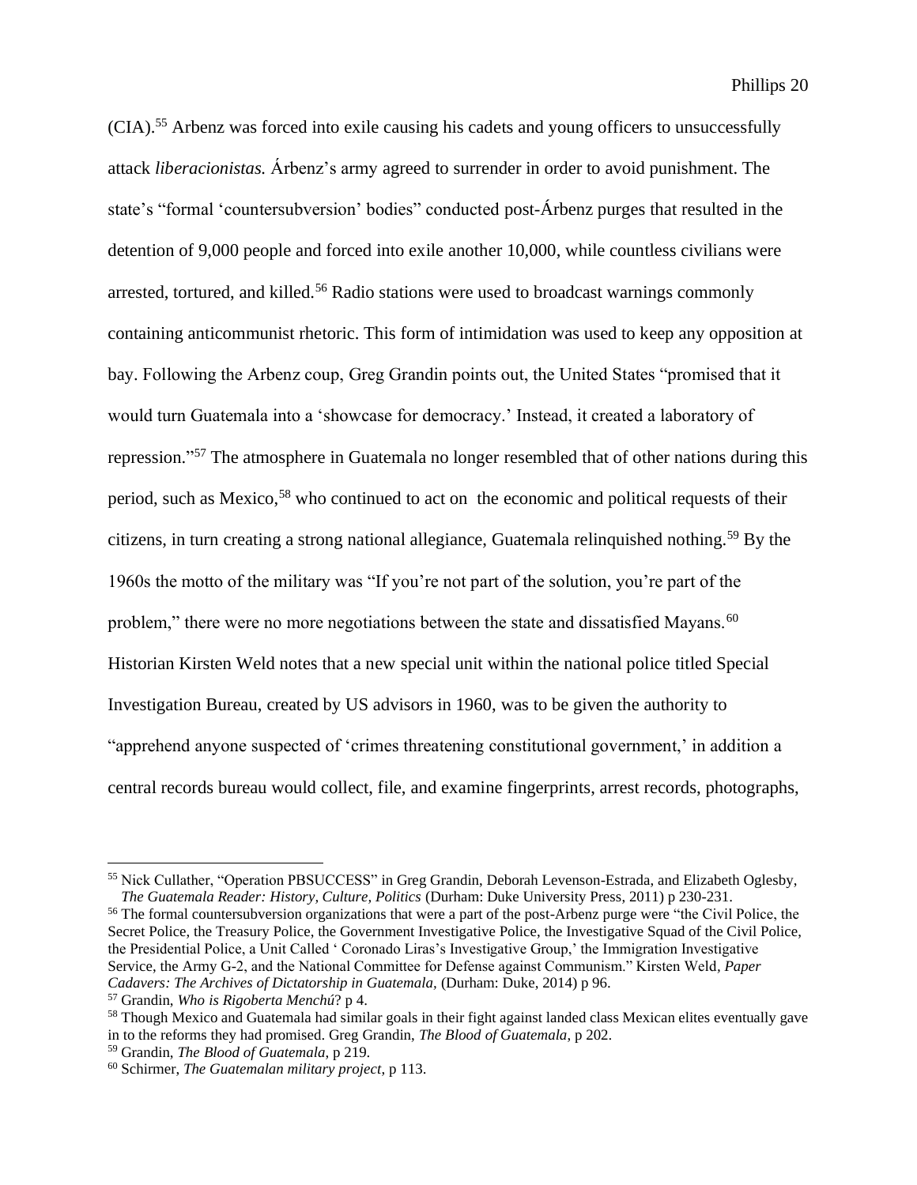(CIA).[55] Arbenz was forced into exile causing his cadets and young officers to unsuccessfully attack *liberacionistas.* Árbenz's army agreed to surrender in order to avoid punishment. The state's "formal 'countersubversion' bodies" conducted post-Árbenz purges that resulted in the detention of 9,000 people and forced into exile another 10,000, while countless civilians were arrested, tortured, and killed.[56] Radio stations were used to broadcast warnings commonly containing anticommunist rhetoric. This form of intimidation was used to keep any opposition at bay. Following the Arbenz coup, Greg Grandin points out, the United States "promised that it would turn Guatemala into a 'showcase for democracy.' Instead, it created a laboratory of repression."[57] The atmosphere in Guatemala no longer resembled that of other nations during this period, such as Mexico,[58] who continued to act on the economic and political requests of their citizens, in turn creating a strong national allegiance, Guatemala relinquished nothing.[59] By the 1960s the motto of the military was "If you're not part of the solution, you're part of the problem," there were no more negotiations between the state and dissatisfied Mayans.[60] Historian Kirsten Weld notes that a new special unit within the national police titled Special Investigation Bureau, created by US advisors in 1960, was to be given the authority to "apprehend anyone suspected of 'crimes threatening constitutional government,' in addition a central records bureau would collect, file, and examine fingerprints, arrest records, photographs,

---

[55] Nick Cullather, "Operation PBSUCCESS" in Greg Grandin, Deborah Levenson-Estrada, and Elizabeth Oglesby, *The Guatemala Reader: History, Culture, Politics* (Durham: Duke University Press, 2011) p 230-231.

[56] The formal countersubversion organizations that were a part of the post-Arbenz purge were "the Civil Police, the Secret Police, the Treasury Police, the Government Investigative Police, the Investigative Squad of the Civil Police, the Presidential Police, a Unit Called ' Coronado Liras's Investigative Group,' the Immigration Investigative Service, the Army G-2, and the National Committee for Defense against Communism." Kirsten Weld, *Paper Cadavers: The Archives of Dictatorship in Guatemala,* (Durham: Duke, 2014) p 96.

[57] Grandin, *Who is Rigoberta Menchú*? p 4.

[58] Though Mexico and Guatemala had similar goals in their fight against landed class Mexican elites eventually gave in to the reforms they had promised. Greg Grandin, *The Blood of Guatemala,* p 202.

[59] Grandin, *The Blood of Guatemala,* p 219.

[60] Schirmer, *The Guatemalan military project,* p 113.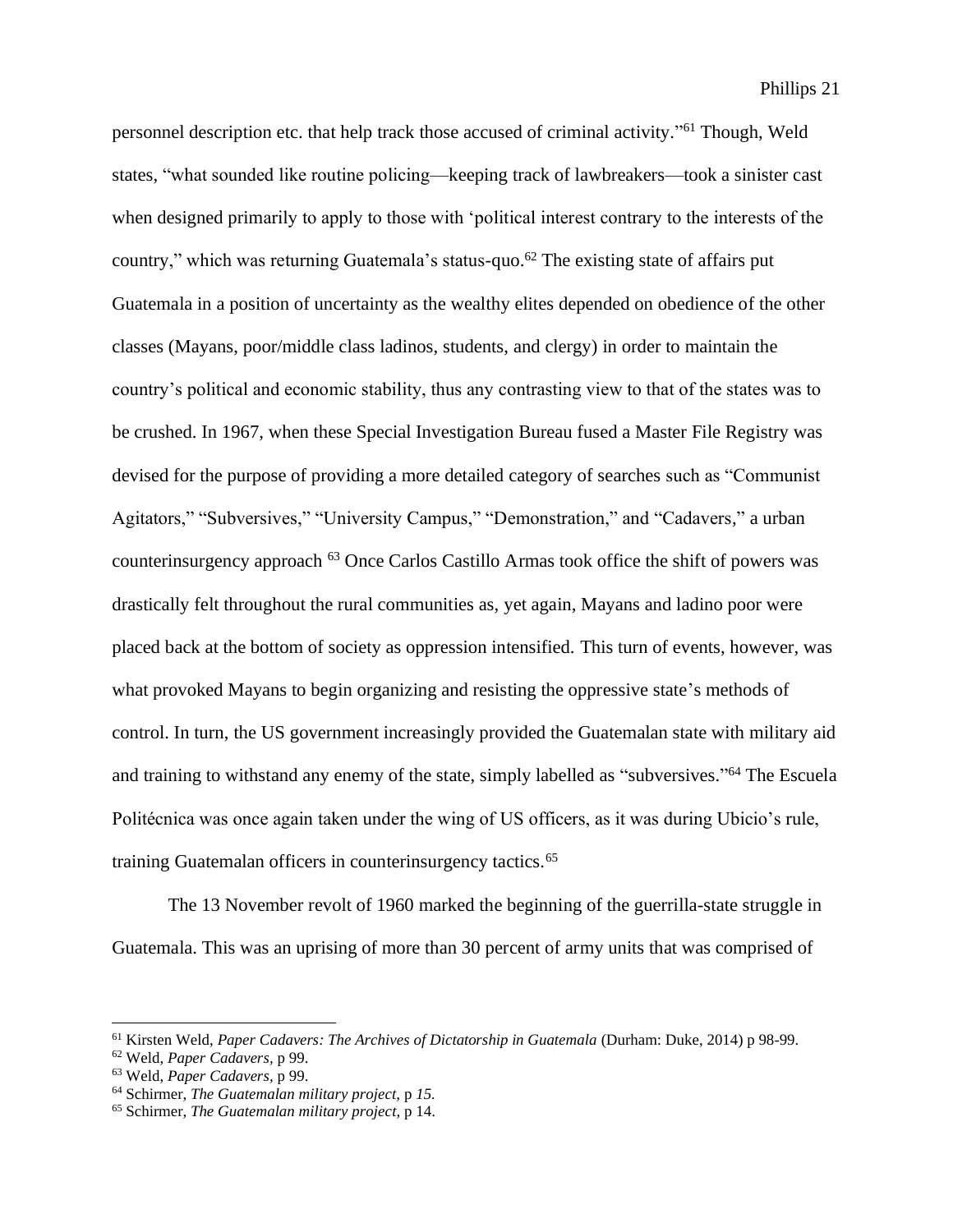personnel description etc. that help track those accused of criminal activity."[61] Though, Weld states, "what sounded like routine policing—keeping track of lawbreakers—took a sinister cast when designed primarily to apply to those with 'political interest contrary to the interests of the country," which was returning Guatemala's status-quo.[62] The existing state of affairs put Guatemala in a position of uncertainty as the wealthy elites depended on obedience of the other classes (Mayans, poor/middle class ladinos, students, and clergy) in order to maintain the country's political and economic stability, thus any contrasting view to that of the states was to be crushed. In 1967, when these Special Investigation Bureau fused a Master File Registry was devised for the purpose of providing a more detailed category of searches such as "Communist Agitators," "Subversives," "University Campus," "Demonstration," and "Cadavers," a urban counterinsurgency approach [63] Once Carlos Castillo Armas took office the shift of powers was drastically felt throughout the rural communities as, yet again, Mayans and ladino poor were placed back at the bottom of society as oppression intensified. This turn of events, however, was what provoked Mayans to begin organizing and resisting the oppressive state's methods of control. In turn, the US government increasingly provided the Guatemalan state with military aid and training to withstand any enemy of the state, simply labelled as "subversives."[64] The Escuela Politécnica was once again taken under the wing of US officers, as it was during Ubicio's rule, training Guatemalan officers in counterinsurgency tactics.[65]

The 13 November revolt of 1960 marked the beginning of the guerrilla-state struggle in Guatemala. This was an uprising of more than 30 percent of army units that was comprised of

---

[61] Kirsten Weld, *Paper Cadavers: The Archives of Dictatorship in Guatemala* (Durham: Duke, 2014) p 98-99.

[62] Weld, *Paper Cadavers,* p 99.

[63] Weld, *Paper Cadavers,* p 99.

[64] Schirmer, *The Guatemalan military project,* p *15.*

[65] Schirmer, *The Guatemalan military project,* p 14.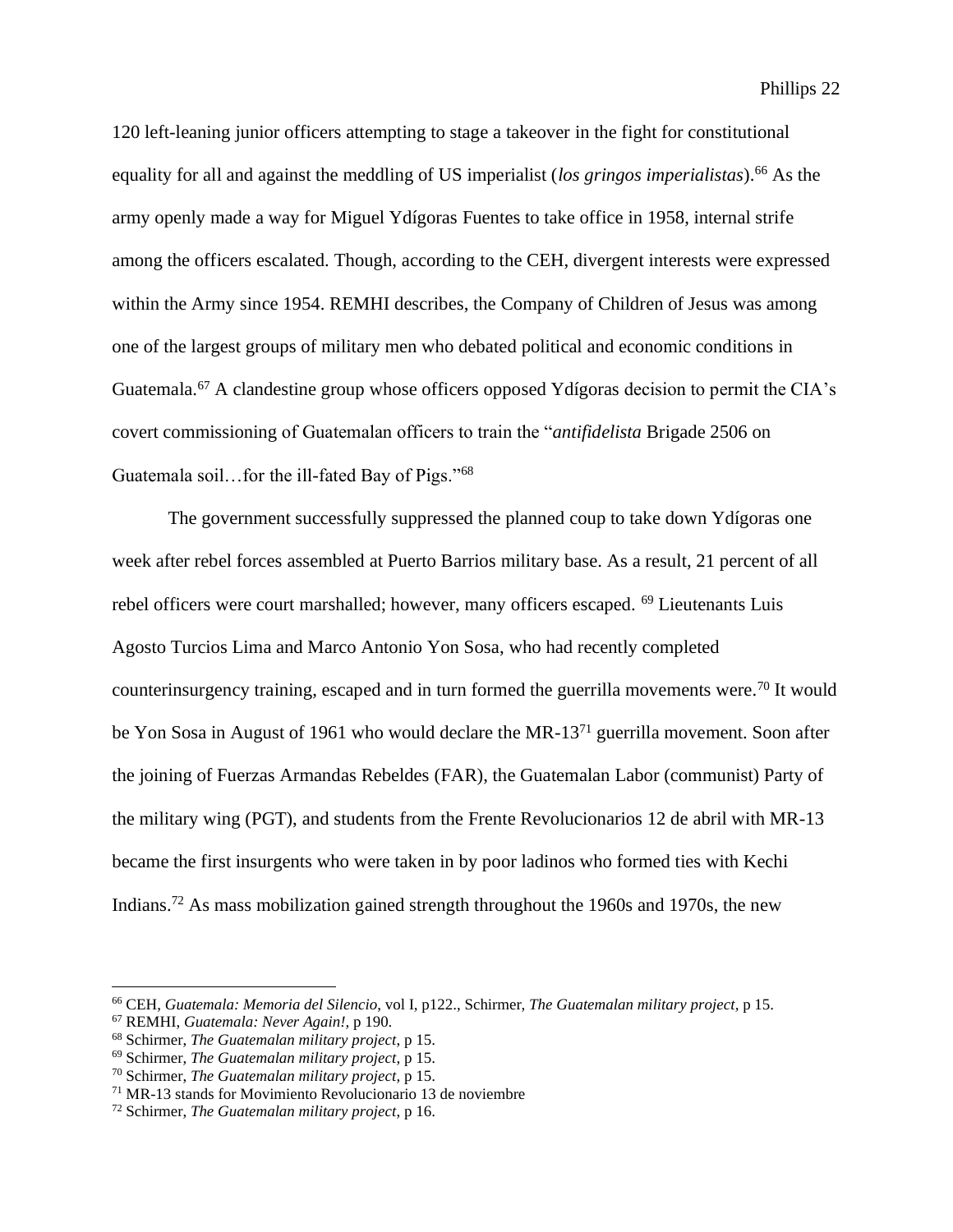120 left-leaning junior officers attempting to stage a takeover in the fight for constitutional equality for all and against the meddling of US imperialist (*los gringos imperialistas*).[66] As the army openly made a way for Miguel Ydígoras Fuentes to take office in 1958, internal strife among the officers escalated. Though, according to the CEH, divergent interests were expressed within the Army since 1954. REMHI describes, the Company of Children of Jesus was among one of the largest groups of military men who debated political and economic conditions in Guatemala.[67] A clandestine group whose officers opposed Ydígoras decision to permit the CIA's covert commissioning of Guatemalan officers to train the "*antifidelista* Brigade 2506 on Guatemala soil…for the ill-fated Bay of Pigs."[68]

The government successfully suppressed the planned coup to take down Ydígoras one week after rebel forces assembled at Puerto Barrios military base. As a result, 21 percent of all rebel officers were court marshalled; however, many officers escaped. [69] Lieutenants Luis Agosto Turcios Lima and Marco Antonio Yon Sosa, who had recently completed counterinsurgency training, escaped and in turn formed the guerrilla movements were.[70] It would be Yon Sosa in August of 1961 who would declare the MR-13[71] guerrilla movement. Soon after the joining of Fuerzas Armandas Rebeldes (FAR), the Guatemalan Labor (communist) Party of the military wing (PGT), and students from the Frente Revolucionarios 12 de abril with MR-13 became the first insurgents who were taken in by poor ladinos who formed ties with Kechi Indians.[72] As mass mobilization gained strength throughout the 1960s and 1970s, the new

---

[66] CEH, *Guatemala: Memoria del Silencio*, vol I, p122., Schirmer, *The Guatemalan military project*, p 15.
[67] REMHI, *Guatemala: Never Again!*, p 190.
[68] Schirmer, *The Guatemalan military project*, p 15.
[69] Schirmer, *The Guatemalan military project*, p 15.
[70] Schirmer, *The Guatemalan military project*, p 15.
[71] MR-13 stands for Movimiento Revolucionario 13 de noviembre
[72] Schirmer, *The Guatemalan military project*, p 16.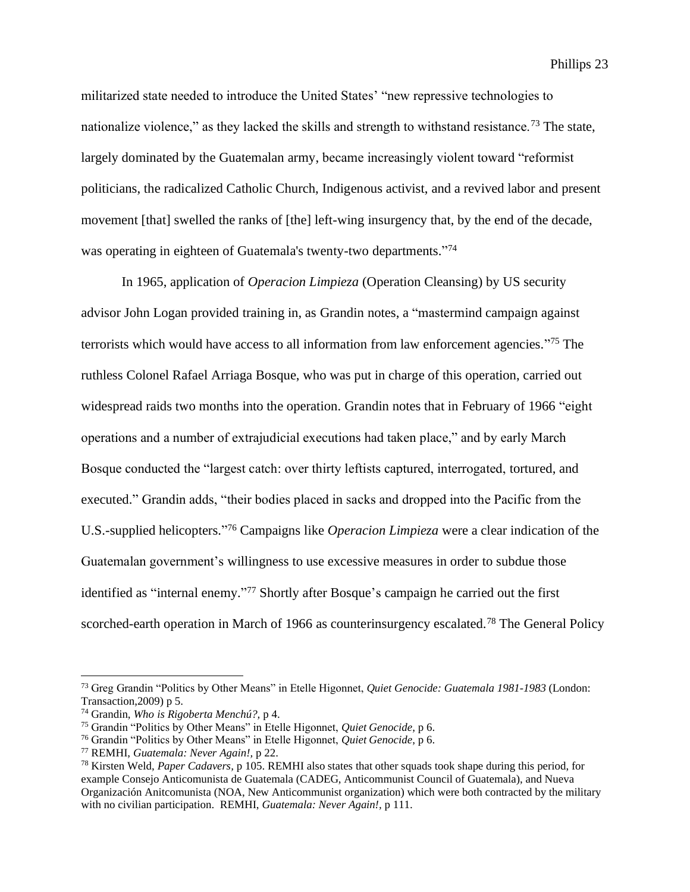militarized state needed to introduce the United States' "new repressive technologies to nationalize violence," as they lacked the skills and strength to withstand resistance.[73] The state, largely dominated by the Guatemalan army, became increasingly violent toward "reformist politicians, the radicalized Catholic Church, Indigenous activist, and a revived labor and present movement [that] swelled the ranks of [the] left-wing insurgency that, by the end of the decade, was operating in eighteen of Guatemala's twenty-two departments."[74]

In 1965, application of *Operacion Limpieza* (Operation Cleansing) by US security advisor John Logan provided training in, as Grandin notes, a "mastermind campaign against terrorists which would have access to all information from law enforcement agencies."[75] The ruthless Colonel Rafael Arriaga Bosque, who was put in charge of this operation, carried out widespread raids two months into the operation. Grandin notes that in February of 1966 "eight operations and a number of extrajudicial executions had taken place," and by early March Bosque conducted the "largest catch: over thirty leftists captured, interrogated, tortured, and executed." Grandin adds, "their bodies placed in sacks and dropped into the Pacific from the U.S.-supplied helicopters."[76] Campaigns like *Operacion Limpieza* were a clear indication of the Guatemalan government's willingness to use excessive measures in order to subdue those identified as "internal enemy."[77] Shortly after Bosque's campaign he carried out the first scorched-earth operation in March of 1966 as counterinsurgency escalated.[78] The General Policy

---

[73] Greg Grandin "Politics by Other Means" in Etelle Higonnet, *Quiet Genocide: Guatemala 1981-1983* (London: Transaction,2009) p 5.

[74] Grandin, *Who is Rigoberta Menchú?,* p 4.

[75] Grandin "Politics by Other Means" in Etelle Higonnet, *Quiet Genocide*, p 6.

[76] Grandin "Politics by Other Means" in Etelle Higonnet, *Quiet Genocide*, p 6.

[77] REMHI, *Guatemala: Never Again!,* p 22.

[78] Kirsten Weld, *Paper Cadavers,* p 105. REMHI also states that other squads took shape during this period, for example Consejo Anticomunista de Guatemala (CADEG, Anticommunist Council of Guatemala), and Nueva Organización Anitcomunista (NOA, New Anticommunist organization) which were both contracted by the military with no civilian participation. REMHI, *Guatemala: Never Again!,* p 111.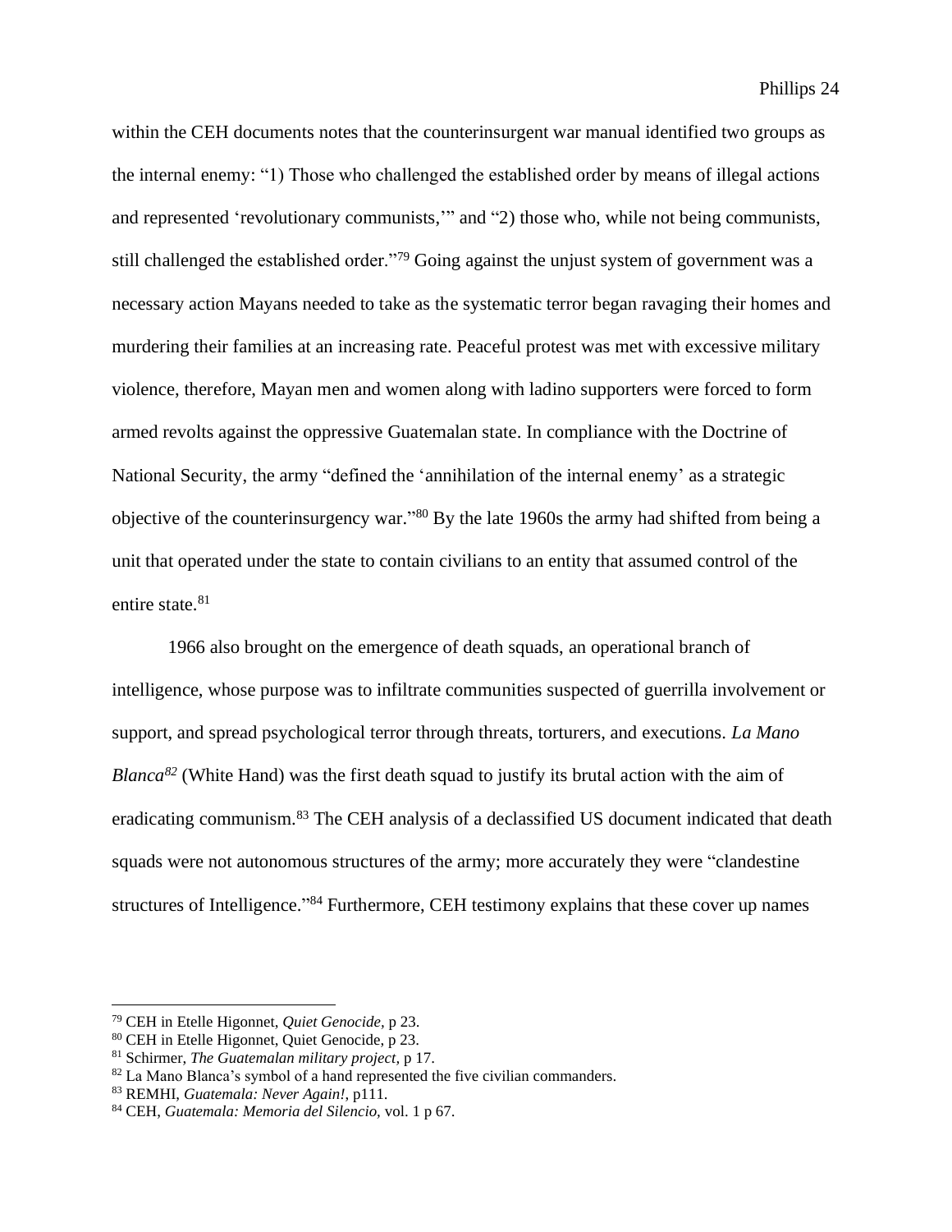within the CEH documents notes that the counterinsurgent war manual identified two groups as the internal enemy: "1) Those who challenged the established order by means of illegal actions and represented 'revolutionary communists,'" and "2) those who, while not being communists, still challenged the established order."[79] Going against the unjust system of government was a necessary action Mayans needed to take as the systematic terror began ravaging their homes and murdering their families at an increasing rate. Peaceful protest was met with excessive military violence, therefore, Mayan men and women along with ladino supporters were forced to form armed revolts against the oppressive Guatemalan state. In compliance with the Doctrine of National Security, the army "defined the 'annihilation of the internal enemy' as a strategic objective of the counterinsurgency war."[80] By the late 1960s the army had shifted from being a unit that operated under the state to contain civilians to an entity that assumed control of the entire state.[81]

1966 also brought on the emergence of death squads, an operational branch of intelligence, whose purpose was to infiltrate communities suspected of guerrilla involvement or support, and spread psychological terror through threats, torturers, and executions. *La Mano Blanca*[82] (White Hand) was the first death squad to justify its brutal action with the aim of eradicating communism.[83] The CEH analysis of a declassified US document indicated that death squads were not autonomous structures of the army; more accurately they were "clandestine structures of Intelligence."[84] Furthermore, CEH testimony explains that these cover up names

---

[79] CEH in Etelle Higonnet, *Quiet Genocide*, p 23.

[80] CEH in Etelle Higonnet, Quiet Genocide, p 23.

[81] Schirmer, *The Guatemalan military project*, p 17.

[82] La Mano Blanca's symbol of a hand represented the five civilian commanders.

[83] REMHI, *Guatemala: Never Again!*, p111.

[84] CEH, *Guatemala: Memoria del Silencio*, vol. 1 p 67.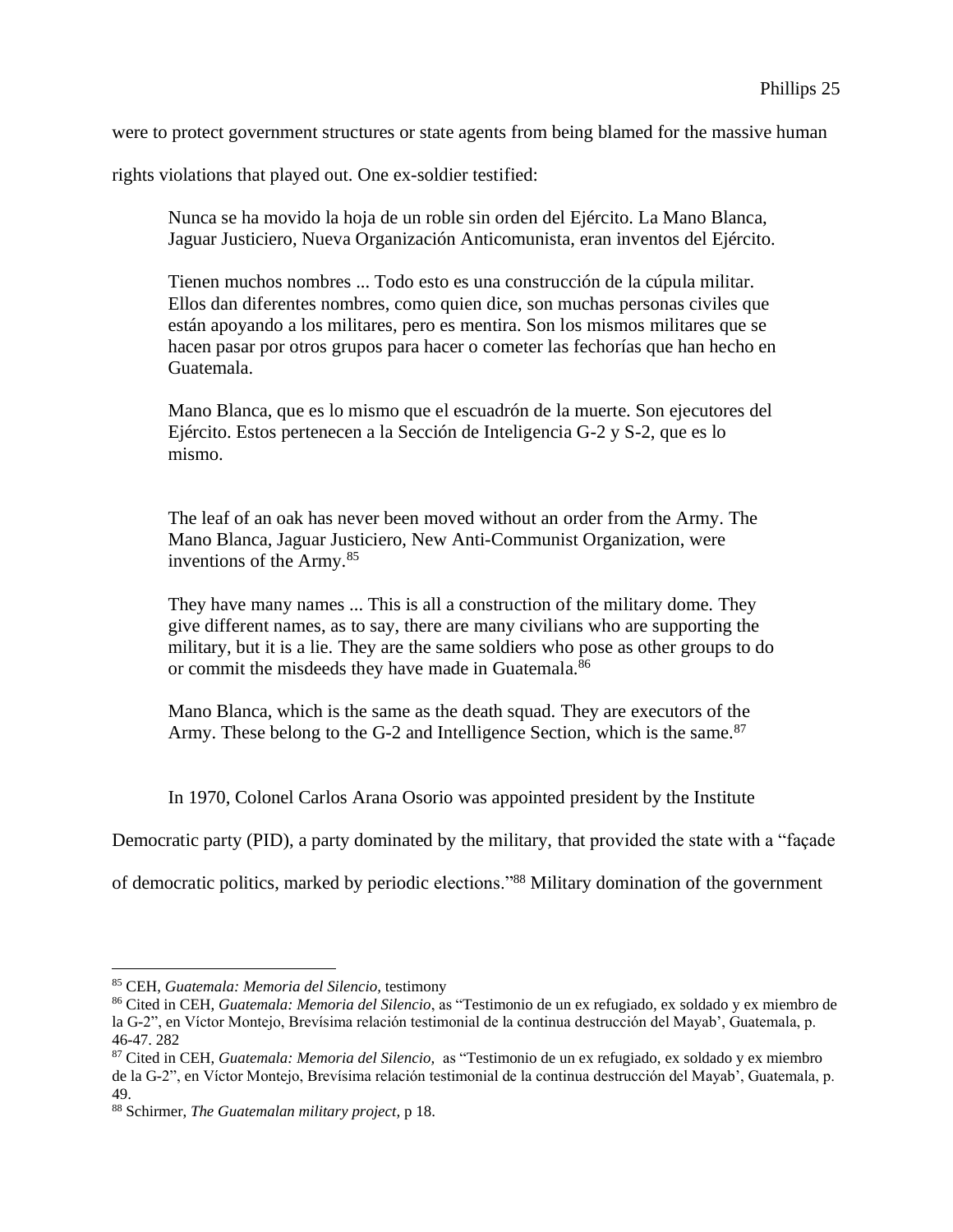were to protect government structures or state agents from being blamed for the massive human rights violations that played out. One ex-soldier testified:

> Nunca se ha movido la hoja de un roble sin orden del Ejército. La Mano Blanca, Jaguar Justiciero, Nueva Organización Anticomunista, eran inventos del Ejército.
>
> Tienen muchos nombres ... Todo esto es una construcción de la cúpula militar. Ellos dan diferentes nombres, como quien dice, son muchas personas civiles que están apoyando a los militares, pero es mentira. Son los mismos militares que se hacen pasar por otros grupos para hacer o cometer las fechorías que han hecho en Guatemala.
>
> Mano Blanca, que es lo mismo que el escuadrón de la muerte. Son ejecutores del Ejército. Estos pertenecen a la Sección de Inteligencia G-2 y S-2, que es lo mismo.
>
> The leaf of an oak has never been moved without an order from the Army. The Mano Blanca, Jaguar Justiciero, New Anti-Communist Organization, were inventions of the Army.[85]
>
> They have many names ... This is all a construction of the military dome. They give different names, as to say, there are many civilians who are supporting the military, but it is a lie. They are the same soldiers who pose as other groups to do or commit the misdeeds they have made in Guatemala.[86]
>
> Mano Blanca, which is the same as the death squad. They are executors of the Army. These belong to the G-2 and Intelligence Section, which is the same.[87]

In 1970, Colonel Carlos Arana Osorio was appointed president by the Institute Democratic party (PID), a party dominated by the military, that provided the state with a "façade of democratic politics, marked by periodic elections."[88] Military domination of the government

---

[85] CEH, *Guatemala: Memoria del Silencio,* testimony

[86] Cited in CEH, *Guatemala: Memoria del Silencio*, as "Testimonio de un ex refugiado, ex soldado y ex miembro de la G-2", en Víctor Montejo, Brevísima relación testimonial de la continua destrucción del Mayab', Guatemala, p. 46-47. 282

[87] Cited in CEH, *Guatemala: Memoria del Silencio,* as "Testimonio de un ex refugiado, ex soldado y ex miembro de la G-2", en Víctor Montejo, Brevísima relación testimonial de la continua destrucción del Mayab', Guatemala, p. 49.

[88] Schirmer, *The Guatemalan military project,* p 18.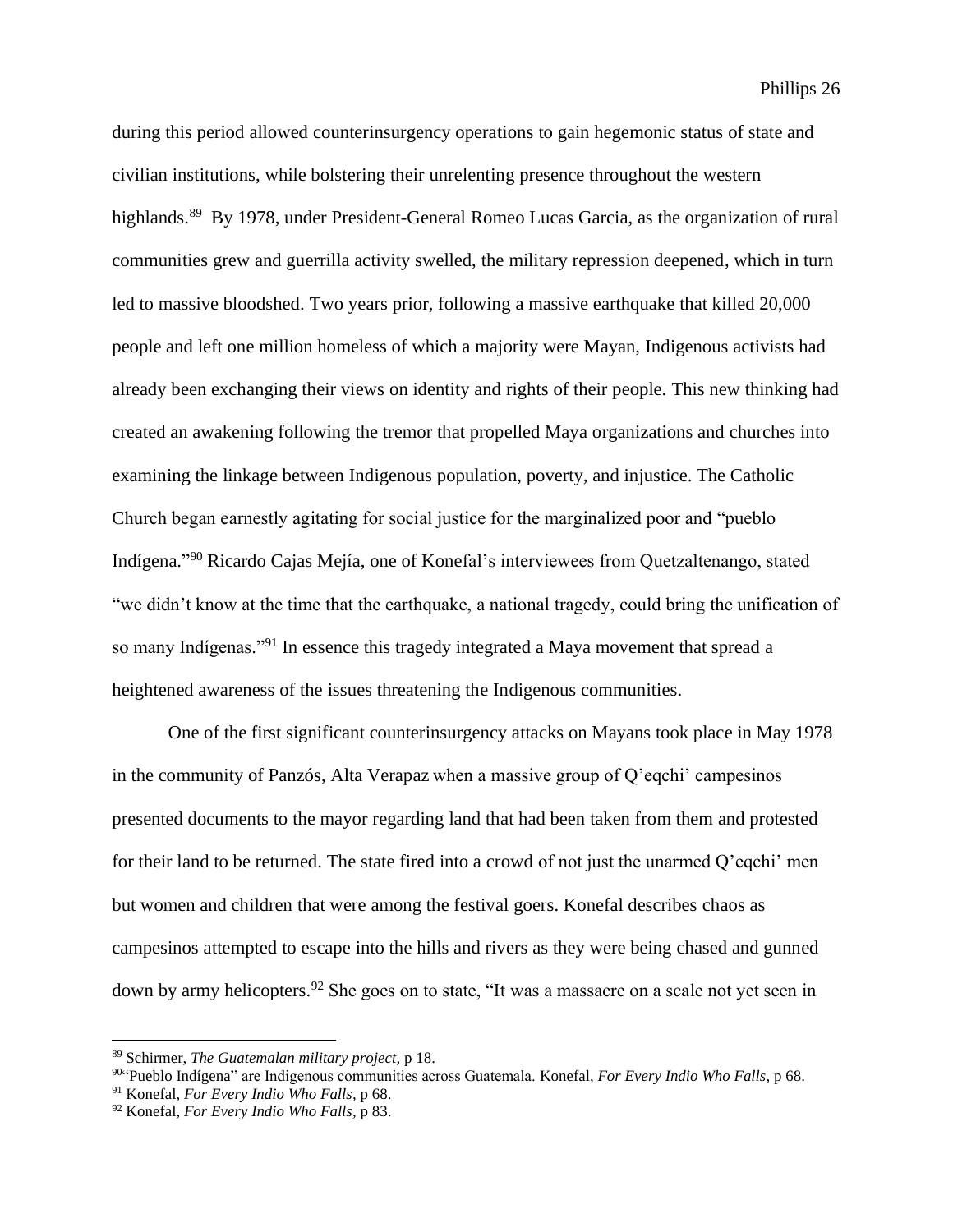during this period allowed counterinsurgency operations to gain hegemonic status of state and civilian institutions, while bolstering their unrelenting presence throughout the western highlands.[89] By 1978, under President-General Romeo Lucas Garcia, as the organization of rural communities grew and guerrilla activity swelled, the military repression deepened, which in turn led to massive bloodshed. Two years prior, following a massive earthquake that killed 20,000 people and left one million homeless of which a majority were Mayan, Indigenous activists had already been exchanging their views on identity and rights of their people. This new thinking had created an awakening following the tremor that propelled Maya organizations and churches into examining the linkage between Indigenous population, poverty, and injustice. The Catholic Church began earnestly agitating for social justice for the marginalized poor and "pueblo Indígena."[90] Ricardo Cajas Mejía, one of Konefal's interviewees from Quetzaltenango, stated "we didn't know at the time that the earthquake, a national tragedy, could bring the unification of so many Indígenas."[91] In essence this tragedy integrated a Maya movement that spread a heightened awareness of the issues threatening the Indigenous communities.

One of the first significant counterinsurgency attacks on Mayans took place in May 1978 in the community of Panzós, Alta Verapaz when a massive group of Q'eqchi' campesinos presented documents to the mayor regarding land that had been taken from them and protested for their land to be returned. The state fired into a crowd of not just the unarmed Q'eqchi' men but women and children that were among the festival goers. Konefal describes chaos as campesinos attempted to escape into the hills and rivers as they were being chased and gunned down by army helicopters.[92] She goes on to state, "It was a massacre on a scale not yet seen in

---

[89] Schirmer, *The Guatemalan military project,* p 18.

[90] "Pueblo Indígena" are Indigenous communities across Guatemala. Konefal, *For Every Indio Who Falls,* p 68.

[91] Konefal, *For Every Indio Who Falls,* p 68.

[92] Konefal, *For Every Indio Who Falls*, p 83.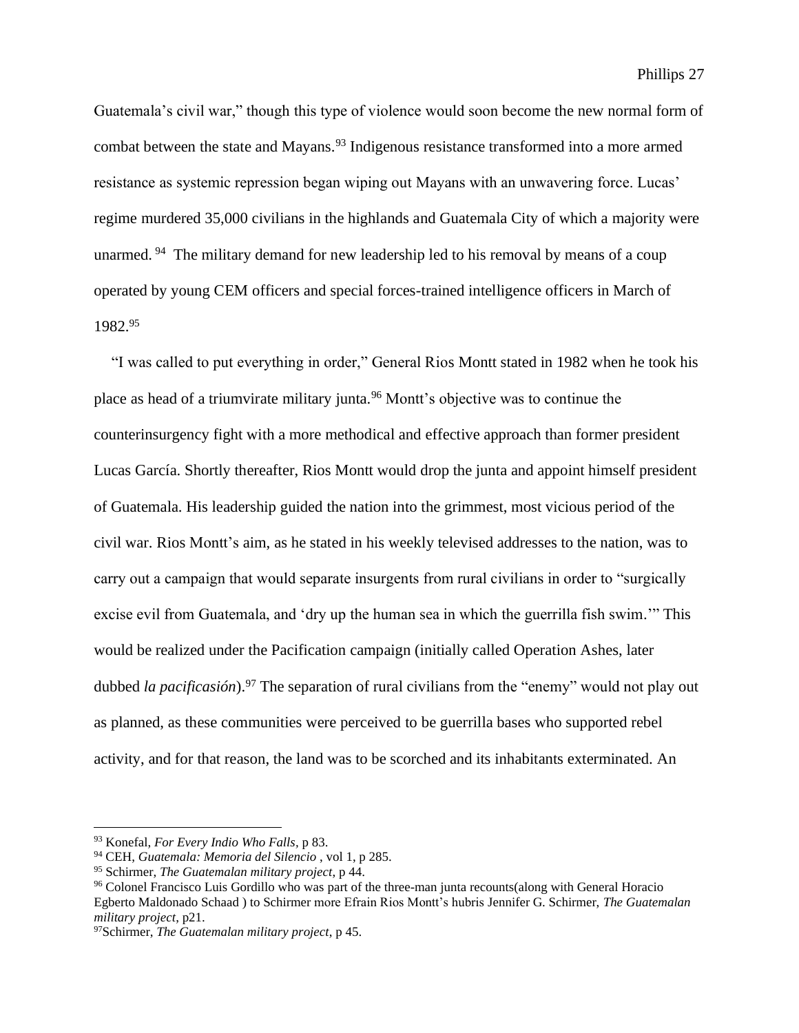Guatemala's civil war," though this type of violence would soon become the new normal form of combat between the state and Mayans.[93] Indigenous resistance transformed into a more armed resistance as systemic repression began wiping out Mayans with an unwavering force. Lucas' regime murdered 35,000 civilians in the highlands and Guatemala City of which a majority were unarmed. [94] The military demand for new leadership led to his removal by means of a coup operated by young CEM officers and special forces-trained intelligence officers in March of 1982.[95]

"I was called to put everything in order," General Rios Montt stated in 1982 when he took his place as head of a triumvirate military junta.[96] Montt's objective was to continue the counterinsurgency fight with a more methodical and effective approach than former president Lucas García. Shortly thereafter, Rios Montt would drop the junta and appoint himself president of Guatemala. His leadership guided the nation into the grimmest, most vicious period of the civil war. Rios Montt's aim, as he stated in his weekly televised addresses to the nation, was to carry out a campaign that would separate insurgents from rural civilians in order to "surgically excise evil from Guatemala, and 'dry up the human sea in which the guerrilla fish swim.'" This would be realized under the Pacification campaign (initially called Operation Ashes, later dubbed *la pacificasión*).[97] The separation of rural civilians from the "enemy" would not play out as planned, as these communities were perceived to be guerrilla bases who supported rebel activity, and for that reason, the land was to be scorched and its inhabitants exterminated. An

---

[93] Konefal, *For Every Indio Who Falls*, p 83.

[94] CEH, *Guatemala: Memoria del Silencio* , vol 1, p 285.

[95] Schirmer, *The Guatemalan military project*, p 44.

[96] Colonel Francisco Luis Gordillo who was part of the three-man junta recounts(along with General Horacio Egberto Maldonado Schaad ) to Schirmer more Efrain Rios Montt's hubris Jennifer G. Schirmer, *The Guatemalan military project*, p21.

[97] Schirmer, *The Guatemalan military project*, p 45.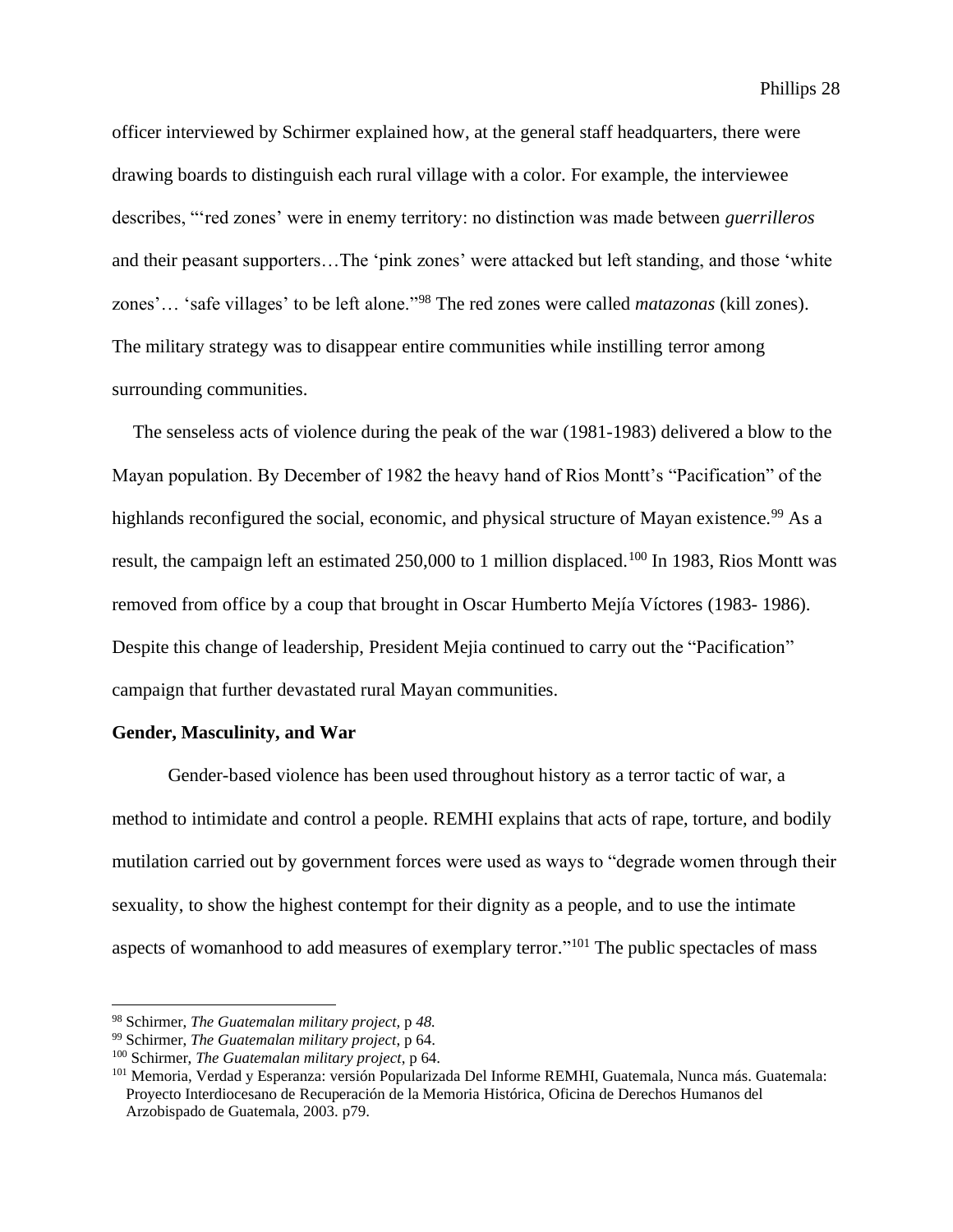officer interviewed by Schirmer explained how, at the general staff headquarters, there were drawing boards to distinguish each rural village with a color. For example, the interviewee describes, "'red zones' were in enemy territory: no distinction was made between *guerrilleros* and their peasant supporters…The 'pink zones' were attacked but left standing, and those 'white zones'… 'safe villages' to be left alone."[98] The red zones were called *matazonas* (kill zones). The military strategy was to disappear entire communities while instilling terror among surrounding communities.

The senseless acts of violence during the peak of the war (1981-1983) delivered a blow to the Mayan population. By December of 1982 the heavy hand of Rios Montt's "Pacification" of the highlands reconfigured the social, economic, and physical structure of Mayan existence.[99] As a result, the campaign left an estimated 250,000 to 1 million displaced.[100] In 1983, Rios Montt was removed from office by a coup that brought in Oscar Humberto Mejía Víctores (1983- 1986). Despite this change of leadership, President Mejia continued to carry out the "Pacification" campaign that further devastated rural Mayan communities.

**Gender, Masculinity, and War**

Gender-based violence has been used throughout history as a terror tactic of war, a method to intimidate and control a people. REMHI explains that acts of rape, torture, and bodily mutilation carried out by government forces were used as ways to "degrade women through their sexuality, to show the highest contempt for their dignity as a people, and to use the intimate aspects of womanhood to add measures of exemplary terror."[101] The public spectacles of mass

---

[98] Schirmer, *The Guatemalan military project,* p *48.*

[99] Schirmer, *The Guatemalan military project,* p 64.

[100] Schirmer, *The Guatemalan military project*, p 64.

[101] Memoria, Verdad y Esperanza: versión Popularizada Del Informe REMHI, Guatemala, Nunca más. Guatemala: Proyecto Interdiocesano de Recuperación de la Memoria Histórica, Oficina de Derechos Humanos del Arzobispado de Guatemala, 2003. p79.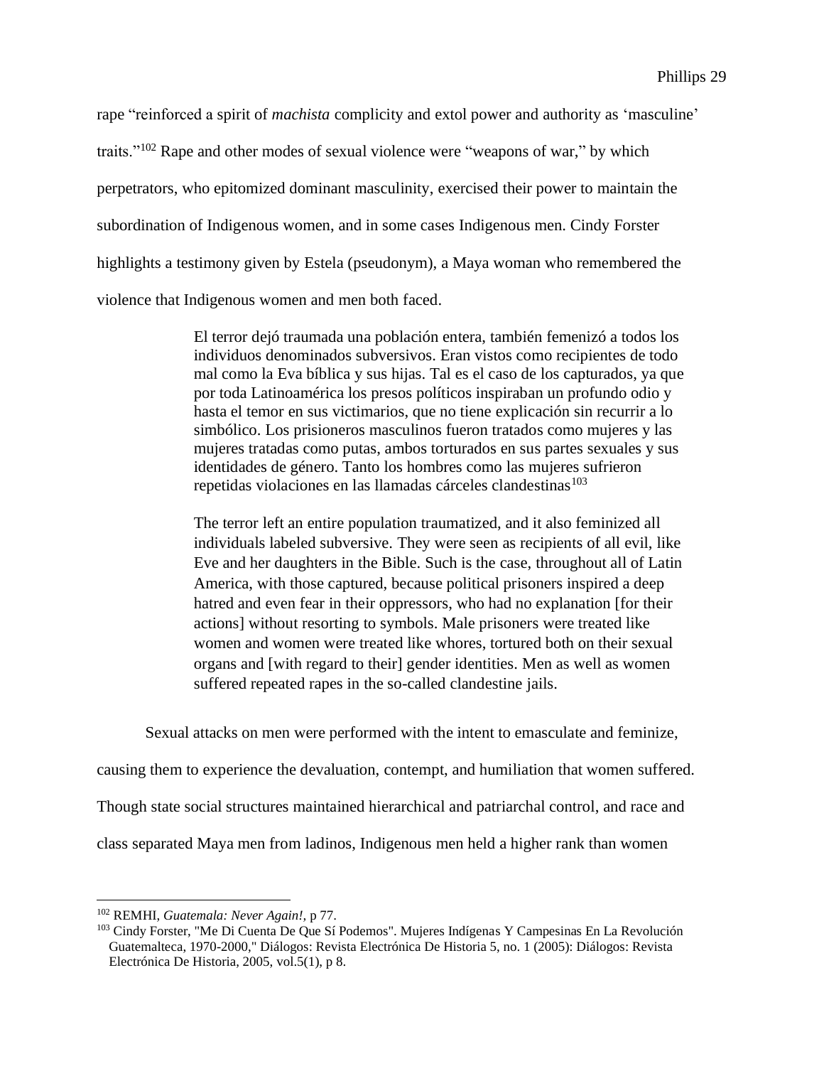rape "reinforced a spirit of *machista* complicity and extol power and authority as 'masculine' traits."[102] Rape and other modes of sexual violence were "weapons of war," by which perpetrators, who epitomized dominant masculinity, exercised their power to maintain the subordination of Indigenous women, and in some cases Indigenous men. Cindy Forster highlights a testimony given by Estela (pseudonym), a Maya woman who remembered the violence that Indigenous women and men both faced.

> El terror dejó traumada una población entera, también femenizó a todos los individuos denominados subversivos. Eran vistos como recipientes de todo mal como la Eva bíblica y sus hijas. Tal es el caso de los capturados, ya que por toda Latinoamérica los presos políticos inspiraban un profundo odio y hasta el temor en sus victimarios, que no tiene explicación sin recurrir a lo simbólico. Los prisioneros masculinos fueron tratados como mujeres y las mujeres tratadas como putas, ambos torturados en sus partes sexuales y sus identidades de género. Tanto los hombres como las mujeres sufrieron repetidas violaciones en las llamadas cárceles clandestinas[103]
>
> The terror left an entire population traumatized, and it also feminized all individuals labeled subversive. They were seen as recipients of all evil, like Eve and her daughters in the Bible. Such is the case, throughout all of Latin America, with those captured, because political prisoners inspired a deep hatred and even fear in their oppressors, who had no explanation [for their actions] without resorting to symbols. Male prisoners were treated like women and women were treated like whores, tortured both on their sexual organs and [with regard to their] gender identities. Men as well as women suffered repeated rapes in the so-called clandestine jails.

Sexual attacks on men were performed with the intent to emasculate and feminize, causing them to experience the devaluation, contempt, and humiliation that women suffered. Though state social structures maintained hierarchical and patriarchal control, and race and class separated Maya men from ladinos, Indigenous men held a higher rank than women

---

[102] REMHI, *Guatemala: Never Again!,* p 77.

[103] Cindy Forster, "Me Di Cuenta De Que Sí Podemos". Mujeres Indígenas Y Campesinas En La Revolución Guatemalteca, 1970-2000," Diálogos: Revista Electrónica De Historia 5, no. 1 (2005): Diálogos: Revista Electrónica De Historia, 2005, vol.5(1), p 8.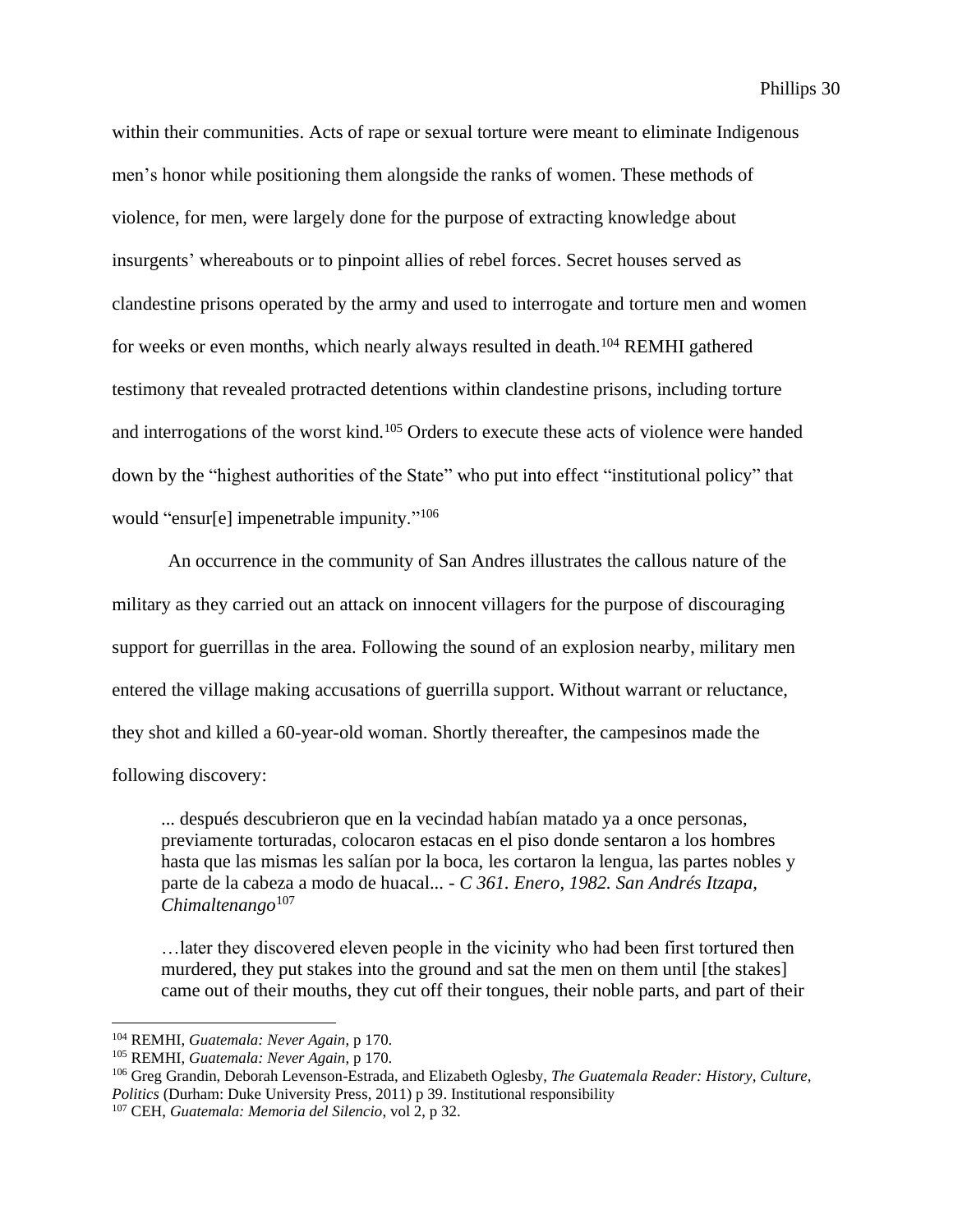within their communities. Acts of rape or sexual torture were meant to eliminate Indigenous men's honor while positioning them alongside the ranks of women. These methods of violence, for men, were largely done for the purpose of extracting knowledge about insurgents' whereabouts or to pinpoint allies of rebel forces. Secret houses served as clandestine prisons operated by the army and used to interrogate and torture men and women for weeks or even months, which nearly always resulted in death.[104] REMHI gathered testimony that revealed protracted detentions within clandestine prisons, including torture and interrogations of the worst kind.[105] Orders to execute these acts of violence were handed down by the "highest authorities of the State" who put into effect "institutional policy" that would "ensur[e] impenetrable impunity."[106]

An occurrence in the community of San Andres illustrates the callous nature of the military as they carried out an attack on innocent villagers for the purpose of discouraging support for guerrillas in the area. Following the sound of an explosion nearby, military men entered the village making accusations of guerrilla support. Without warrant or reluctance, they shot and killed a 60-year-old woman. Shortly thereafter, the campesinos made the following discovery:

> ... después descubrieron que en la vecindad habían matado ya a once personas, previamente torturadas, colocaron estacas en el piso donde sentaron a los hombres hasta que las mismas les salían por la boca, les cortaron la lengua, las partes nobles y parte de la cabeza a modo de huacal... - *C 361. Enero, 1982. San Andrés Itzapa, Chimaltenango*[107]

> …later they discovered eleven people in the vicinity who had been first tortured then murdered, they put stakes into the ground and sat the men on them until [the stakes] came out of their mouths, they cut off their tongues, their noble parts, and part of their

---

[104] REMHI, *Guatemala: Never Again*, p 170.

[105] REMHI, *Guatemala: Never Again*, p 170.

[106] Greg Grandin, Deborah Levenson-Estrada, and Elizabeth Oglesby, *The Guatemala Reader: History, Culture, Politics* (Durham: Duke University Press, 2011) p 39. Institutional responsibility

[107] CEH, *Guatemala: Memoria del Silencio*, vol 2, p 32.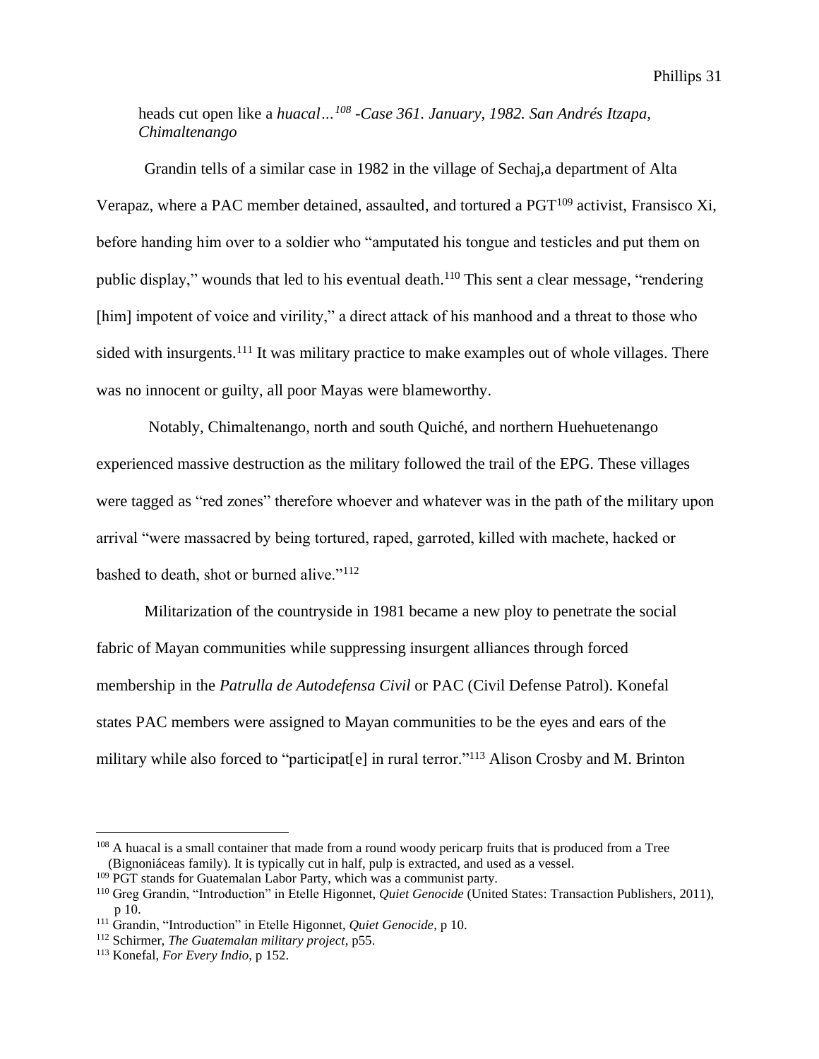heads cut open like a *huacal…*[108] *-Case 361. January, 1982. San Andrés Itzapa, Chimaltenango*

Grandin tells of a similar case in 1982 in the village of Sechaj,a department of Alta Verapaz, where a PAC member detained, assaulted, and tortured a PGT[109] activist, Fransisco Xi, before handing him over to a soldier who "amputated his tongue and testicles and put them on public display," wounds that led to his eventual death.[110] This sent a clear message, "rendering [him] impotent of voice and virility," a direct attack of his manhood and a threat to those who sided with insurgents.[111] It was military practice to make examples out of whole villages. There was no innocent or guilty, all poor Mayas were blameworthy.

Notably, Chimaltenango, north and south Quiché, and northern Huehuetenango experienced massive destruction as the military followed the trail of the EPG. These villages were tagged as "red zones" therefore whoever and whatever was in the path of the military upon arrival "were massacred by being tortured, raped, garroted, killed with machete, hacked or bashed to death, shot or burned alive."[112]

Militarization of the countryside in 1981 became a new ploy to penetrate the social fabric of Mayan communities while suppressing insurgent alliances through forced membership in the *Patrulla de Autodefensa Civil* or PAC (Civil Defense Patrol). Konefal states PAC members were assigned to Mayan communities to be the eyes and ears of the military while also forced to "participat[e] in rural terror."[113] Alison Crosby and M. Brinton

---

[108] A huacal is a small container that made from a round woody pericarp fruits that is produced from a Tree (Bignoniáceas family). It is typically cut in half, pulp is extracted, and used as a vessel.

[109] PGT stands for Guatemalan Labor Party, which was a communist party.

[110] Greg Grandin, "Introduction" in Etelle Higonnet, *Quiet Genocide* (United States: Transaction Publishers, 2011), p 10.

[111] Grandin, "Introduction" in Etelle Higonnet, *Quiet Genocide*, p 10.

[112] Schirmer, *The Guatemalan military project*, p55.

[113] Konefal, *For Every Indio*, p 152.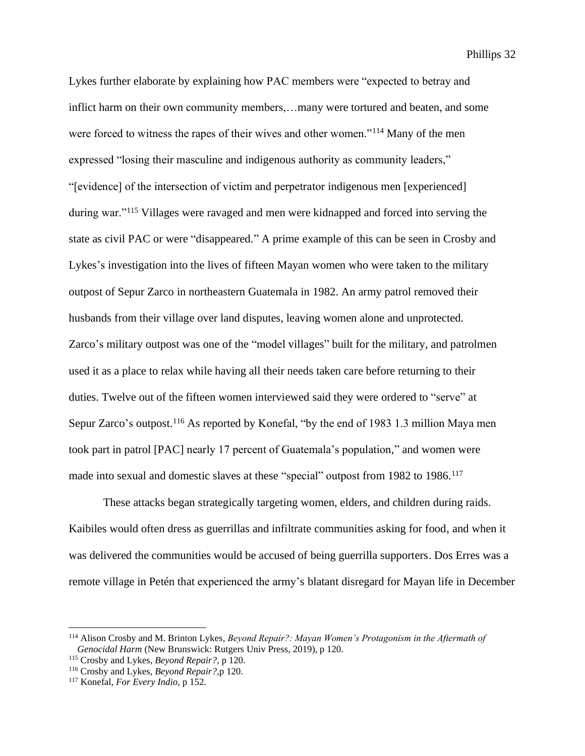Lykes further elaborate by explaining how PAC members were "expected to betray and inflict harm on their own community members,…many were tortured and beaten, and some were forced to witness the rapes of their wives and other women."[114] Many of the men expressed "losing their masculine and indigenous authority as community leaders," "[evidence] of the intersection of victim and perpetrator indigenous men [experienced] during war."[115] Villages were ravaged and men were kidnapped and forced into serving the state as civil PAC or were "disappeared." A prime example of this can be seen in Crosby and Lykes's investigation into the lives of fifteen Mayan women who were taken to the military outpost of Sepur Zarco in northeastern Guatemala in 1982. An army patrol removed their husbands from their village over land disputes, leaving women alone and unprotected. Zarco's military outpost was one of the "model villages" built for the military, and patrolmen used it as a place to relax while having all their needs taken care before returning to their duties. Twelve out of the fifteen women interviewed said they were ordered to "serve" at Sepur Zarco's outpost.[116] As reported by Konefal, "by the end of 1983 1.3 million Maya men took part in patrol [PAC] nearly 17 percent of Guatemala's population," and women were made into sexual and domestic slaves at these "special" outpost from 1982 to 1986.[117]

These attacks began strategically targeting women, elders, and children during raids. Kaibiles would often dress as guerrillas and infiltrate communities asking for food, and when it was delivered the communities would be accused of being guerrilla supporters. Dos Erres was a remote village in Petén that experienced the army's blatant disregard for Mayan life in December

---

[114] Alison Crosby and M. Brinton Lykes, *Beyond Repair?: Mayan Women's Protagonism in the Aftermath of Genocidal Harm* (New Brunswick: Rutgers Univ Press, 2019), p 120.

[115] Crosby and Lykes, *Beyond Repair?*, p 120.

[116] Crosby and Lykes, *Beyond Repair?*,p 120.

[117] Konefal, *For Every Indio*, p 152.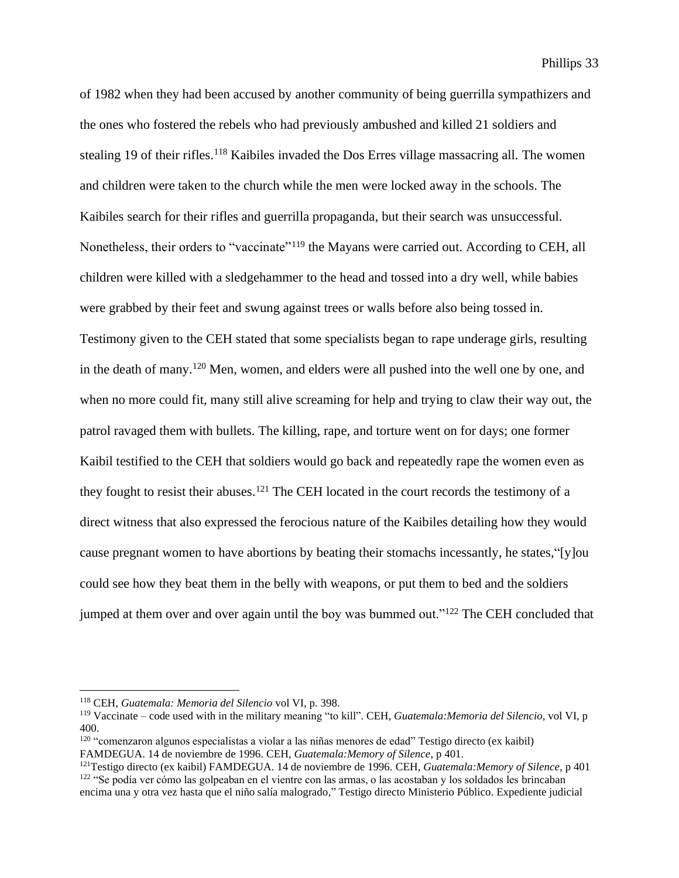of 1982 when they had been accused by another community of being guerrilla sympathizers and the ones who fostered the rebels who had previously ambushed and killed 21 soldiers and stealing 19 of their rifles.[118] Kaibiles invaded the Dos Erres village massacring all. The women and children were taken to the church while the men were locked away in the schools. The Kaibiles search for their rifles and guerrilla propaganda, but their search was unsuccessful. Nonetheless, their orders to "vaccinate"[119] the Mayans were carried out. According to CEH, all children were killed with a sledgehammer to the head and tossed into a dry well, while babies were grabbed by their feet and swung against trees or walls before also being tossed in. Testimony given to the CEH stated that some specialists began to rape underage girls, resulting in the death of many.[120] Men, women, and elders were all pushed into the well one by one, and when no more could fit, many still alive screaming for help and trying to claw their way out, the patrol ravaged them with bullets. The killing, rape, and torture went on for days; one former Kaibil testified to the CEH that soldiers would go back and repeatedly rape the women even as they fought to resist their abuses.[121] The CEH located in the court records the testimony of a direct witness that also expressed the ferocious nature of the Kaibiles detailing how they would cause pregnant women to have abortions by beating their stomachs incessantly, he states,"[y]ou could see how they beat them in the belly with weapons, or put them to bed and the soldiers jumped at them over and over again until the boy was bummed out."[122] The CEH concluded that

---

[118] CEH, *Guatemala: Memoria del Silencio* vol VI, p. 398.

[119] Vaccinate – code used with in the military meaning "to kill". CEH, *Guatemala:Memoria del Silencio*, vol VI, p 400.

[120] "comenzaron algunos especialistas a violar a las niñas menores de edad" Testigo directo (ex kaibil) FAMDEGUA. 14 de noviembre de 1996. CEH, *Guatemala:Memory of Silence*, p 401.

[121] Testigo directo (ex kaibil) FAMDEGUA. 14 de noviembre de 1996. CEH, *Guatemala:Memory of Silence*, p 401

[122] "Se podía ver cómo las golpeaban en el vientre con las armas, o las acostaban y los soldados les brincaban encima una y otra vez hasta que el niño salía malogrado," Testigo directo Ministerio Público. Expediente judicial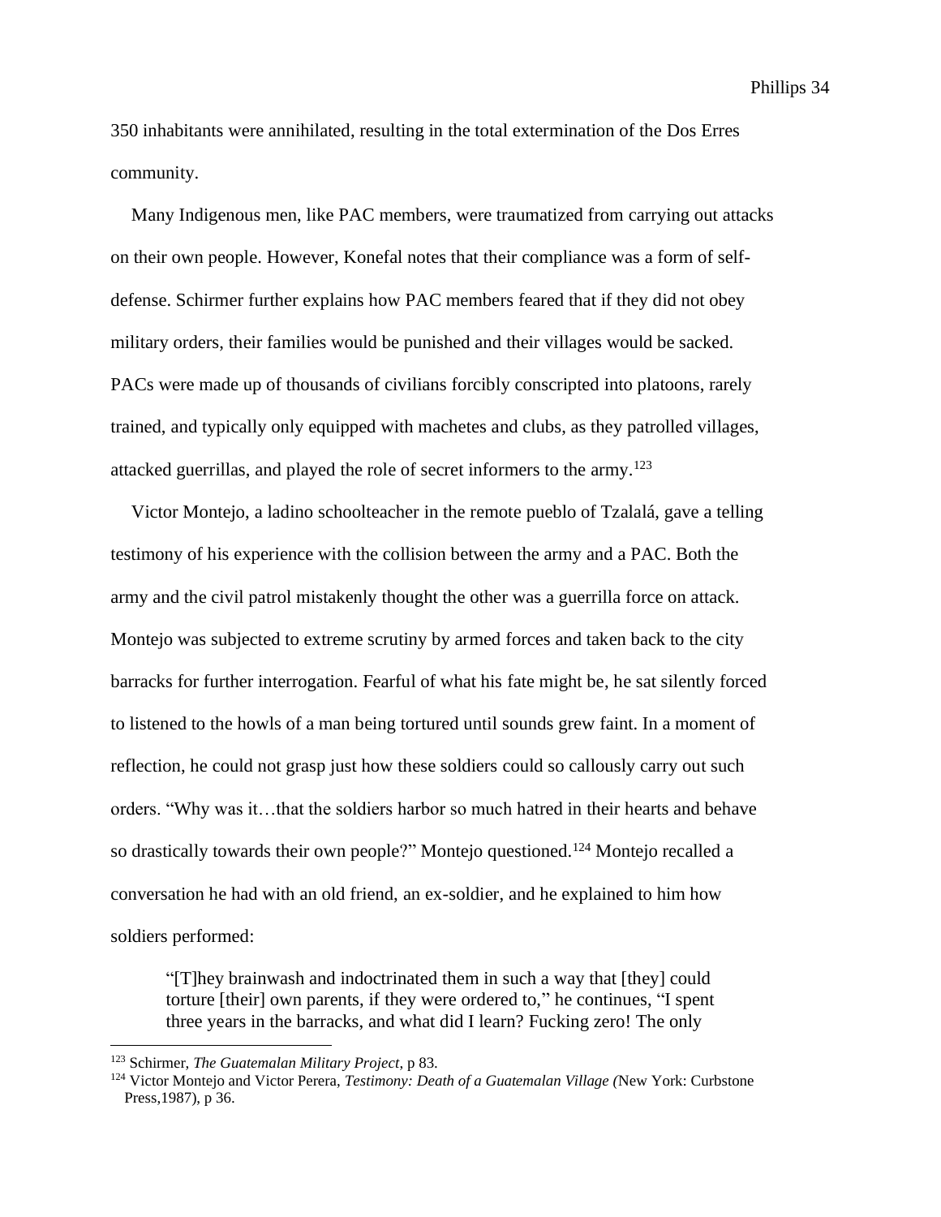350 inhabitants were annihilated, resulting in the total extermination of the Dos Erres community.

Many Indigenous men, like PAC members, were traumatized from carrying out attacks on their own people. However, Konefal notes that their compliance was a form of self-defense. Schirmer further explains how PAC members feared that if they did not obey military orders, their families would be punished and their villages would be sacked. PACs were made up of thousands of civilians forcibly conscripted into platoons, rarely trained, and typically only equipped with machetes and clubs, as they patrolled villages, attacked guerrillas, and played the role of secret informers to the army.[123]

Victor Montejo, a ladino schoolteacher in the remote pueblo of Tzalalá, gave a telling testimony of his experience with the collision between the army and a PAC. Both the army and the civil patrol mistakenly thought the other was a guerrilla force on attack. Montejo was subjected to extreme scrutiny by armed forces and taken back to the city barracks for further interrogation. Fearful of what his fate might be, he sat silently forced to listened to the howls of a man being tortured until sounds grew faint. In a moment of reflection, he could not grasp just how these soldiers could so callously carry out such orders. "Why was it…that the soldiers harbor so much hatred in their hearts and behave so drastically towards their own people?" Montejo questioned.[124] Montejo recalled a conversation he had with an old friend, an ex-soldier, and he explained to him how soldiers performed:

> "[T]hey brainwash and indoctrinated them in such a way that [they] could torture [their] own parents, if they were ordered to," he continues, "I spent three years in the barracks, and what did I learn? Fucking zero! The only

---

[123] Schirmer, *The Guatemalan Military Project*, p 83.

[124] Victor Montejo and Victor Perera, *Testimony: Death of a Guatemalan Village (*New York: Curbstone Press,1987), p 36.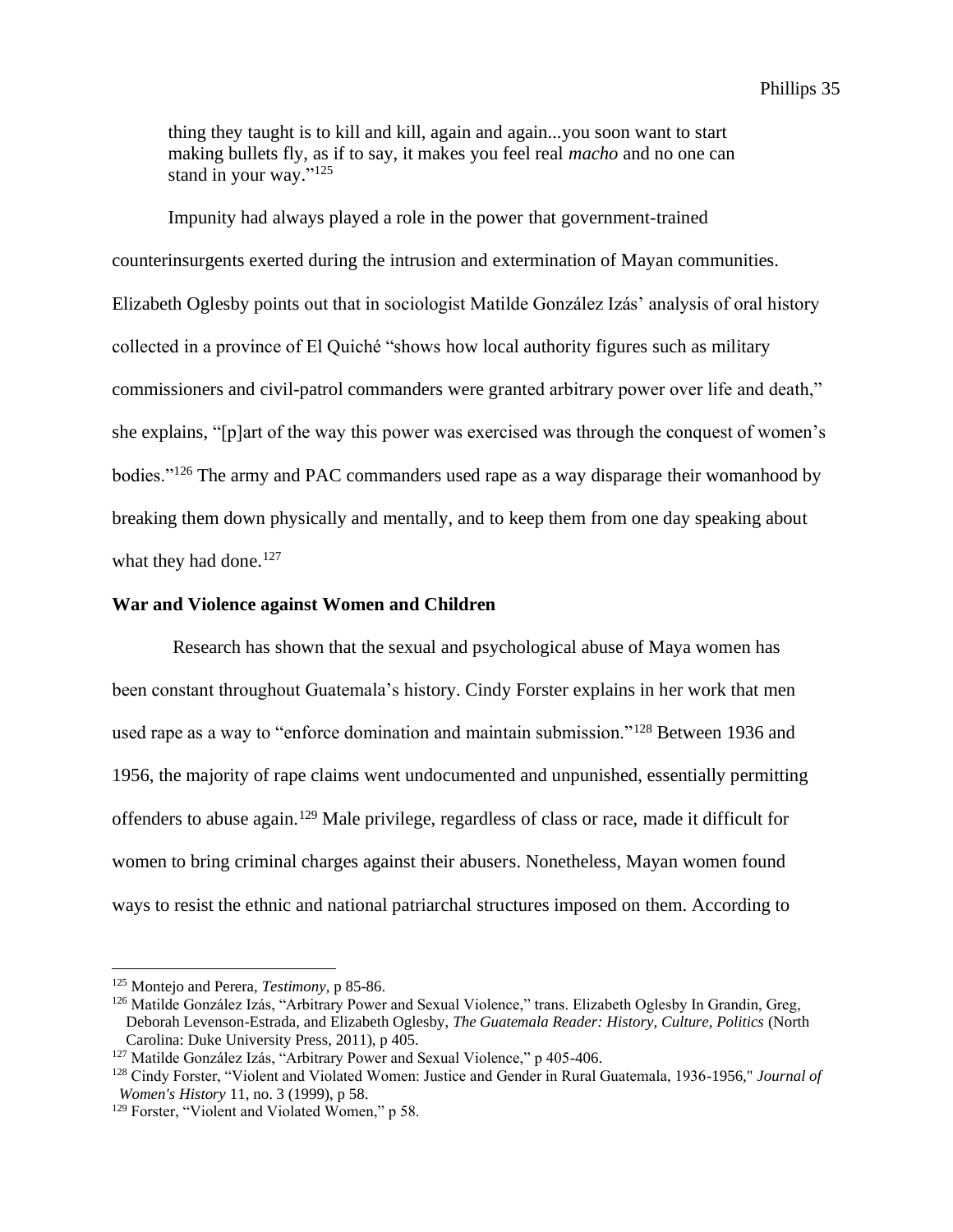thing they taught is to kill and kill, again and again...you soon want to start making bullets fly, as if to say, it makes you feel real *macho* and no one can stand in your way."[125]

Impunity had always played a role in the power that government-trained counterinsurgents exerted during the intrusion and extermination of Mayan communities. Elizabeth Oglesby points out that in sociologist Matilde González Izás' analysis of oral history collected in a province of El Quiché "shows how local authority figures such as military commissioners and civil-patrol commanders were granted arbitrary power over life and death," she explains, "[p]art of the way this power was exercised was through the conquest of women's bodies."[126] The army and PAC commanders used rape as a way disparage their womanhood by breaking them down physically and mentally, and to keep them from one day speaking about what they had done.[127]

### War and Violence against Women and Children

Research has shown that the sexual and psychological abuse of Maya women has been constant throughout Guatemala's history. Cindy Forster explains in her work that men used rape as a way to "enforce domination and maintain submission."[128] Between 1936 and 1956, the majority of rape claims went undocumented and unpunished, essentially permitting offenders to abuse again.[129] Male privilege, regardless of class or race, made it difficult for women to bring criminal charges against their abusers. Nonetheless, Mayan women found ways to resist the ethnic and national patriarchal structures imposed on them. According to

---

[125] Montejo and Perera, *Testimony,* p 85-86.

[126] Matilde González Izás, "Arbitrary Power and Sexual Violence," trans. Elizabeth Oglesby In Grandin, Greg, Deborah Levenson-Estrada, and Elizabeth Oglesby, *The Guatemala Reader: History, Culture, Politics* (North Carolina: Duke University Press, 2011), p 405.

[127] Matilde González Izás, "Arbitrary Power and Sexual Violence," p 405-406.

[128] Cindy Forster, "Violent and Violated Women: Justice and Gender in Rural Guatemala, 1936-1956," *Journal of Women's History* 11, no. 3 (1999), p 58.

[129] Forster, "Violent and Violated Women," p 58.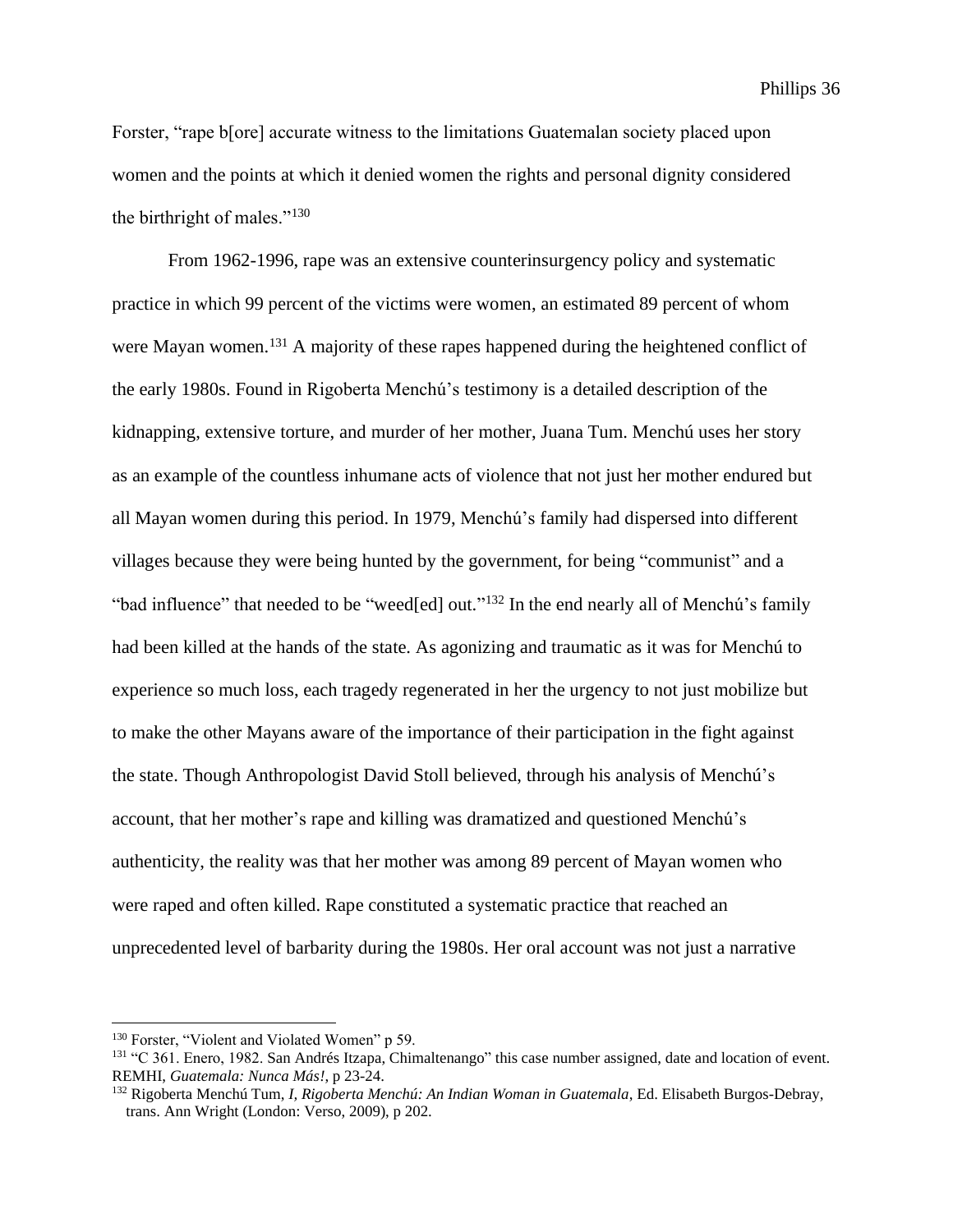Forster, "rape b[ore] accurate witness to the limitations Guatemalan society placed upon women and the points at which it denied women the rights and personal dignity considered the birthright of males."[130]

From 1962-1996, rape was an extensive counterinsurgency policy and systematic practice in which 99 percent of the victims were women, an estimated 89 percent of whom were Mayan women.[131] A majority of these rapes happened during the heightened conflict of the early 1980s. Found in Rigoberta Menchú's testimony is a detailed description of the kidnapping, extensive torture, and murder of her mother, Juana Tum. Menchú uses her story as an example of the countless inhumane acts of violence that not just her mother endured but all Mayan women during this period. In 1979, Menchú's family had dispersed into different villages because they were being hunted by the government, for being "communist" and a "bad influence" that needed to be "weed[ed] out."[132] In the end nearly all of Menchú's family had been killed at the hands of the state. As agonizing and traumatic as it was for Menchú to experience so much loss, each tragedy regenerated in her the urgency to not just mobilize but to make the other Mayans aware of the importance of their participation in the fight against the state. Though Anthropologist David Stoll believed, through his analysis of Menchú's account, that her mother's rape and killing was dramatized and questioned Menchú's authenticity, the reality was that her mother was among 89 percent of Mayan women who were raped and often killed. Rape constituted a systematic practice that reached an unprecedented level of barbarity during the 1980s. Her oral account was not just a narrative

---

[130] Forster, "Violent and Violated Women" p 59.

[131] "C 361. Enero, 1982. San Andrés Itzapa, Chimaltenango" this case number assigned, date and location of event. REMHI, *Guatemala: Nunca Más!,* p 23-24.

[132] Rigoberta Menchú Tum, *I, Rigoberta Menchú: An Indian Woman in Guatemala*, Ed. Elisabeth Burgos-Debray, trans. Ann Wright (London: Verso, 2009), p 202.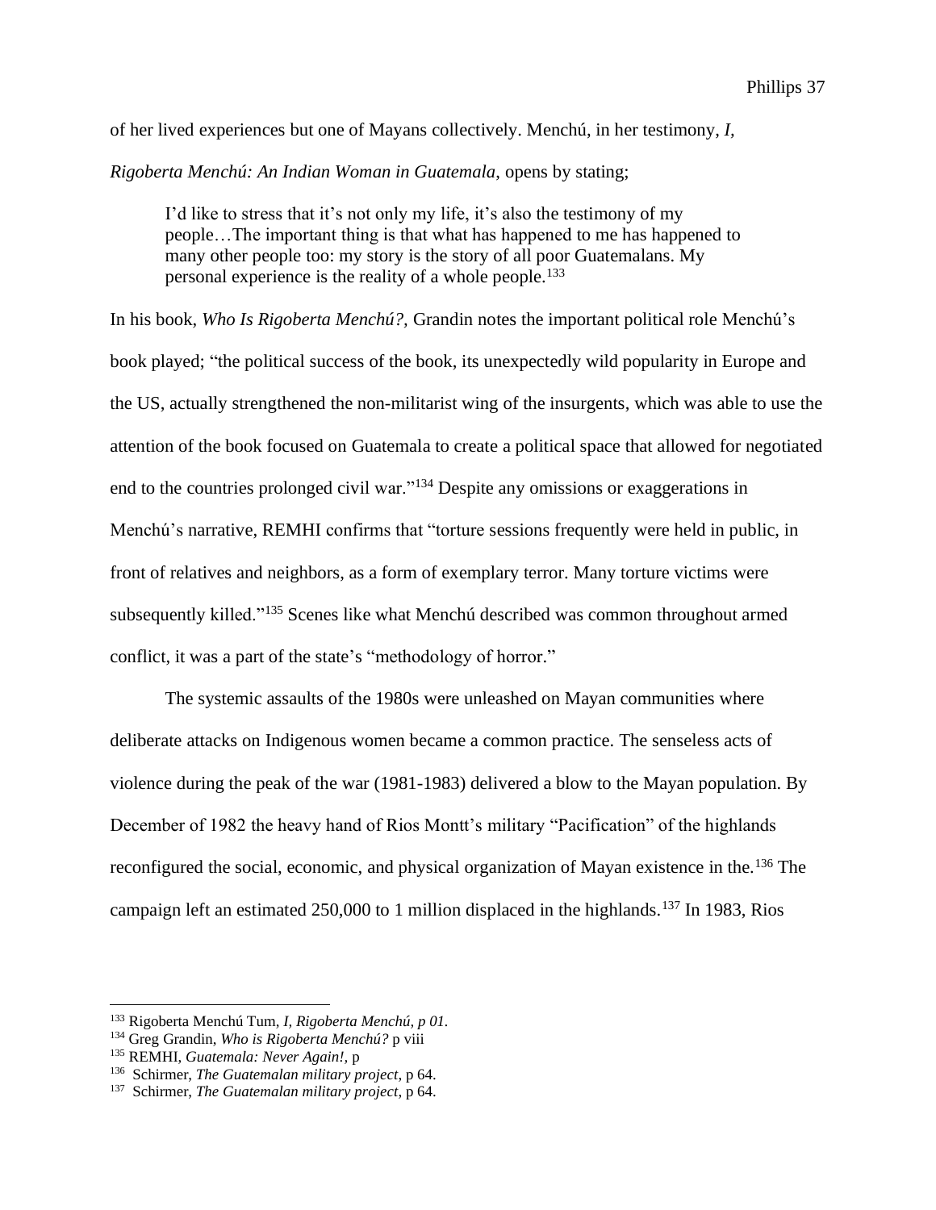of her lived experiences but one of Mayans collectively. Menchú, in her testimony, *I, Rigoberta Menchú: An Indian Woman in Guatemala*, opens by stating;

> I'd like to stress that it's not only my life, it's also the testimony of my people…The important thing is that what has happened to me has happened to many other people too: my story is the story of all poor Guatemalans. My personal experience is the reality of a whole people.[133]

In his book, *Who Is Rigoberta Menchú?*, Grandin notes the important political role Menchú's book played; "the political success of the book, its unexpectedly wild popularity in Europe and the US, actually strengthened the non-militarist wing of the insurgents, which was able to use the attention of the book focused on Guatemala to create a political space that allowed for negotiated end to the countries prolonged civil war."[134] Despite any omissions or exaggerations in Menchú's narrative, REMHI confirms that "torture sessions frequently were held in public, in front of relatives and neighbors, as a form of exemplary terror. Many torture victims were subsequently killed."[135] Scenes like what Menchú described was common throughout armed conflict, it was a part of the state's "methodology of horror."

The systemic assaults of the 1980s were unleashed on Mayan communities where deliberate attacks on Indigenous women became a common practice. The senseless acts of violence during the peak of the war (1981-1983) delivered a blow to the Mayan population. By December of 1982 the heavy hand of Rios Montt's military "Pacification" of the highlands reconfigured the social, economic, and physical organization of Mayan existence in the.[136] The campaign left an estimated 250,000 to 1 million displaced in the highlands.[137] In 1983, Rios

---

[133] Rigoberta Menchú Tum, *I, Rigoberta Menchú, p 01.*

[134] Greg Grandin, *Who is Rigoberta Menchú?* p viii

[135] REMHI, *Guatemala: Never Again!,* p

[136] Schirmer, *The Guatemalan military project,* p 64.

[137] Schirmer, *The Guatemalan military project,* p 64.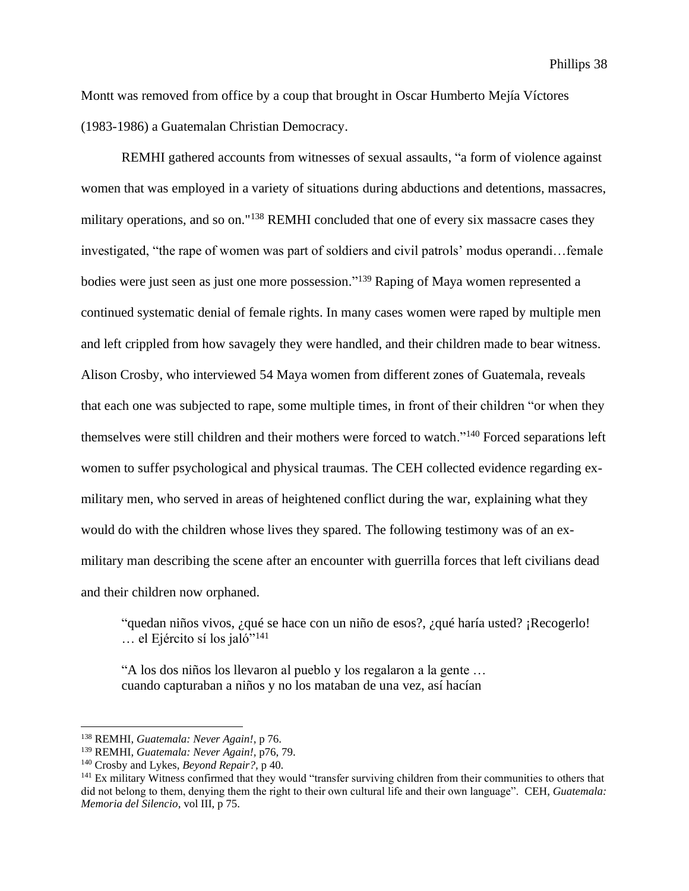Montt was removed from office by a coup that brought in Oscar Humberto Mejía Víctores (1983-1986) a Guatemalan Christian Democracy.

REMHI gathered accounts from witnesses of sexual assaults, "a form of violence against women that was employed in a variety of situations during abductions and detentions, massacres, military operations, and so on."[138] REMHI concluded that one of every six massacre cases they investigated, "the rape of women was part of soldiers and civil patrols' modus operandi…female bodies were just seen as just one more possession."[139] Raping of Maya women represented a continued systematic denial of female rights. In many cases women were raped by multiple men and left crippled from how savagely they were handled, and their children made to bear witness. Alison Crosby, who interviewed 54 Maya women from different zones of Guatemala, reveals that each one was subjected to rape, some multiple times, in front of their children "or when they themselves were still children and their mothers were forced to watch."[140] Forced separations left women to suffer psychological and physical traumas. The CEH collected evidence regarding ex-military men, who served in areas of heightened conflict during the war, explaining what they would do with the children whose lives they spared. The following testimony was of an ex-military man describing the scene after an encounter with guerrilla forces that left civilians dead and their children now orphaned.

> "quedan niños vivos, ¿qué se hace con un niño de esos?, ¿qué haría usted? ¡Recogerlo! … el Ejército sí los jaló"[141]
>
> "A los dos niños los llevaron al pueblo y los regalaron a la gente … cuando capturaban a niños y no los mataban de una vez, así hacían

---

[138] REMHI, *Guatemala: Never Again!*, p 76.

[139] REMHI, *Guatemala: Never Again!*, p76, 79.

[140] Crosby and Lykes, *Beyond Repair?*, p 40.

[141] Ex military Witness confirmed that they would "transfer surviving children from their communities to others that did not belong to them, denying them the right to their own cultural life and their own language". CEH, *Guatemala: Memoria del Silencio*, vol III, p 75.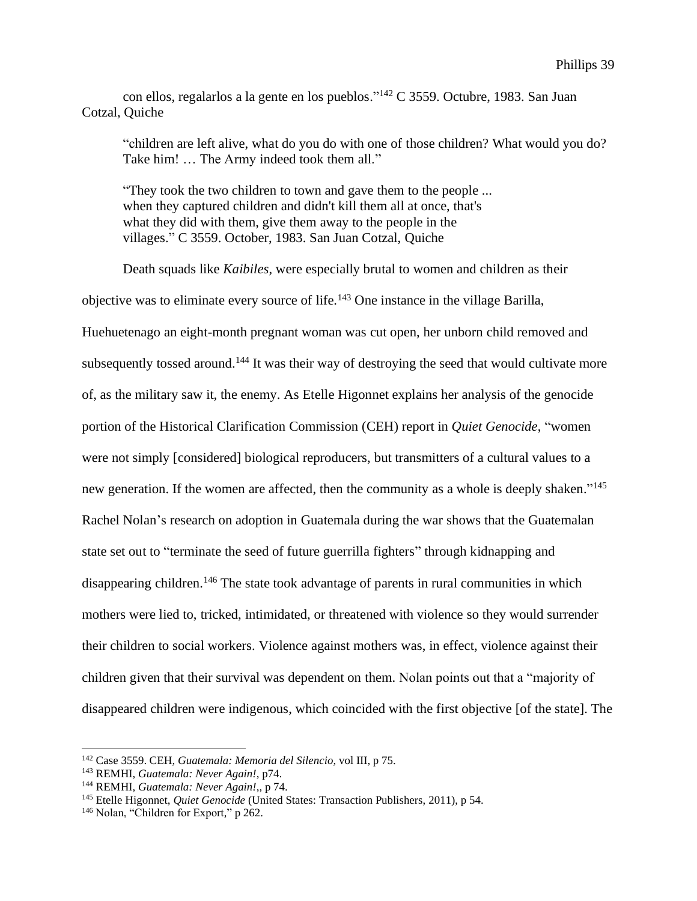con ellos, regalarlos a la gente en los pueblos."[142] C 3559. Octubre, 1983. San Juan Cotzal, Quiche

> "children are left alive, what do you do with one of those children? What would you do? Take him! … The Army indeed took them all."
>
> "They took the two children to town and gave them to the people ... when they captured children and didn't kill them all at once, that's what they did with them, give them away to the people in the villages." C 3559. October, 1983. San Juan Cotzal, Quiche

Death squads like *Kaibiles*, were especially brutal to women and children as their objective was to eliminate every source of life.[143] One instance in the village Barilla, Huehuetenago an eight-month pregnant woman was cut open, her unborn child removed and subsequently tossed around.[144] It was their way of destroying the seed that would cultivate more of, as the military saw it, the enemy. As Etelle Higonnet explains her analysis of the genocide portion of the Historical Clarification Commission (CEH) report in *Quiet Genocide*, "women were not simply [considered] biological reproducers, but transmitters of a cultural values to a new generation. If the women are affected, then the community as a whole is deeply shaken."[145] Rachel Nolan's research on adoption in Guatemala during the war shows that the Guatemalan state set out to "terminate the seed of future guerrilla fighters" through kidnapping and disappearing children.[146] The state took advantage of parents in rural communities in which mothers were lied to, tricked, intimidated, or threatened with violence so they would surrender their children to social workers. Violence against mothers was, in effect, violence against their children given that their survival was dependent on them. Nolan points out that a "majority of disappeared children were indigenous, which coincided with the first objective [of the state]. The

---

[142] Case 3559. CEH, *Guatemala: Memoria del Silencio*, vol III, p 75.

[143] REMHI, *Guatemala: Never Again!*, p74.

[144] REMHI, *Guatemala: Never Again!*,, p 74.

[145] Etelle Higonnet, *Quiet Genocide* (United States: Transaction Publishers, 2011), p 54.

[146] Nolan, "Children for Export," p 262.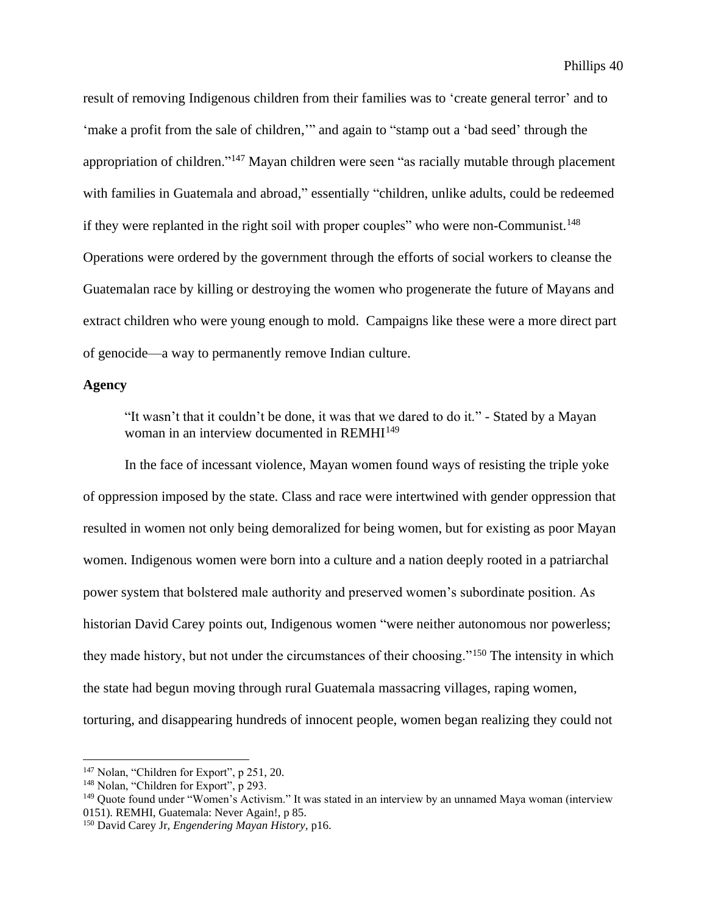result of removing Indigenous children from their families was to 'create general terror' and to 'make a profit from the sale of children,'" and again to "stamp out a 'bad seed' through the appropriation of children."[147] Mayan children were seen "as racially mutable through placement with families in Guatemala and abroad," essentially "children, unlike adults, could be redeemed if they were replanted in the right soil with proper couples" who were non-Communist.[148] Operations were ordered by the government through the efforts of social workers to cleanse the Guatemalan race by killing or destroying the women who progenerate the future of Mayans and extract children who were young enough to mold. Campaigns like these were a more direct part of genocide—a way to permanently remove Indian culture.

**Agency**

> "It wasn't that it couldn't be done, it was that we dared to do it." - Stated by a Mayan woman in an interview documented in REMHI[149]

In the face of incessant violence, Mayan women found ways of resisting the triple yoke of oppression imposed by the state. Class and race were intertwined with gender oppression that resulted in women not only being demoralized for being women, but for existing as poor Mayan women. Indigenous women were born into a culture and a nation deeply rooted in a patriarchal power system that bolstered male authority and preserved women's subordinate position. As historian David Carey points out, Indigenous women "were neither autonomous nor powerless; they made history, but not under the circumstances of their choosing."[150] The intensity in which the state had begun moving through rural Guatemala massacring villages, raping women, torturing, and disappearing hundreds of innocent people, women began realizing they could not

---

[147] Nolan, "Children for Export", p 251, 20.

[148] Nolan, "Children for Export", p 293.

[149] Quote found under "Women's Activism." It was stated in an interview by an unnamed Maya woman (interview 0151). REMHI, Guatemala: Never Again!, p 85.

[150] David Carey Jr, *Engendering Mayan History*, p16.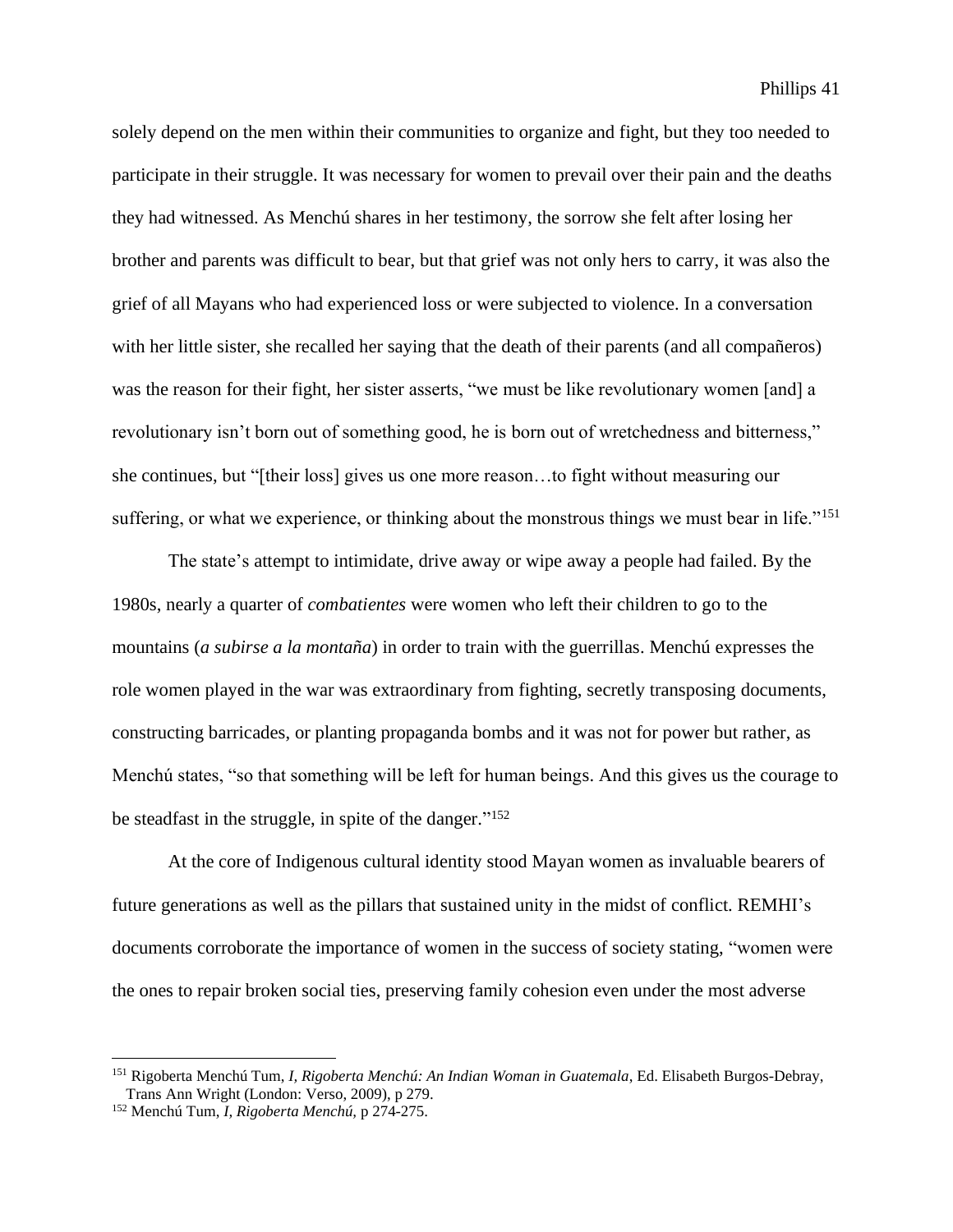solely depend on the men within their communities to organize and fight, but they too needed to participate in their struggle. It was necessary for women to prevail over their pain and the deaths they had witnessed. As Menchú shares in her testimony, the sorrow she felt after losing her brother and parents was difficult to bear, but that grief was not only hers to carry, it was also the grief of all Mayans who had experienced loss or were subjected to violence. In a conversation with her little sister, she recalled her saying that the death of their parents (and all compañeros) was the reason for their fight, her sister asserts, "we must be like revolutionary women [and] a revolutionary isn't born out of something good, he is born out of wretchedness and bitterness," she continues, but "[their loss] gives us one more reason…to fight without measuring our suffering, or what we experience, or thinking about the monstrous things we must bear in life."[151]

The state's attempt to intimidate, drive away or wipe away a people had failed. By the 1980s, nearly a quarter of *combatientes* were women who left their children to go to the mountains (*a subirse a la montaña*) in order to train with the guerrillas. Menchú expresses the role women played in the war was extraordinary from fighting, secretly transposing documents, constructing barricades, or planting propaganda bombs and it was not for power but rather, as Menchú states, "so that something will be left for human beings. And this gives us the courage to be steadfast in the struggle, in spite of the danger."[152]

At the core of Indigenous cultural identity stood Mayan women as invaluable bearers of future generations as well as the pillars that sustained unity in the midst of conflict. REMHI's documents corroborate the importance of women in the success of society stating, "women were the ones to repair broken social ties, preserving family cohesion even under the most adverse

---

[151] Rigoberta Menchú Tum, *I, Rigoberta Menchú: An Indian Woman in Guatemala*, Ed. Elisabeth Burgos-Debray, Trans Ann Wright (London: Verso, 2009), p 279.

[152] Menchú Tum, *I, Rigoberta Menchú*, p 274-275.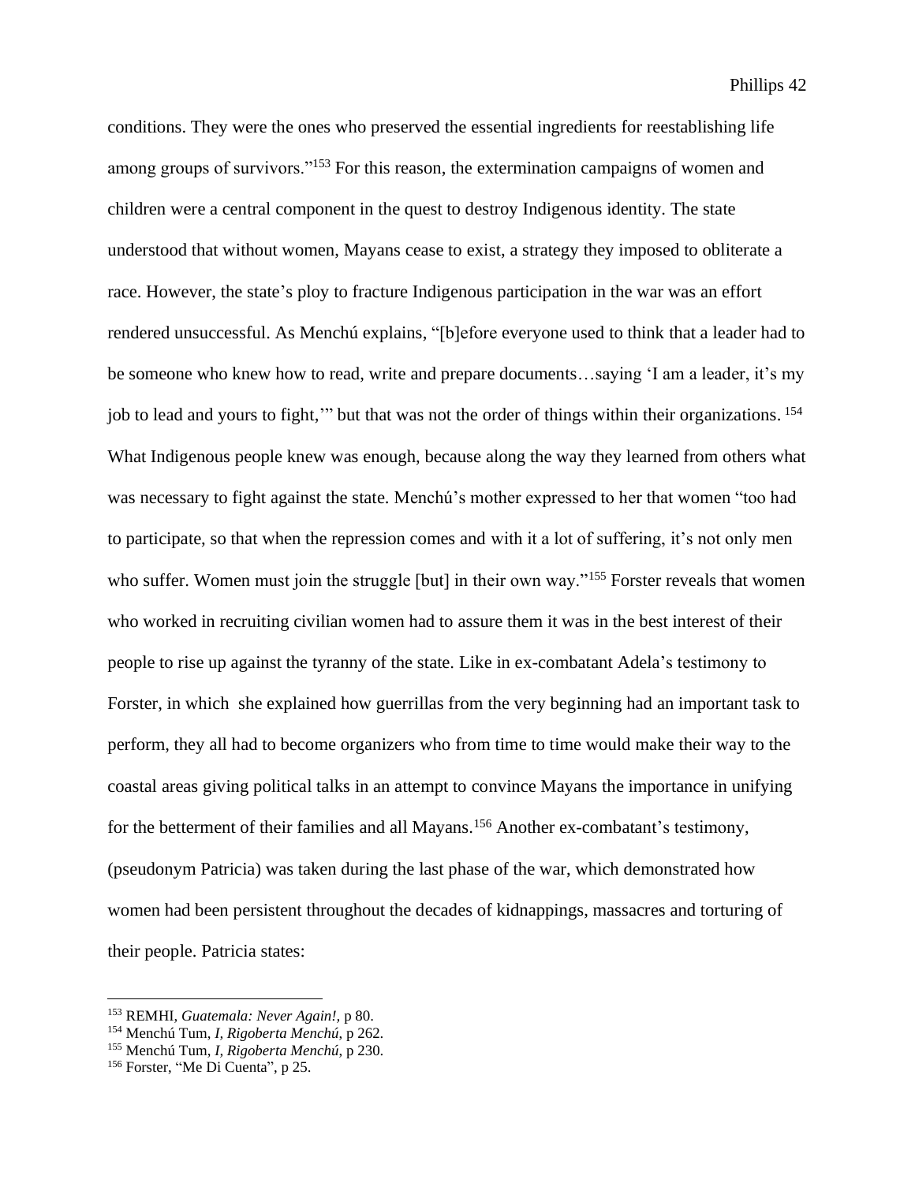conditions. They were the ones who preserved the essential ingredients for reestablishing life among groups of survivors."[153] For this reason, the extermination campaigns of women and children were a central component in the quest to destroy Indigenous identity. The state understood that without women, Mayans cease to exist, a strategy they imposed to obliterate a race. However, the state's ploy to fracture Indigenous participation in the war was an effort rendered unsuccessful. As Menchú explains, "[b]efore everyone used to think that a leader had to be someone who knew how to read, write and prepare documents…saying 'I am a leader, it's my job to lead and yours to fight,'" but that was not the order of things within their organizations.[154] What Indigenous people knew was enough, because along the way they learned from others what was necessary to fight against the state. Menchú's mother expressed to her that women "too had to participate, so that when the repression comes and with it a lot of suffering, it's not only men who suffer. Women must join the struggle [but] in their own way."[155] Forster reveals that women who worked in recruiting civilian women had to assure them it was in the best interest of their people to rise up against the tyranny of the state. Like in ex-combatant Adela's testimony to Forster, in which she explained how guerrillas from the very beginning had an important task to perform, they all had to become organizers who from time to time would make their way to the coastal areas giving political talks in an attempt to convince Mayans the importance in unifying for the betterment of their families and all Mayans.[156] Another ex-combatant's testimony, (pseudonym Patricia) was taken during the last phase of the war, which demonstrated how women had been persistent throughout the decades of kidnappings, massacres and torturing of their people. Patricia states:

---

[153] REMHI, *Guatemala: Never Again!,* p 80.

[154] Menchú Tum, *I, Rigoberta Menchú*, p 262.

[155] Menchú Tum, *I, Rigoberta Menchú*, p 230.

[156] Forster, "Me Di Cuenta", p 25.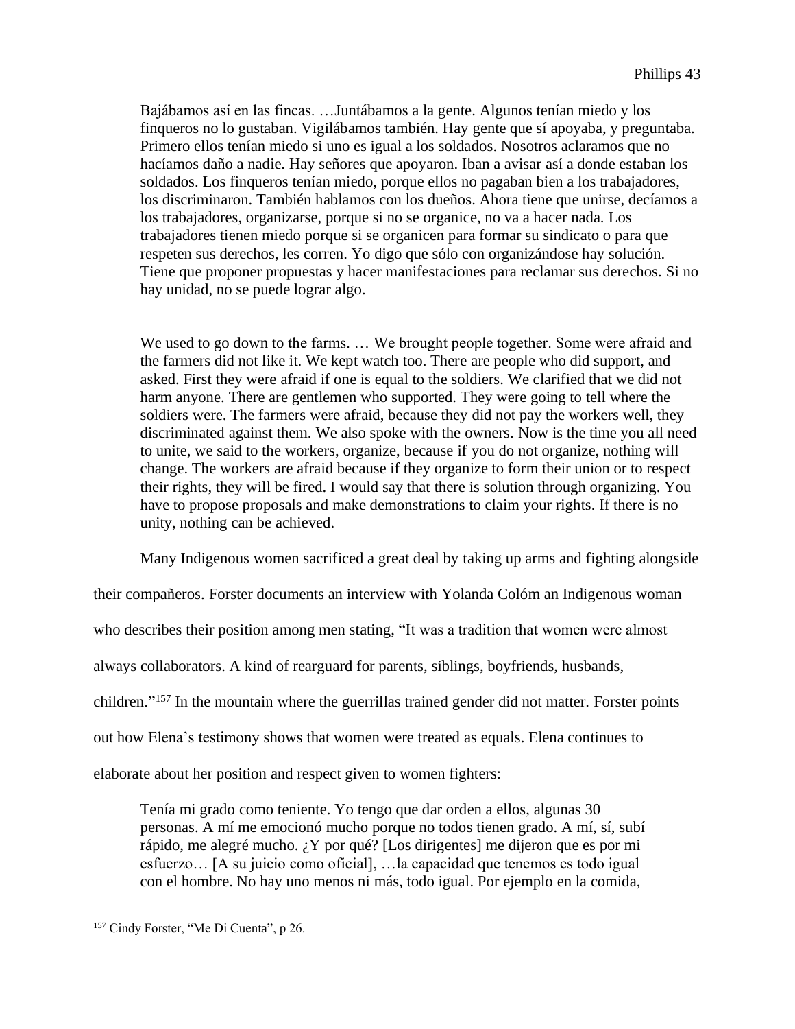> Bajábamos así en las fincas. …Juntábamos a la gente. Algunos tenían miedo y los finqueros no lo gustaban. Vigilábamos también. Hay gente que sí apoyaba, y preguntaba. Primero ellos tenían miedo si uno es igual a los soldados. Nosotros aclaramos que no hacíamos daño a nadie. Hay señores que apoyaron. Iban a avisar así a donde estaban los soldados. Los finqueros tenían miedo, porque ellos no pagaban bien a los trabajadores, los discriminaron. También hablamos con los dueños. Ahora tiene que unirse, decíamos a los trabajadores, organizarse, porque si no se organice, no va a hacer nada. Los trabajadores tienen miedo porque si se organicen para formar su sindicato o para que respeten sus derechos, les corren. Yo digo que sólo con organizándose hay solución. Tiene que proponer propuestas y hacer manifestaciones para reclamar sus derechos. Si no hay unidad, no se puede lograr algo.

> We used to go down to the farms. … We brought people together. Some were afraid and the farmers did not like it. We kept watch too. There are people who did support, and asked. First they were afraid if one is equal to the soldiers. We clarified that we did not harm anyone. There are gentlemen who supported. They were going to tell where the soldiers were. The farmers were afraid, because they did not pay the workers well, they discriminated against them. We also spoke with the owners. Now is the time you all need to unite, we said to the workers, organize, because if you do not organize, nothing will change. The workers are afraid because if they organize to form their union or to respect their rights, they will be fired. I would say that there is solution through organizing. You have to propose proposals and make demonstrations to claim your rights. If there is no unity, nothing can be achieved.

Many Indigenous women sacrificed a great deal by taking up arms and fighting alongside their compañeros. Forster documents an interview with Yolanda Colóm an Indigenous woman who describes their position among men stating, "It was a tradition that women were almost always collaborators. A kind of rearguard for parents, siblings, boyfriends, husbands, children."[157] In the mountain where the guerrillas trained gender did not matter. Forster points out how Elena's testimony shows that women were treated as equals. Elena continues to elaborate about her position and respect given to women fighters:

> Tenía mi grado como teniente. Yo tengo que dar orden a ellos, algunas 30 personas. A mí me emocionó mucho porque no todos tienen grado. A mí, sí, subí rápido, me alegré mucho. ¿Y por qué? [Los dirigentes] me dijeron que es por mi esfuerzo… [A su juicio como oficial], …la capacidad que tenemos es todo igual con el hombre. No hay uno menos ni más, todo igual. Por ejemplo en la comida,

[157] Cindy Forster, "Me Di Cuenta", p 26.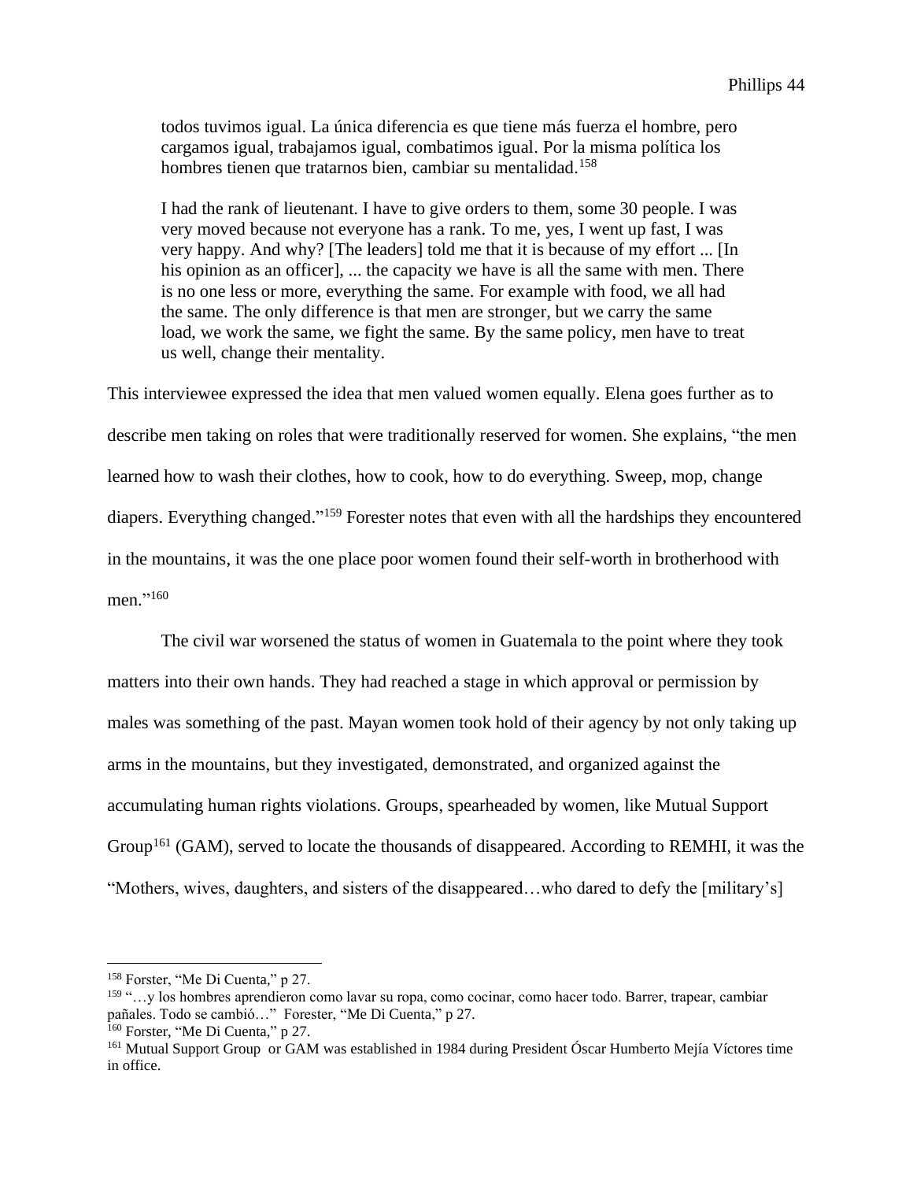> todos tuvimos igual. La única diferencia es que tiene más fuerza el hombre, pero cargamos igual, trabajamos igual, combatimos igual. Por la misma política los hombres tienen que tratarnos bien, cambiar su mentalidad.[158]
>
> I had the rank of lieutenant. I have to give orders to them, some 30 people. I was very moved because not everyone has a rank. To me, yes, I went up fast, I was very happy. And why? [The leaders] told me that it is because of my effort ... [In his opinion as an officer], ... the capacity we have is all the same with men. There is no one less or more, everything the same. For example with food, we all had the same. The only difference is that men are stronger, but we carry the same load, we work the same, we fight the same. By the same policy, men have to treat us well, change their mentality.

This interviewee expressed the idea that men valued women equally. Elena goes further as to describe men taking on roles that were traditionally reserved for women. She explains, "the men learned how to wash their clothes, how to cook, how to do everything. Sweep, mop, change diapers. Everything changed."[159] Forester notes that even with all the hardships they encountered in the mountains, it was the one place poor women found their self-worth in brotherhood with men."[160]

The civil war worsened the status of women in Guatemala to the point where they took matters into their own hands. They had reached a stage in which approval or permission by males was something of the past. Mayan women took hold of their agency by not only taking up arms in the mountains, but they investigated, demonstrated, and organized against the accumulating human rights violations. Groups, spearheaded by women, like Mutual Support Group[161] (GAM), served to locate the thousands of disappeared. According to REMHI, it was the "Mothers, wives, daughters, and sisters of the disappeared…who dared to defy the [military's]

---

[158] Forster, "Me Di Cuenta," p 27.

[159] "…y los hombres aprendieron como lavar su ropa, como cocinar, como hacer todo. Barrer, trapear, cambiar pañales. Todo se cambió…" Forester, "Me Di Cuenta," p 27.

[160] Forster, "Me Di Cuenta," p 27.

[161] Mutual Support Group or GAM was established in 1984 during President Óscar Humberto Mejía Víctores time in office.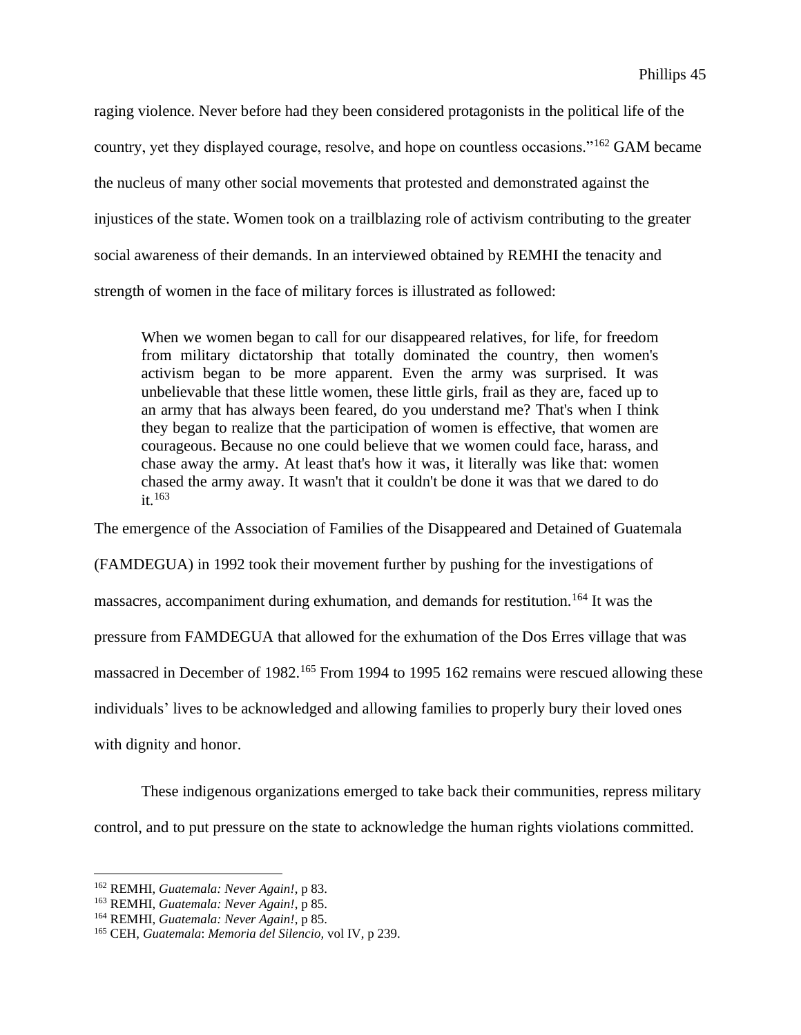raging violence. Never before had they been considered protagonists in the political life of the country, yet they displayed courage, resolve, and hope on countless occasions."[162] GAM became the nucleus of many other social movements that protested and demonstrated against the injustices of the state. Women took on a trailblazing role of activism contributing to the greater social awareness of their demands. In an interviewed obtained by REMHI the tenacity and strength of women in the face of military forces is illustrated as followed:

> When we women began to call for our disappeared relatives, for life, for freedom from military dictatorship that totally dominated the country, then women's activism began to be more apparent. Even the army was surprised. It was unbelievable that these little women, these little girls, frail as they are, faced up to an army that has always been feared, do you understand me? That's when I think they began to realize that the participation of women is effective, that women are courageous. Because no one could believe that we women could face, harass, and chase away the army. At least that's how it was, it literally was like that: women chased the army away. It wasn't that it couldn't be done it was that we dared to do it.[163]

The emergence of the Association of Families of the Disappeared and Detained of Guatemala (FAMDEGUA) in 1992 took their movement further by pushing for the investigations of massacres, accompaniment during exhumation, and demands for restitution.[164] It was the pressure from FAMDEGUA that allowed for the exhumation of the Dos Erres village that was massacred in December of 1982.[165] From 1994 to 1995 162 remains were rescued allowing these individuals' lives to be acknowledged and allowing families to properly bury their loved ones with dignity and honor.

These indigenous organizations emerged to take back their communities, repress military control, and to put pressure on the state to acknowledge the human rights violations committed.

---

[162] REMHI, *Guatemala: Never Again!*, p 83.
[163] REMHI, *Guatemala: Never Again!*, p 85.
[164] REMHI, *Guatemala: Never Again!*, p 85.
[165] CEH, *Guatemala*: *Memoria del Silencio,* vol IV, p 239.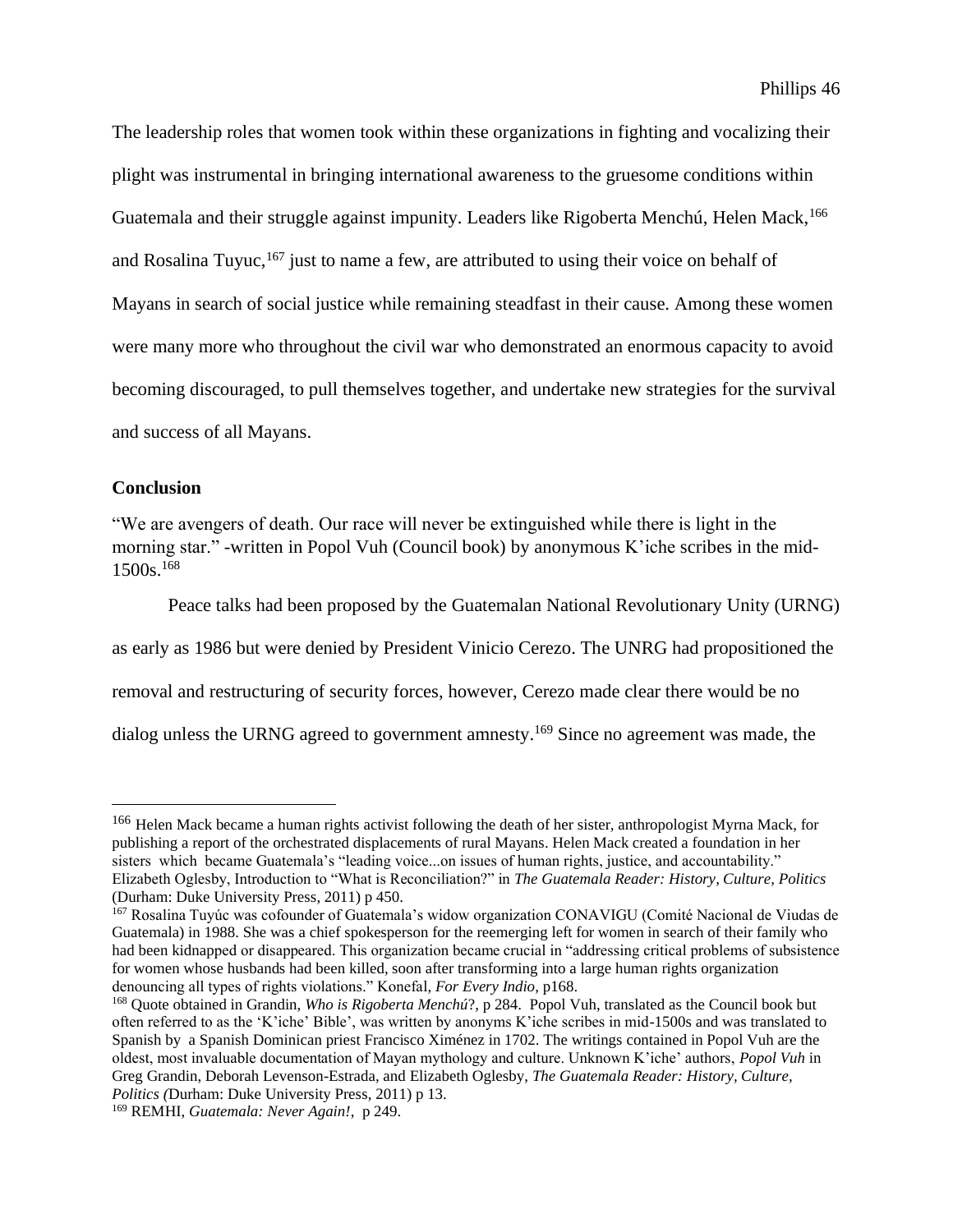The leadership roles that women took within these organizations in fighting and vocalizing their plight was instrumental in bringing international awareness to the gruesome conditions within Guatemala and their struggle against impunity. Leaders like Rigoberta Menchú, Helen Mack,[166] and Rosalina Tuyuc,[167] just to name a few, are attributed to using their voice on behalf of Mayans in search of social justice while remaining steadfast in their cause. Among these women were many more who throughout the civil war who demonstrated an enormous capacity to avoid becoming discouraged, to pull themselves together, and undertake new strategies for the survival and success of all Mayans.

**Conclusion**

"We are avengers of death. Our race will never be extinguished while there is light in the morning star." -written in Popol Vuh (Council book) by anonymous K'iche scribes in the mid-1500s.[168]

Peace talks had been proposed by the Guatemalan National Revolutionary Unity (URNG) as early as 1986 but were denied by President Vinicio Cerezo. The UNRG had propositioned the removal and restructuring of security forces, however, Cerezo made clear there would be no dialog unless the URNG agreed to government amnesty.[169] Since no agreement was made, the

---

[166] Helen Mack became a human rights activist following the death of her sister, anthropologist Myrna Mack, for publishing a report of the orchestrated displacements of rural Mayans. Helen Mack created a foundation in her sisters which became Guatemala's "leading voice...on issues of human rights, justice, and accountability." Elizabeth Oglesby, Introduction to "What is Reconciliation?" in *The Guatemala Reader: History, Culture, Politics* (Durham: Duke University Press, 2011) p 450.

[167] Rosalina Tuyúc was cofounder of Guatemala's widow organization CONAVIGU (Comité Nacional de Viudas de Guatemala) in 1988. She was a chief spokesperson for the reemerging left for women in search of their family who had been kidnapped or disappeared. This organization became crucial in "addressing critical problems of subsistence for women whose husbands had been killed, soon after transforming into a large human rights organization denouncing all types of rights violations." Konefal, *For Every Indio*, p168.

[168] Quote obtained in Grandin, *Who is Rigoberta Menchú*?, p 284. Popol Vuh, translated as the Council book but often referred to as the 'K'iche' Bible', was written by anonyms K'iche scribes in mid-1500s and was translated to Spanish by a Spanish Dominican priest Francisco Ximénez in 1702. The writings contained in Popol Vuh are the oldest, most invaluable documentation of Mayan mythology and culture. Unknown K'iche' authors, *Popol Vuh* in Greg Grandin, Deborah Levenson-Estrada, and Elizabeth Oglesby, *The Guatemala Reader: History, Culture, Politics (*Durham: Duke University Press, 2011) p 13.

[169] REMHI, *Guatemala: Never Again!*, p 249.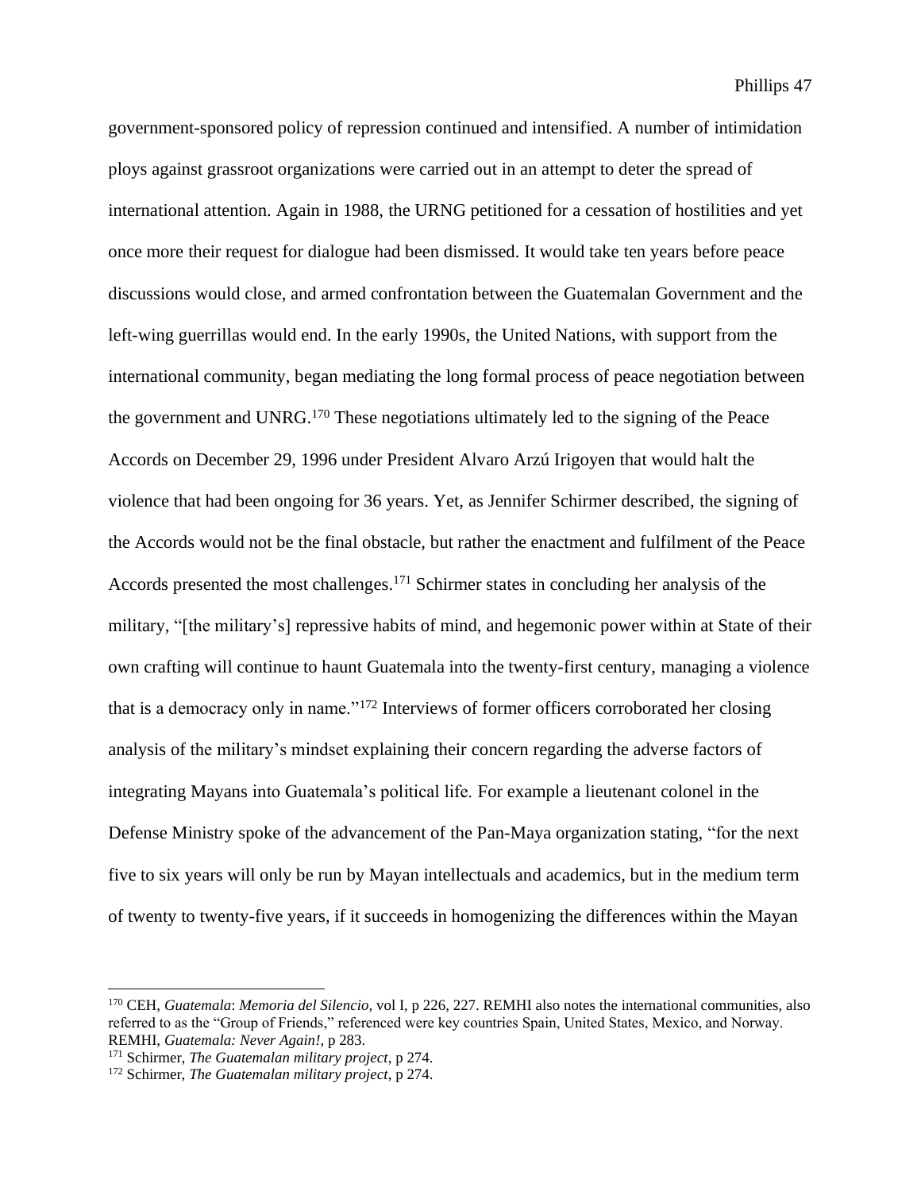government-sponsored policy of repression continued and intensified. A number of intimidation ploys against grassroot organizations were carried out in an attempt to deter the spread of international attention. Again in 1988, the URNG petitioned for a cessation of hostilities and yet once more their request for dialogue had been dismissed. It would take ten years before peace discussions would close, and armed confrontation between the Guatemalan Government and the left-wing guerrillas would end. In the early 1990s, the United Nations, with support from the international community, began mediating the long formal process of peace negotiation between the government and UNRG.[170] These negotiations ultimately led to the signing of the Peace Accords on December 29, 1996 under President Alvaro Arzú Irigoyen that would halt the violence that had been ongoing for 36 years. Yet, as Jennifer Schirmer described, the signing of the Accords would not be the final obstacle, but rather the enactment and fulfilment of the Peace Accords presented the most challenges.[171] Schirmer states in concluding her analysis of the military, "[the military's] repressive habits of mind, and hegemonic power within at State of their own crafting will continue to haunt Guatemala into the twenty-first century, managing a violence that is a democracy only in name."[172] Interviews of former officers corroborated her closing analysis of the military's mindset explaining their concern regarding the adverse factors of integrating Mayans into Guatemala's political life. For example a lieutenant colonel in the Defense Ministry spoke of the advancement of the Pan-Maya organization stating, "for the next five to six years will only be run by Mayan intellectuals and academics, but in the medium term of twenty to twenty-five years, if it succeeds in homogenizing the differences within the Mayan

---

[170] CEH, *Guatemala*: *Memoria del Silencio,* vol I, p 226, 227. REMHI also notes the international communities, also referred to as the "Group of Friends," referenced were key countries Spain, United States, Mexico, and Norway. REMHI, *Guatemala: Never Again!,* p 283.

[171] Schirmer, *The Guatemalan military project,* p 274.

[172] Schirmer, *The Guatemalan military project,* p 274.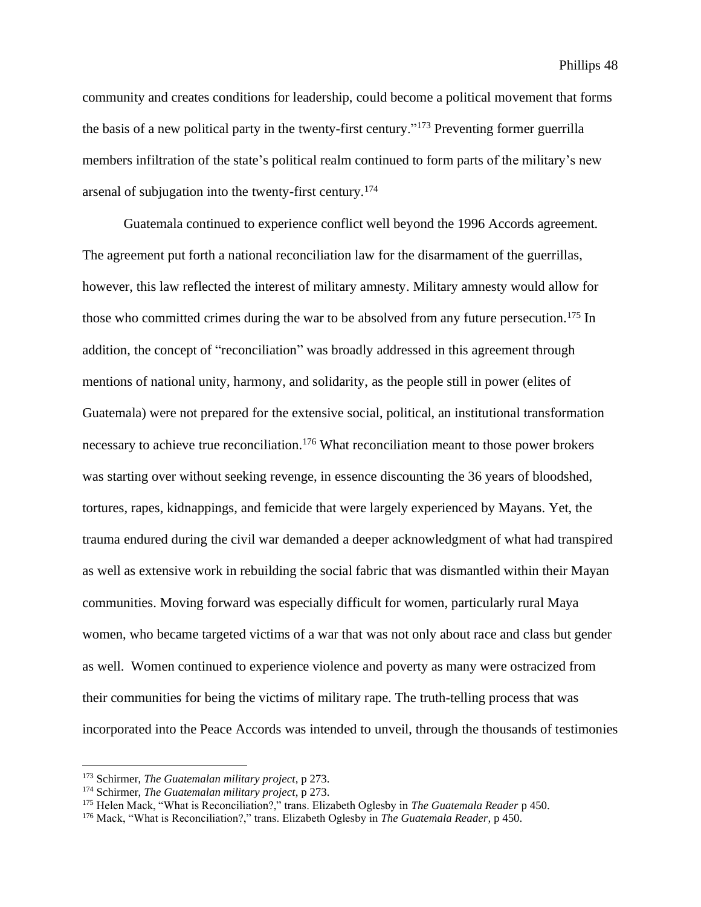community and creates conditions for leadership, could become a political movement that forms the basis of a new political party in the twenty-first century."[173] Preventing former guerrilla members infiltration of the state's political realm continued to form parts of the military's new arsenal of subjugation into the twenty-first century.[174]

Guatemala continued to experience conflict well beyond the 1996 Accords agreement. The agreement put forth a national reconciliation law for the disarmament of the guerrillas, however, this law reflected the interest of military amnesty. Military amnesty would allow for those who committed crimes during the war to be absolved from any future persecution.[175] In addition, the concept of "reconciliation" was broadly addressed in this agreement through mentions of national unity, harmony, and solidarity, as the people still in power (elites of Guatemala) were not prepared for the extensive social, political, an institutional transformation necessary to achieve true reconciliation.[176] What reconciliation meant to those power brokers was starting over without seeking revenge, in essence discounting the 36 years of bloodshed, tortures, rapes, kidnappings, and femicide that were largely experienced by Mayans. Yet, the trauma endured during the civil war demanded a deeper acknowledgment of what had transpired as well as extensive work in rebuilding the social fabric that was dismantled within their Mayan communities. Moving forward was especially difficult for women, particularly rural Maya women, who became targeted victims of a war that was not only about race and class but gender as well. Women continued to experience violence and poverty as many were ostracized from their communities for being the victims of military rape. The truth-telling process that was incorporated into the Peace Accords was intended to unveil, through the thousands of testimonies

---

[173] Schirmer, *The Guatemalan military project*, p 273.
[174] Schirmer, *The Guatemalan military project*, p 273.
[175] Helen Mack, "What is Reconciliation?," trans. Elizabeth Oglesby in *The Guatemala Reader* p 450.
[176] Mack, "What is Reconciliation?," trans. Elizabeth Oglesby in *The Guatemala Reader*, p 450.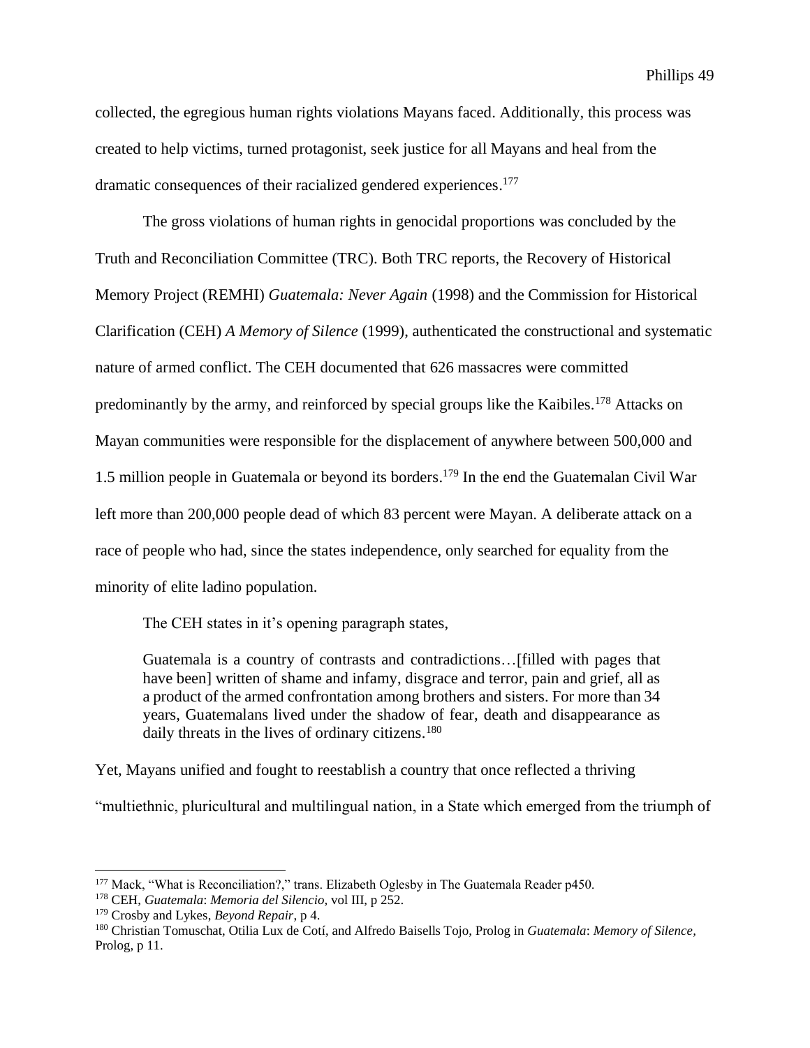collected, the egregious human rights violations Mayans faced. Additionally, this process was created to help victims, turned protagonist, seek justice for all Mayans and heal from the dramatic consequences of their racialized gendered experiences.[177]

The gross violations of human rights in genocidal proportions was concluded by the Truth and Reconciliation Committee (TRC). Both TRC reports, the Recovery of Historical Memory Project (REMHI) *Guatemala: Never Again* (1998) and the Commission for Historical Clarification (CEH) *A Memory of Silence* (1999), authenticated the constructional and systematic nature of armed conflict. The CEH documented that 626 massacres were committed predominantly by the army, and reinforced by special groups like the Kaibiles.[178] Attacks on Mayan communities were responsible for the displacement of anywhere between 500,000 and 1.5 million people in Guatemala or beyond its borders.[179] In the end the Guatemalan Civil War left more than 200,000 people dead of which 83 percent were Mayan. A deliberate attack on a race of people who had, since the states independence, only searched for equality from the minority of elite ladino population.

The CEH states in it's opening paragraph states,

> Guatemala is a country of contrasts and contradictions…[filled with pages that have been] written of shame and infamy, disgrace and terror, pain and grief, all as a product of the armed confrontation among brothers and sisters. For more than 34 years, Guatemalans lived under the shadow of fear, death and disappearance as daily threats in the lives of ordinary citizens.[180]

Yet, Mayans unified and fought to reestablish a country that once reflected a thriving "multiethnic, pluricultural and multilingual nation, in a State which emerged from the triumph of

---

[177] Mack, "What is Reconciliation?," trans. Elizabeth Oglesby in The Guatemala Reader p450.

[178] CEH, *Guatemala*: *Memoria del Silencio,* vol III, p 252.

[179] Crosby and Lykes, *Beyond Repair*, p 4.

[180] Christian Tomuschat, Otilia Lux de Cotí, and Alfredo Baisells Tojo, Prolog in *Guatemala*: *Memory of Silence,* Prolog, p 11.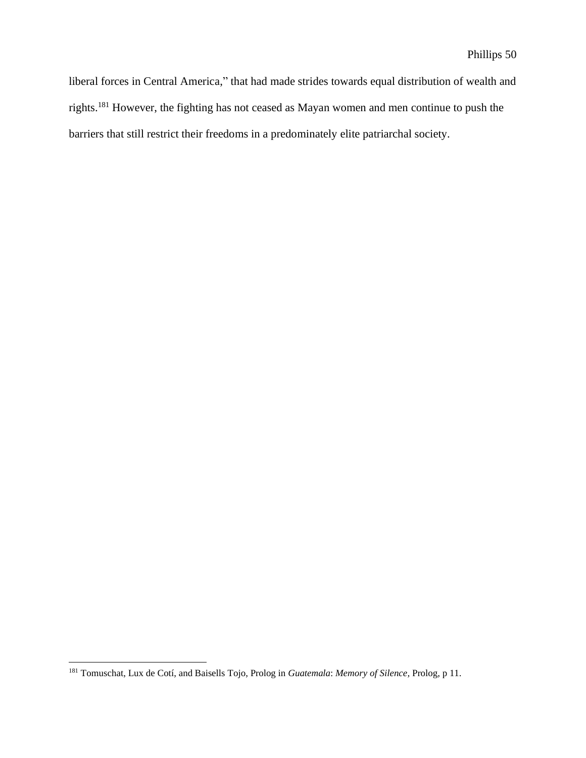liberal forces in Central America," that had made strides towards equal distribution of wealth and rights.[181] However, the fighting has not ceased as Mayan women and men continue to push the barriers that still restrict their freedoms in a predominately elite patriarchal society.

---

[181] Tomuschat, Lux de Cotí, and Baisells Tojo, Prolog in *Guatemala*: *Memory of Silence*, Prolog, p 11.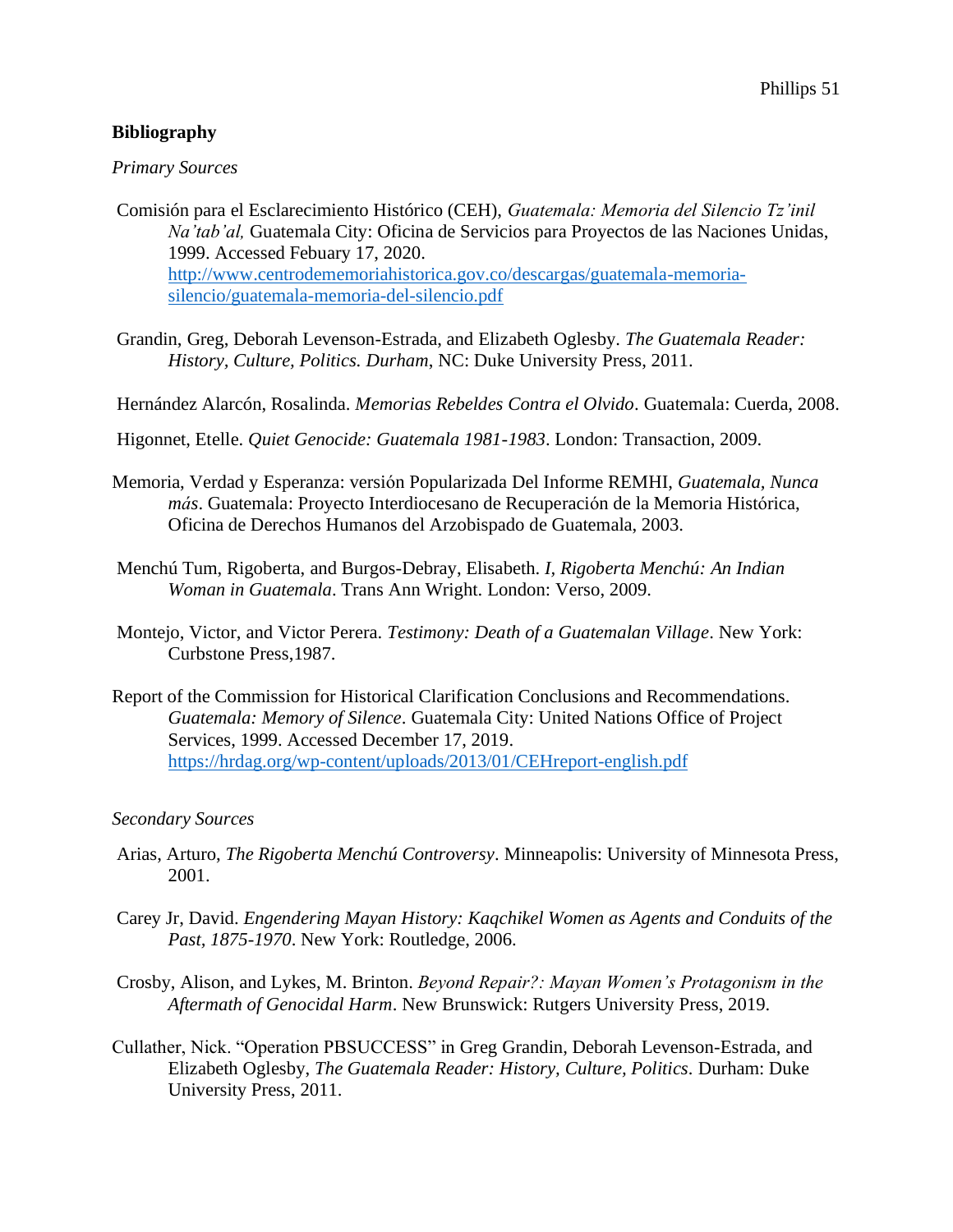**Bibliography**

*Primary Sources*

Comisión para el Esclarecimiento Histórico (CEH), *Guatemala: Memoria del Silencio Tz'inil Na'tab'al,* Guatemala City: Oficina de Servicios para Proyectos de las Naciones Unidas, 1999. Accessed Febuary 17, 2020. http://www.centrodememoriahistorica.gov.co/descargas/guatemala-memoria-silencio/guatemala-memoria-del-silencio.pdf

Grandin, Greg, Deborah Levenson-Estrada, and Elizabeth Oglesby. *The Guatemala Reader: History, Culture, Politics. Durham*, NC: Duke University Press, 2011.

Hernández Alarcón, Rosalinda. *Memorias Rebeldes Contra el Olvido*. Guatemala: Cuerda, 2008.

Higonnet, Etelle. *Quiet Genocide: Guatemala 1981-1983*. London: Transaction, 2009.

Memoria, Verdad y Esperanza: versión Popularizada Del Informe REMHI, *Guatemala, Nunca más*. Guatemala: Proyecto Interdiocesano de Recuperación de la Memoria Histórica, Oficina de Derechos Humanos del Arzobispado de Guatemala, 2003.

Menchú Tum, Rigoberta, and Burgos-Debray, Elisabeth. *I, Rigoberta Menchú: An Indian Woman in Guatemala*. Trans Ann Wright. London: Verso, 2009.

Montejo, Victor, and Victor Perera. *Testimony: Death of a Guatemalan Village*. New York: Curbstone Press,1987.

Report of the Commission for Historical Clarification Conclusions and Recommendations. *Guatemala: Memory of Silence*. Guatemala City: United Nations Office of Project Services, 1999. Accessed December 17, 2019. https://hrdag.org/wp-content/uploads/2013/01/CEHreport-english.pdf

*Secondary Sources*

Arias, Arturo, *The Rigoberta Menchú Controversy*. Minneapolis: University of Minnesota Press, 2001.

Carey Jr, David. *Engendering Mayan History: Kaqchikel Women as Agents and Conduits of the Past, 1875-1970*. New York: Routledge, 2006.

Crosby, Alison, and Lykes, M. Brinton. *Beyond Repair?: Mayan Women's Protagonism in the Aftermath of Genocidal Harm*. New Brunswick: Rutgers University Press, 2019.

Cullather, Nick. "Operation PBSUCCESS" in Greg Grandin, Deborah Levenson-Estrada, and Elizabeth Oglesby, *The Guatemala Reader: History, Culture, Politics*. Durham: Duke University Press, 2011.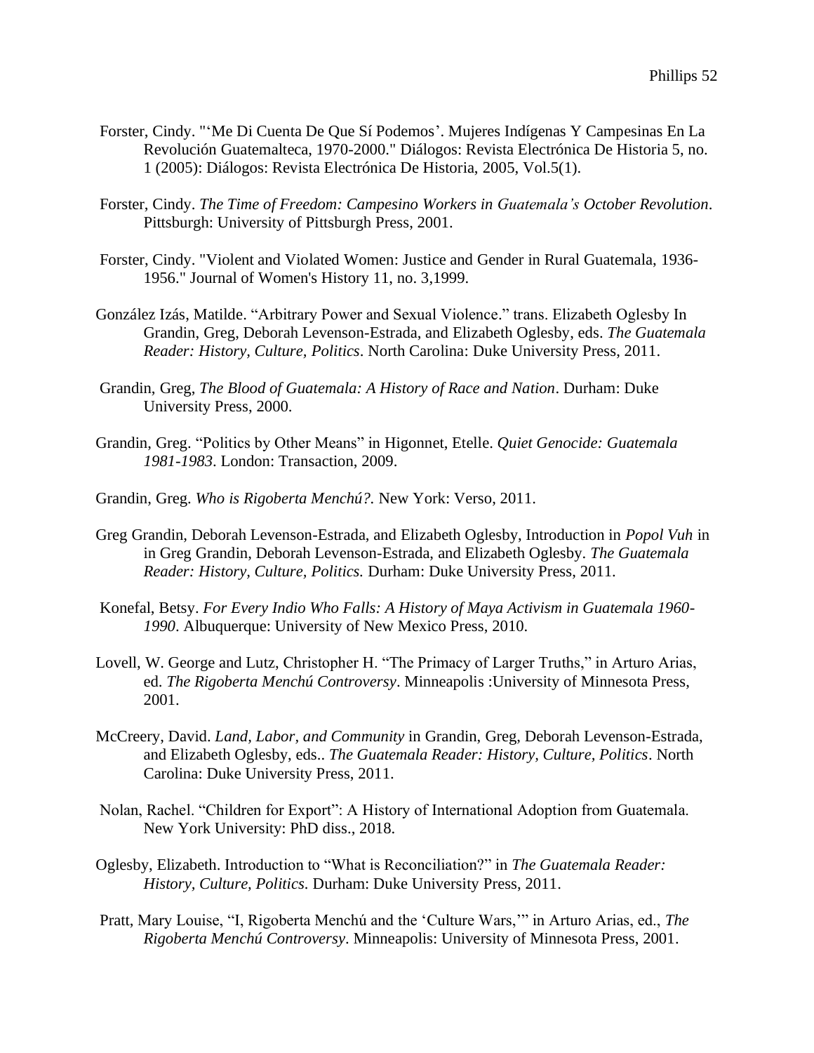Forster, Cindy. "'Me Di Cuenta De Que Sí Podemos'. Mujeres Indígenas Y Campesinas En La Revolución Guatemalteca, 1970-2000." Diálogos: Revista Electrónica De Historia 5, no. 1 (2005): Diálogos: Revista Electrónica De Historia, 2005, Vol.5(1).

Forster, Cindy. *The Time of Freedom: Campesino Workers in Guatemala's October Revolution*. Pittsburgh: University of Pittsburgh Press, 2001.

Forster, Cindy. "Violent and Violated Women: Justice and Gender in Rural Guatemala, 1936-1956." Journal of Women's History 11, no. 3,1999.

González Izás, Matilde. "Arbitrary Power and Sexual Violence." trans. Elizabeth Oglesby In Grandin, Greg, Deborah Levenson-Estrada, and Elizabeth Oglesby, eds. *The Guatemala Reader: History, Culture, Politics*. North Carolina: Duke University Press, 2011.

Grandin, Greg, *The Blood of Guatemala: A History of Race and Nation*. Durham: Duke University Press, 2000.

Grandin, Greg. "Politics by Other Means" in Higonnet, Etelle. *Quiet Genocide: Guatemala 1981-1983*. London: Transaction, 2009.

Grandin, Greg. *Who is Rigoberta Menchú?.* New York: Verso, 2011.

Greg Grandin, Deborah Levenson-Estrada, and Elizabeth Oglesby, Introduction in *Popol Vuh* in in Greg Grandin, Deborah Levenson-Estrada, and Elizabeth Oglesby. *The Guatemala Reader: History, Culture, Politics.* Durham: Duke University Press, 2011.

Konefal, Betsy. *For Every Indio Who Falls: A History of Maya Activism in Guatemala 1960-1990*. Albuquerque: University of New Mexico Press, 2010.

Lovell, W. George and Lutz, Christopher H. "The Primacy of Larger Truths," in Arturo Arias, ed. *The Rigoberta Menchú Controversy*. Minneapolis :University of Minnesota Press, 2001.

McCreery, David. *Land, Labor, and Community* in Grandin, Greg, Deborah Levenson-Estrada, and Elizabeth Oglesby, eds.. *The Guatemala Reader: History, Culture, Politics*. North Carolina: Duke University Press, 2011.

Nolan, Rachel. "Children for Export": A History of International Adoption from Guatemala. New York University: PhD diss., 2018.

Oglesby, Elizabeth. Introduction to "What is Reconciliation?" in *The Guatemala Reader: History, Culture, Politics*. Durham: Duke University Press, 2011.

Pratt, Mary Louise, "I, Rigoberta Menchú and the 'Culture Wars,'" in Arturo Arias, ed., *The Rigoberta Menchú Controversy*. Minneapolis: University of Minnesota Press, 2001.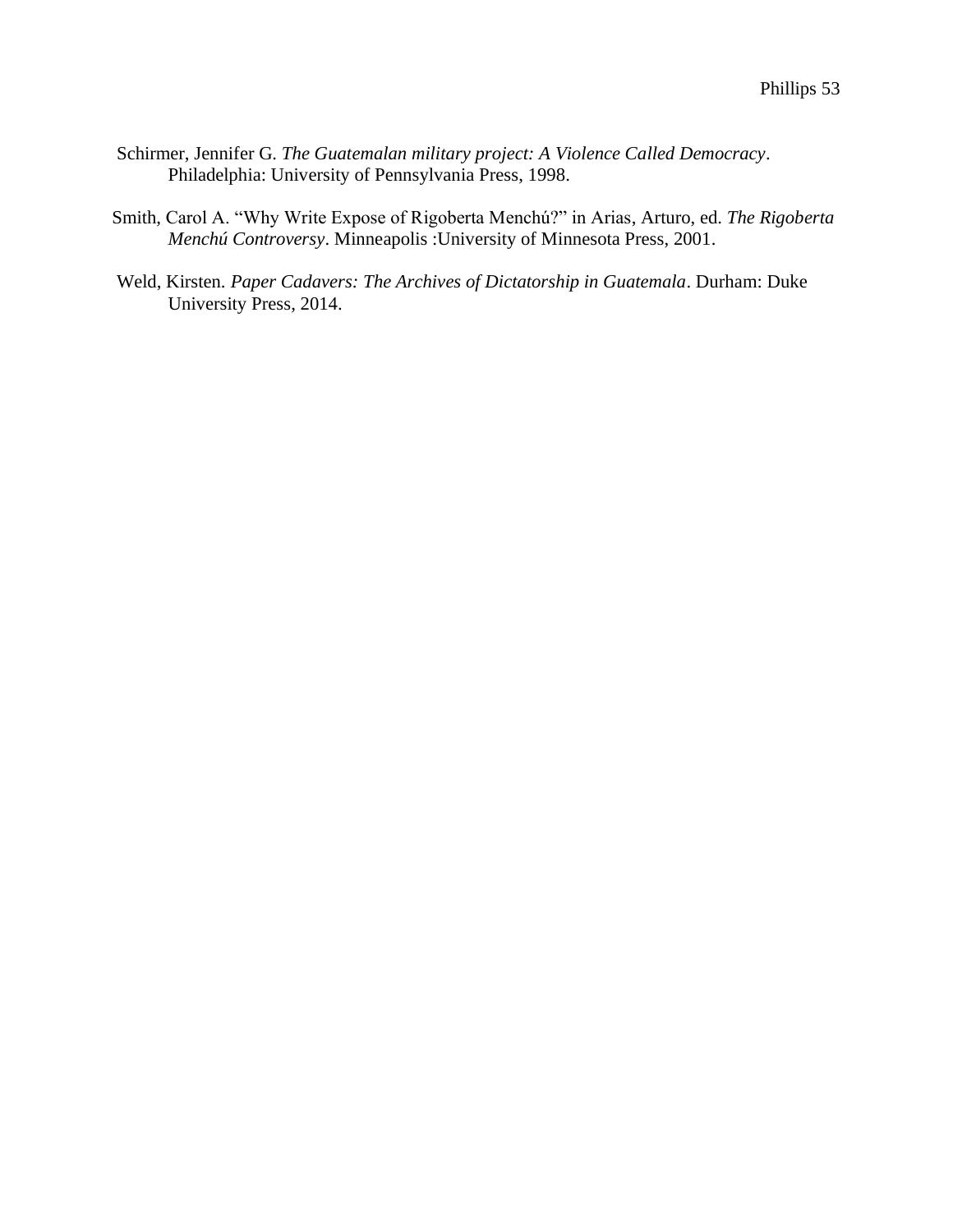Schirmer, Jennifer G. *The Guatemalan military project: A Violence Called Democracy*. Philadelphia: University of Pennsylvania Press, 1998.

Smith, Carol A. "Why Write Expose of Rigoberta Menchú?" in Arias, Arturo, ed. *The Rigoberta Menchú Controversy*. Minneapolis :University of Minnesota Press, 2001.

Weld, Kirsten. *Paper Cadavers: The Archives of Dictatorship in Guatemala*. Durham: Duke University Press, 2014.